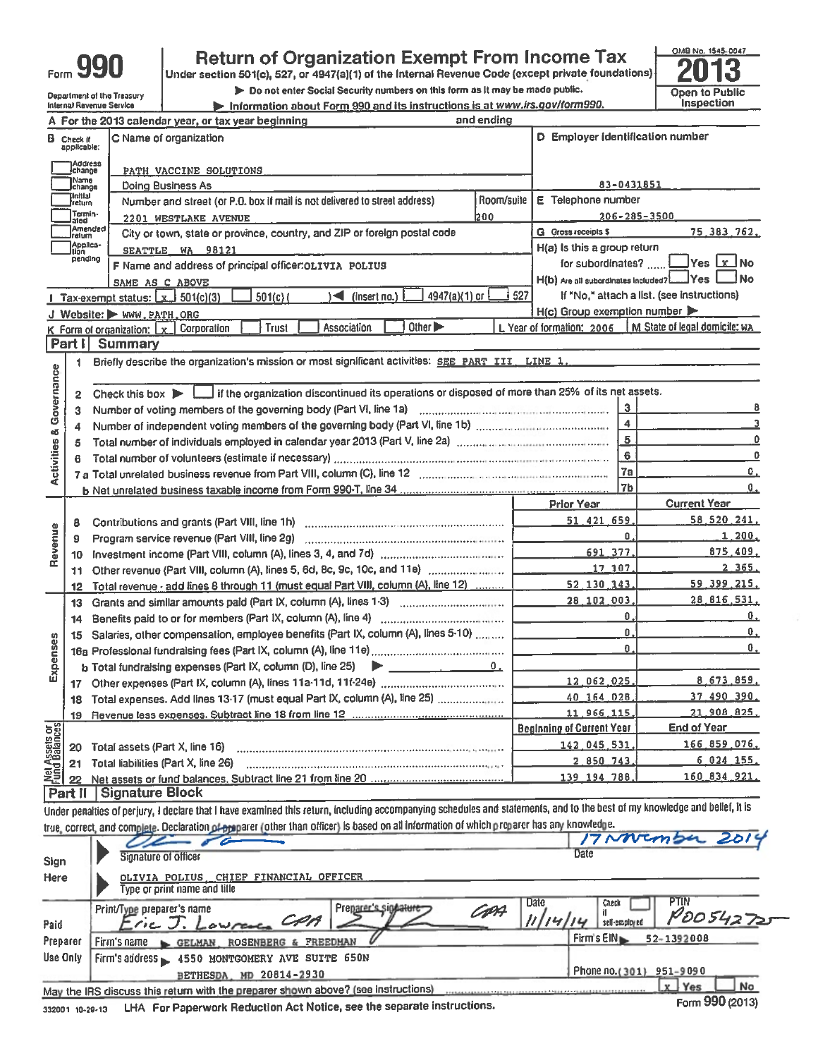# Form 990 — Return of Organization Exempt From Income Tax — 2013

Under section 501(c), 527, or 4947(a)(1) of the Internal Revenue Code (except private foundations)

▶ Do not enter Social Security numbers on this form as it may be made public.

▶ Information about Form 990 and its instructions is at www.irs.gov/form990.

Department of the Treasury
Internal Revenue Service

OMB No. 1545-0047

Open to Public Inspection

**A** For the 2013 calendar year, or tax year beginning and ending

**B** Check if applicable: Address change / Name change / Initial return / Terminated / Amended return / Application pending

**C** Name of organization: PATH VACCINE SOLUTIONS

Doing Business As

Number and street (or P.O. box if mail is not delivered to street address): 2201 WESTLAKE AVENUE — Room/suite: 200

City or town, state or province, country, and ZIP or foreign postal code: SEATTLE WA 98121

**D** Employer identification number: 83-0431851

**E** Telephone number: 206-285-3500

**G** Gross receipts $ 75,383,762.

**F** Name and address of principal officer: OLIVIA POLIUS — SAME AS C ABOVE

**H(a)** Is this a group return for subordinates? Yes [ ] No [x]

**H(b)** Are all subordinates included? Yes [ ] No [ ] — If "No," attach a list. (see instructions)

**H(c)** Group exemption number ▶

**I** Tax-exempt status: [x] 501(c)(3) [ ] 501(c)( ) ◀ (insert no.) [ ] 4947(a)(1) or [ ] 527

**J** Website: ▶ WWW.PATH.ORG

**K** Form of organization: [x] Corporation [ ] Trust [ ] Association [ ] Other ▶

**L** Year of formation: 2006 **M** State of legal domicile: WA

## Part I Summary

**Activities & Governance**

1. Briefly describe the organization's mission or most significant activities: SEE PART III, LINE 1.
2. Check this box ▶ [ ] if the organization discontinued its operations or disposed of more than 25% of its net assets.

| Line | Description | No. | Value |
|---|---|---|---|
| 3 | Number of voting members of the governing body (Part VI, line 1a) | 3 | 8 |
| 4 | Number of independent voting members of the governing body (Part VI, line 1b) | 4 | 3 |
| 5 | Total number of individuals employed in calendar year 2013 (Part V, line 2a) | 5 | 0 |
| 6 | Total number of volunteers (estimate if necessary) | 6 | 0 |
| 7a | Total unrelated business revenue from Part VIII, column (C), line 12 | 7a | 0. |
| b | Net unrelated business taxable income from Form 990-T, line 34 | 7b | 0. |

| Section | Line | Description | Prior Year | Current Year |
|---|---|---|---|---|
| Revenue | 8 | Contributions and grants (Part VIII, line 1h) | 51,421,659. | 58,520,241. |
| | 9 | Program service revenue (Part VIII, line 2g) | 0. | 1,200. |
| | 10 | Investment income (Part VIII, column (A), lines 3, 4, and 7d) | 691,377. | 875,409. |
| | 11 | Other revenue (Part VIII, column (A), lines 5, 6d, 8c, 9c, 10c, and 11e) | 17,107. | 2,365. |
| | 12 | Total revenue - add lines 8 through 11 (must equal Part VIII, column (A), line 12) | 52,130,143. | 59,399,215. |
| Expenses | 13 | Grants and similar amounts paid (Part IX, column (A), lines 1-3) | 28,102,003. | 28,816,531. |
| | 14 | Benefits paid to or for members (Part IX, column (A), line 4) | 0. | 0. |
| | 15 | Salaries, other compensation, employee benefits (Part IX, column (A), lines 5-10) | 0. | 0. |
| | 16a | Professional fundraising fees (Part IX, column (A), line 11e) | 0. | 0. |
| | b | Total fundraising expenses (Part IX, column (D), line 25) ▶ 0. | | |
| | 17 | Other expenses (Part IX, column (A), lines 11a-11d, 11f-24e) | 12,062,025. | 8,673,859. |
| | 18 | Total expenses. Add lines 13-17 (must equal Part IX, column (A), line 25) | 40,164,028. | 37,490,390. |
| | 19 | Revenue less expenses. Subtract line 18 from line 12 | 11,966,115. | 21,908,825. |
| | | | **Beginning of Current Year** | **End of Year** |
| Net Assets or Fund Balances | 20 | Total assets (Part X, line 16) | 142,045,531. | 166,859,076. |
| | 21 | Total liabilities (Part X, line 26) | 2,850,743. | 6,024,155. |
| | 22 | Net assets or fund balances. Subtract line 21 from line 20 | 139,194,788. | 160,834,921. |

## Part II Signature Block

Under penalties of perjury, I declare that I have examined this return, including accompanying schedules and statements, and to the best of my knowledge and belief, it is true, correct, and complete. Declaration of preparer (other than officer) is based on all information of which preparer has any knowledge.

**Sign Here**

Signature of officer: [signature] — Date: 17 November 2014

OLIVIA POLIUS, CHIEF FINANCIAL OFFICER
Type or print name and title

**Paid Preparer Use Only**

| Print/Type preparer's name | Preparer's signature | Date | Check [ ] if self-employed | PTIN |
|---|---|---|---|---|
| Eric J. Lowrance CPA | [signature] CPA | 11/14/14 | | P00542725 |

Firm's name ▶ GELMAN, ROSENBERG & FREEDMAN — Firm's EIN ▶ 52-1392008

Firm's address ▶ 4550 MONTGOMERY AVE SUITE 650N, BETHESDA, MD 20814-2930 — Phone no. (301) 951-9090

May the IRS discuss this return with the preparer shown above? (see instructions) [x] Yes [ ] No

332001 10-29-13 LHA For Paperwork Reduction Act Notice, see the separate instructions. Form 990 (2013)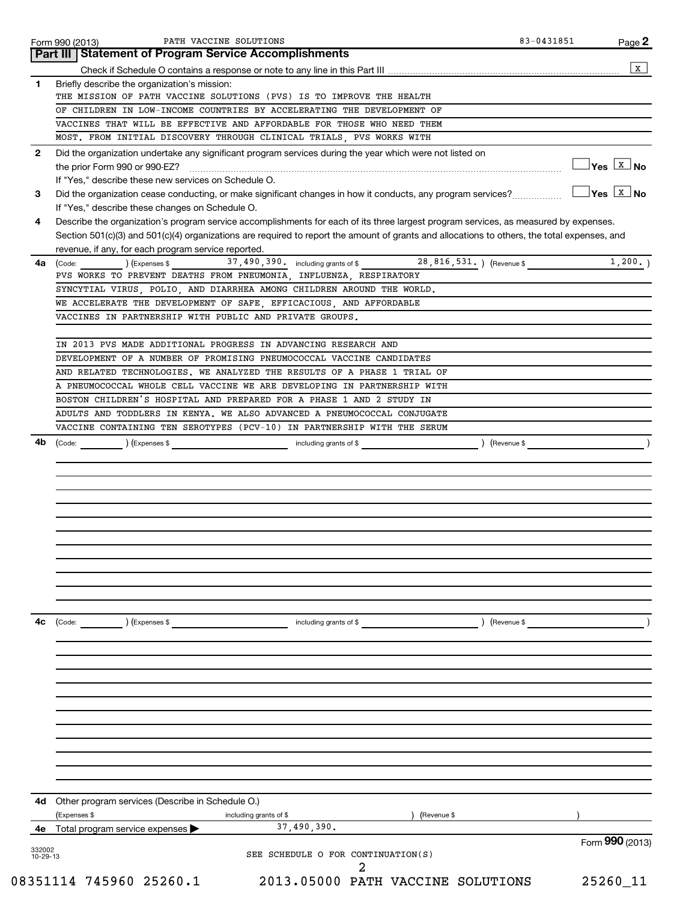Form 990 (2013) PATH VACCINE SOLUTIONS 83-0431851

## Part III Statement of Program Service Accomplishments

Check if Schedule O contains a response or note to any line in this Part III .......... [X]

**1** Briefly describe the organization's mission:

THE MISSION OF PATH VACCINE SOLUTIONS (PVS) IS TO IMPROVE THE HEALTH OF CHILDREN IN LOW-INCOME COUNTRIES BY ACCELERATING THE DEVELOPMENT OF VACCINES THAT WILL BE EFFECTIVE AND AFFORDABLE FOR THOSE WHO NEED THEM MOST. FROM INITIAL DISCOVERY THROUGH CLINICAL TRIALS, PVS WORKS WITH

**2** Did the organization undertake any significant program services during the year which were not listed on the prior Form 990 or 990-EZ? .......... [ ] Yes [X] No

If "Yes," describe these new services on Schedule O.

**3** Did the organization cease conducting, or make significant changes in how it conducts, any program services? .......... [ ] Yes [X] No

If "Yes," describe these changes on Schedule O.

**4** Describe the organization's program service accomplishments for each of its three largest program services, as measured by expenses. Section 501(c)(3) and 501(c)(4) organizations are required to report the amount of grants and allocations to others, the total expenses, and revenue, if any, for each program service reported.

**4a** (Code: ) (Expenses $ 37,490,390. including grants of $ 28,816,531. ) (Revenue $ 1,200. )

PVS WORKS TO PREVENT DEATHS FROM PNEUMONIA, INFLUENZA, RESPIRATORY SYNCYTIAL VIRUS, POLIO, AND DIARRHEA AMONG CHILDREN AROUND THE WORLD. WE ACCELERATE THE DEVELOPMENT OF SAFE, EFFICACIOUS, AND AFFORDABLE VACCINES IN PARTNERSHIP WITH PUBLIC AND PRIVATE GROUPS.

IN 2013 PVS MADE ADDITIONAL PROGRESS IN ADVANCING RESEARCH AND DEVELOPMENT OF A NUMBER OF PROMISING PNEUMOCOCCAL VACCINE CANDIDATES AND RELATED TECHNOLOGIES. WE ANALYZED THE RESULTS OF A PHASE 1 TRIAL OF A PNEUMOCOCCAL WHOLE CELL VACCINE WE ARE DEVELOPING IN PARTNERSHIP WITH BOSTON CHILDREN'S HOSPITAL AND PREPARED FOR A PHASE 1 AND 2 STUDY IN ADULTS AND TODDLERS IN KENYA. WE ALSO ADVANCED A PNEUMOCOCCAL CONJUGATE VACCINE CONTAINING TEN SEROTYPES (PCV-10) IN PARTNERSHIP WITH THE SERUM

**4b** (Code: ) (Expenses $ including grants of $ ) (Revenue $ )

**4c** (Code: ) (Expenses $ including grants of $ ) (Revenue $ )

**4d** Other program services (Describe in Schedule O.)

(Expenses $ including grants of $ ) (Revenue $ )

**4e** Total program service expenses ▶ 37,490,390.

SEE SCHEDULE O FOR CONTINUATION(S)

Form **990** (2013)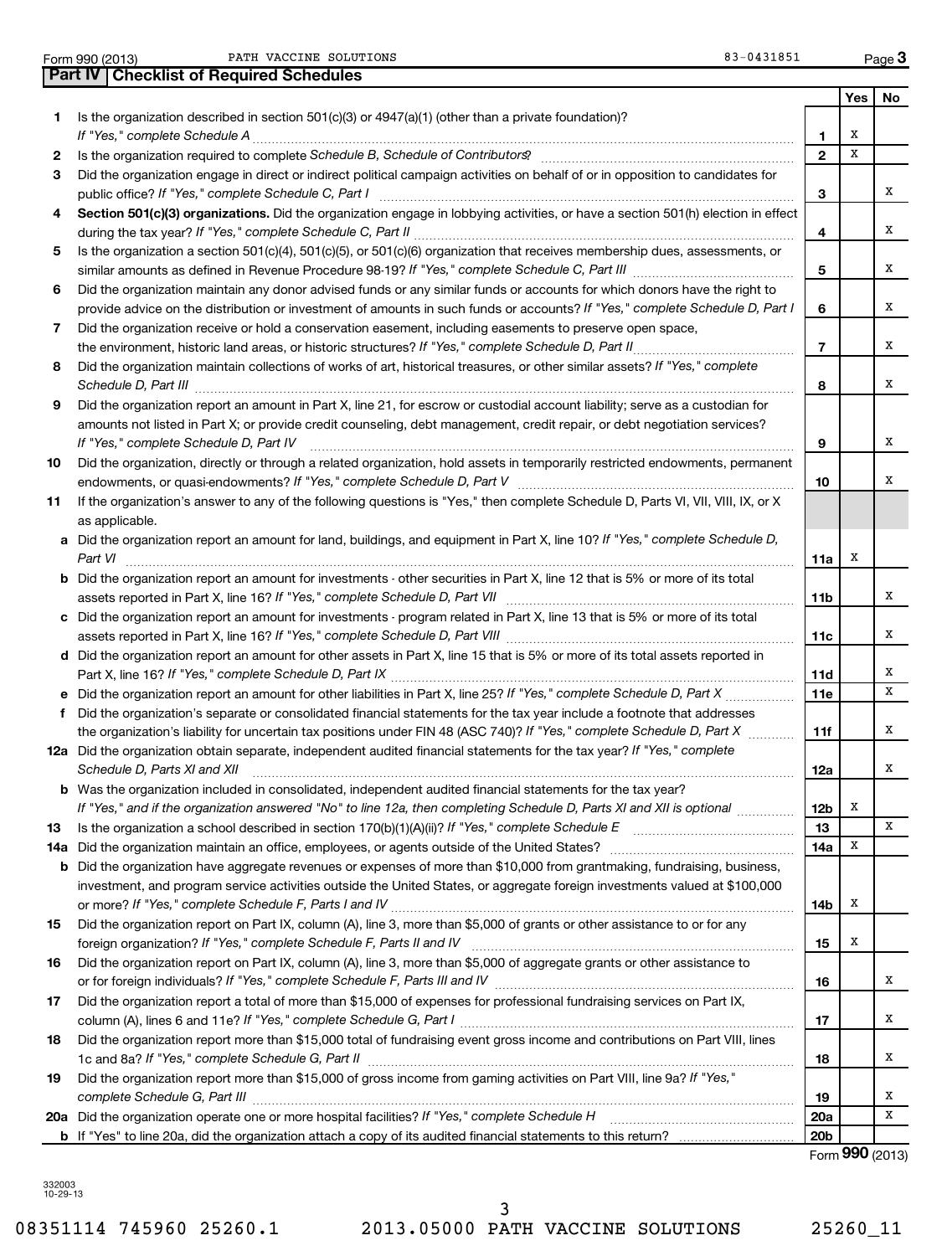Form 990 (2013) PATH VACCINE SOLUTIONS 83-0431851 Page 3

**Part IV | Checklist of Required Schedules**

| | | | Yes | No |
|---|---|---|---|---|
| 1 | Is the organization described in section 501(c)(3) or 4947(a)(1) (other than a private foundation)? *If "Yes," complete Schedule A* | 1 | X | |
| 2 | Is the organization required to complete *Schedule B, Schedule of Contributors*? | 2 | X | |
| 3 | Did the organization engage in direct or indirect political campaign activities on behalf of or in opposition to candidates for public office? *If "Yes," complete Schedule C, Part I* | 3 | | X |
| 4 | **Section 501(c)(3) organizations.** Did the organization engage in lobbying activities, or have a section 501(h) election in effect during the tax year? *If "Yes," complete Schedule C, Part II* | 4 | | X |
| 5 | Is the organization a section 501(c)(4), 501(c)(5), or 501(c)(6) organization that receives membership dues, assessments, or similar amounts as defined in Revenue Procedure 98-19? *If "Yes," complete Schedule C, Part III* | 5 | | X |
| 6 | Did the organization maintain any donor advised funds or any similar funds or accounts for which donors have the right to provide advice on the distribution or investment of amounts in such funds or accounts? *If "Yes," complete Schedule D, Part I* | 6 | | X |
| 7 | Did the organization receive or hold a conservation easement, including easements to preserve open space, the environment, historic land areas, or historic structures? *If "Yes," complete Schedule D, Part II* | 7 | | X |
| 8 | Did the organization maintain collections of works of art, historical treasures, or other similar assets? *If "Yes," complete Schedule D, Part III* | 8 | | X |
| 9 | Did the organization report an amount in Part X, line 21, for escrow or custodial account liability; serve as a custodian for amounts not listed in Part X; or provide credit counseling, debt management, credit repair, or debt negotiation services? *If "Yes," complete Schedule D, Part IV* | 9 | | X |
| 10 | Did the organization, directly or through a related organization, hold assets in temporarily restricted endowments, permanent endowments, or quasi-endowments? *If "Yes," complete Schedule D, Part V* | 10 | | X |
| 11 | If the organization's answer to any of the following questions is "Yes," then complete Schedule D, Parts VI, VII, VIII, IX, or X as applicable. | | | |
| a | Did the organization report an amount for land, buildings, and equipment in Part X, line 10? *If "Yes," complete Schedule D, Part VI* | 11a | X | |
| b | Did the organization report an amount for investments - other securities in Part X, line 12 that is 5% or more of its total assets reported in Part X, line 16? *If "Yes," complete Schedule D, Part VII* | 11b | | X |
| c | Did the organization report an amount for investments - program related in Part X, line 13 that is 5% or more of its total assets reported in Part X, line 16? *If "Yes," complete Schedule D, Part VIII* | 11c | | X |
| d | Did the organization report an amount for other assets in Part X, line 15 that is 5% or more of its total assets reported in Part X, line 16? *If "Yes," complete Schedule D, Part IX* | 11d | | X |
| e | Did the organization report an amount for other liabilities in Part X, line 25? *If "Yes," complete Schedule D, Part X* | 11e | | X |
| f | Did the organization's separate or consolidated financial statements for the tax year include a footnote that addresses the organization's liability for uncertain tax positions under FIN 48 (ASC 740)? *If "Yes," complete Schedule D, Part X* | 11f | | X |
| 12a | Did the organization obtain separate, independent audited financial statements for the tax year? *If "Yes," complete Schedule D, Parts XI and XII* | 12a | | X |
| b | Was the organization included in consolidated, independent audited financial statements for the tax year? *If "Yes," and if the organization answered "No" to line 12a, then completing Schedule D, Parts XI and XII is optional* | 12b | X | |
| 13 | Is the organization a school described in section 170(b)(1)(A)(ii)? *If "Yes," complete Schedule E* | 13 | | X |
| 14a | Did the organization maintain an office, employees, or agents outside of the United States? | 14a | X | |
| b | Did the organization have aggregate revenues or expenses of more than $10,000 from grantmaking, fundraising, business, investment, and program service activities outside the United States, or aggregate foreign investments valued at $100,000 or more? *If "Yes," complete Schedule F, Parts I and IV* | 14b | X | |
| 15 | Did the organization report on Part IX, column (A), line 3, more than $5,000 of grants or other assistance to or for any foreign organization? *If "Yes," complete Schedule F, Parts II and IV* | 15 | X | |
| 16 | Did the organization report on Part IX, column (A), line 3, more than $5,000 of aggregate grants or other assistance to or for foreign individuals? *If "Yes," complete Schedule F, Parts III and IV* | 16 | | X |
| 17 | Did the organization report a total of more than $15,000 of expenses for professional fundraising services on Part IX, column (A), lines 6 and 11e? *If "Yes," complete Schedule G, Part I* | 17 | | X |
| 18 | Did the organization report more than $15,000 total of fundraising event gross income and contributions on Part VIII, lines 1c and 8a? *If "Yes," complete Schedule G, Part II* | 18 | | X |
| 19 | Did the organization report more than $15,000 of gross income from gaming activities on Part VIII, line 9a? *If "Yes," complete Schedule G, Part III* | 19 | | X |
| 20a | Did the organization operate one or more hospital facilities? *If "Yes," complete Schedule H* | 20a | | X |
| b | If "Yes" to line 20a, did the organization attach a copy of its audited financial statements to this return? | 20b | | |

Form **990** (2013)

332003 10-29-13

08351114 745960 25260.1 2013.05000 PATH VACCINE SOLUTIONS 25260_11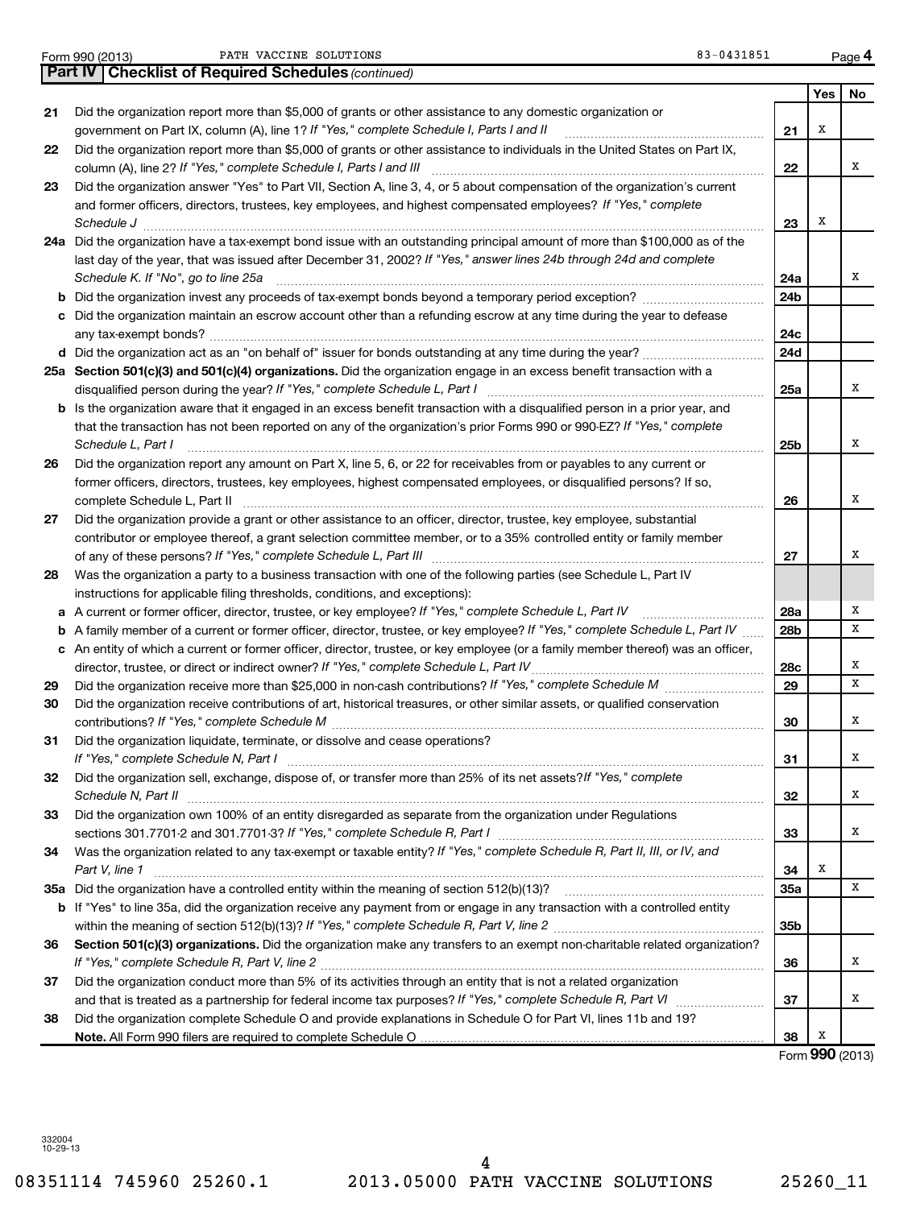Form 990 (2013) PATH VACCINE SOLUTIONS 83-0431851 Page 4

**Part IV Checklist of Required Schedules** *(continued)*

| | | | Yes | No |
|---|---|---|---|---|
| 21 | Did the organization report more than $5,000 of grants or other assistance to any domestic organization or government on Part IX, column (A), line 1? *If "Yes," complete Schedule I, Parts I and II* | 21 | X | |
| 22 | Did the organization report more than $5,000 of grants or other assistance to individuals in the United States on Part IX, column (A), line 2? *If "Yes," complete Schedule I, Parts I and III* | 22 | | X |
| 23 | Did the organization answer "Yes" to Part VII, Section A, line 3, 4, or 5 about compensation of the organization's current and former officers, directors, trustees, key employees, and highest compensated employees? *If "Yes," complete Schedule J* | 23 | X | |
| 24a | Did the organization have a tax-exempt bond issue with an outstanding principal amount of more than $100,000 as of the last day of the year, that was issued after December 31, 2002? *If "Yes," answer lines 24b through 24d and complete Schedule K. If "No", go to line 25a* | 24a | | X |
| b | Did the organization invest any proceeds of tax-exempt bonds beyond a temporary period exception? | 24b | | |
| c | Did the organization maintain an escrow account other than a refunding escrow at any time during the year to defease any tax-exempt bonds? | 24c | | |
| d | Did the organization act as an "on behalf of" issuer for bonds outstanding at any time during the year? | 24d | | |
| 25a | **Section 501(c)(3) and 501(c)(4) organizations.** Did the organization engage in an excess benefit transaction with a disqualified person during the year? *If "Yes," complete Schedule L, Part I* | 25a | | X |
| b | Is the organization aware that it engaged in an excess benefit transaction with a disqualified person in a prior year, and that the transaction has not been reported on any of the organization's prior Forms 990 or 990-EZ? *If "Yes," complete Schedule L, Part I* | 25b | | X |
| 26 | Did the organization report any amount on Part X, line 5, 6, or 22 for receivables from or payables to any current or former officers, directors, trustees, key employees, highest compensated employees, or disqualified persons? If so, complete Schedule L, Part II | 26 | | X |
| 27 | Did the organization provide a grant or other assistance to an officer, director, trustee, key employee, substantial contributor or employee thereof, a grant selection committee member, or to a 35% controlled entity or family member of any of these persons? *If "Yes," complete Schedule L, Part III* | 27 | | X |
| 28 | Was the organization a party to a business transaction with one of the following parties (see Schedule L, Part IV instructions for applicable filing thresholds, conditions, and exceptions): | | | |
| a | A current or former officer, director, trustee, or key employee? *If "Yes," complete Schedule L, Part IV* | 28a | | X |
| b | A family member of a current or former officer, director, trustee, or key employee? *If "Yes," complete Schedule L, Part IV* | 28b | | X |
| c | An entity of which a current or former officer, director, trustee, or key employee (or a family member thereof) was an officer, director, trustee, or direct or indirect owner? *If "Yes," complete Schedule L, Part IV* | 28c | | X |
| 29 | Did the organization receive more than $25,000 in non-cash contributions? *If "Yes," complete Schedule M* | 29 | | X |
| 30 | Did the organization receive contributions of art, historical treasures, or other similar assets, or qualified conservation contributions? *If "Yes," complete Schedule M* | 30 | | X |
| 31 | Did the organization liquidate, terminate, or dissolve and cease operations? *If "Yes," complete Schedule N, Part I* | 31 | | X |
| 32 | Did the organization sell, exchange, dispose of, or transfer more than 25% of its net assets? *If "Yes," complete Schedule N, Part II* | 32 | | X |
| 33 | Did the organization own 100% of an entity disregarded as separate from the organization under Regulations sections 301.7701-2 and 301.7701-3? *If "Yes," complete Schedule R, Part I* | 33 | | X |
| 34 | Was the organization related to any tax-exempt or taxable entity? *If "Yes," complete Schedule R, Part II, III, or IV, and Part V, line 1* | 34 | X | |
| 35a | Did the organization have a controlled entity within the meaning of section 512(b)(13)? | 35a | | X |
| b | If "Yes" to line 35a, did the organization receive any payment from or engage in any transaction with a controlled entity within the meaning of section 512(b)(13)? *If "Yes," complete Schedule R, Part V, line 2* | 35b | | |
| 36 | **Section 501(c)(3) organizations.** Did the organization make any transfers to an exempt non-charitable related organization? *If "Yes," complete Schedule R, Part V, line 2* | 36 | | X |
| 37 | Did the organization conduct more than 5% of its activities through an entity that is not a related organization and that is treated as a partnership for federal income tax purposes? *If "Yes," complete Schedule R, Part VI* | 37 | | X |
| 38 | Did the organization complete Schedule O and provide explanations in Schedule O for Part VI, lines 11b and 19? **Note.** All Form 990 filers are required to complete Schedule O | 38 | X | |

Form **990** (2013)

332004 10-29-13

08351114 745960 25260.1 2013.05000 PATH VACCINE SOLUTIONS 25260_11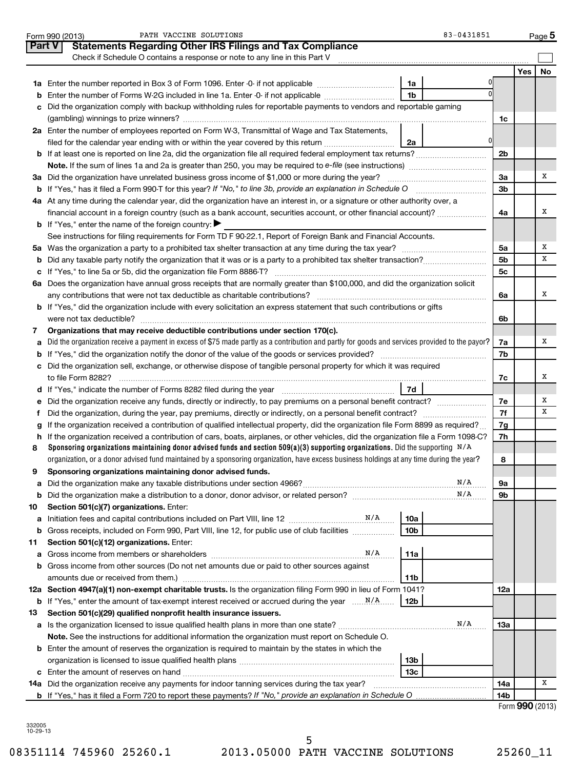Form 990 (2013) PATH VACCINE SOLUTIONS 83-0431851 Page 5

## Part V Statements Regarding Other IRS Filings and Tax Compliance

Check if Schedule O contains a response or note to any line in this Part V

| | | | | | Yes | No |
|---|---|---|---|---|---|---|
| **1a** | Enter the number reported in Box 3 of Form 1096. Enter -0- if not applicable | 1a | 0 | | | |
| **b** | Enter the number of Forms W-2G included in line 1a. Enter -0- if not applicable | 1b | 0 | | | |
| **c** | Did the organization comply with backup withholding rules for reportable payments to vendors and reportable gaming (gambling) winnings to prize winners? | | | 1c | | |
| **2a** | Enter the number of employees reported on Form W-3, Transmittal of Wage and Tax Statements, filed for the calendar year ending with or within the year covered by this return | 2a | 0 | | | |
| **b** | If at least one is reported on line 2a, did the organization file all required federal employment tax returns? | | | 2b | | |
| | **Note.** If the sum of lines 1a and 2a is greater than 250, you may be required to *e-file* (see instructions) | | | | | |
| **3a** | Did the organization have unrelated business gross income of $1,000 or more during the year? | | | 3a | | X |
| **b** | If "Yes," has it filed a Form 990-T for this year? *If "No," to line 3b, provide an explanation in Schedule O* | | | 3b | | |
| **4a** | At any time during the calendar year, did the organization have an interest in, or a signature or other authority over, a financial account in a foreign country (such as a bank account, securities account, or other financial account)? | | | 4a | | X |
| **b** | If "Yes," enter the name of the foreign country: ▶ | | | | | |
| | See instructions for filing requirements for Form TD F 90-22.1, Report of Foreign Bank and Financial Accounts. | | | | | |
| **5a** | Was the organization a party to a prohibited tax shelter transaction at any time during the tax year? | | | 5a | | X |
| **b** | Did any taxable party notify the organization that it was or is a party to a prohibited tax shelter transaction? | | | 5b | | X |
| **c** | If "Yes," to line 5a or 5b, did the organization file Form 8886-T? | | | 5c | | |
| **6a** | Does the organization have annual gross receipts that are normally greater than $100,000, and did the organization solicit any contributions that were not tax deductible as charitable contributions? | | | 6a | | X |
| **b** | If "Yes," did the organization include with every solicitation an express statement that such contributions or gifts were not tax deductible? | | | 6b | | |
| **7** | **Organizations that may receive deductible contributions under section 170(c).** | | | | | |
| **a** | Did the organization receive a payment in excess of $75 made partly as a contribution and partly for goods and services provided to the payor? | | | 7a | | X |
| **b** | If "Yes," did the organization notify the donor of the value of the goods or services provided? | | | 7b | | |
| **c** | Did the organization sell, exchange, or otherwise dispose of tangible personal property for which it was required to file Form 8282? | | | 7c | | X |
| **d** | If "Yes," indicate the number of Forms 8282 filed during the year | 7d | | | | |
| **e** | Did the organization receive any funds, directly or indirectly, to pay premiums on a personal benefit contract? | | | 7e | | X |
| **f** | Did the organization, during the year, pay premiums, directly or indirectly, on a personal benefit contract? | | | 7f | | X |
| **g** | If the organization received a contribution of qualified intellectual property, did the organization file Form 8899 as required? | | | 7g | | |
| **h** | If the organization received a contribution of cars, boats, airplanes, or other vehicles, did the organization file a Form 1098-C? | | | 7h | | |
| **8** | **Sponsoring organizations maintaining donor advised funds and section 509(a)(3) supporting organizations.** Did the supporting organization, or a donor advised fund maintained by a sponsoring organization, have excess business holdings at any time during the year? N/A | | | 8 | | |
| **9** | **Sponsoring organizations maintaining donor advised funds.** | | | | | |
| **a** | Did the organization make any taxable distributions under section 4966? N/A | | | 9a | | |
| **b** | Did the organization make a distribution to a donor, donor advisor, or related person? N/A | | | 9b | | |
| **10** | **Section 501(c)(7) organizations.** Enter: | | | | | |
| **a** | Initiation fees and capital contributions included on Part VIII, line 12 N/A | 10a | | | | |
| **b** | Gross receipts, included on Form 990, Part VIII, line 12, for public use of club facilities | 10b | | | | |
| **11** | **Section 501(c)(12) organizations.** Enter: | | | | | |
| **a** | Gross income from members or shareholders N/A | 11a | | | | |
| **b** | Gross income from other sources (Do not net amounts due or paid to other sources against amounts due or received from them.) | 11b | | | | |
| **12a** | **Section 4947(a)(1) non-exempt charitable trusts.** Is the organization filing Form 990 in lieu of Form 1041? | | | 12a | | |
| **b** | If "Yes," enter the amount of tax-exempt interest received or accrued during the year N/A | 12b | | | | |
| **13** | **Section 501(c)(29) qualified nonprofit health insurance issuers.** | | | | | |
| **a** | Is the organization licensed to issue qualified health plans in more than one state? N/A | | | 13a | | |
| | **Note.** See the instructions for additional information the organization must report on Schedule O. | | | | | |
| **b** | Enter the amount of reserves the organization is required to maintain by the states in which the organization is licensed to issue qualified health plans | 13b | | | | |
| **c** | Enter the amount of reserves on hand | 13c | | | | |
| **14a** | Did the organization receive any payments for indoor tanning services during the tax year? | | | 14a | | X |
| **b** | If "Yes," has it filed a Form 720 to report these payments? *If "No," provide an explanation in Schedule O* | | | 14b | | |

Form **990** (2013)

332005
10-29-13

08351114 745960 25260.1 2013.05000 PATH VACCINE SOLUTIONS 25260_11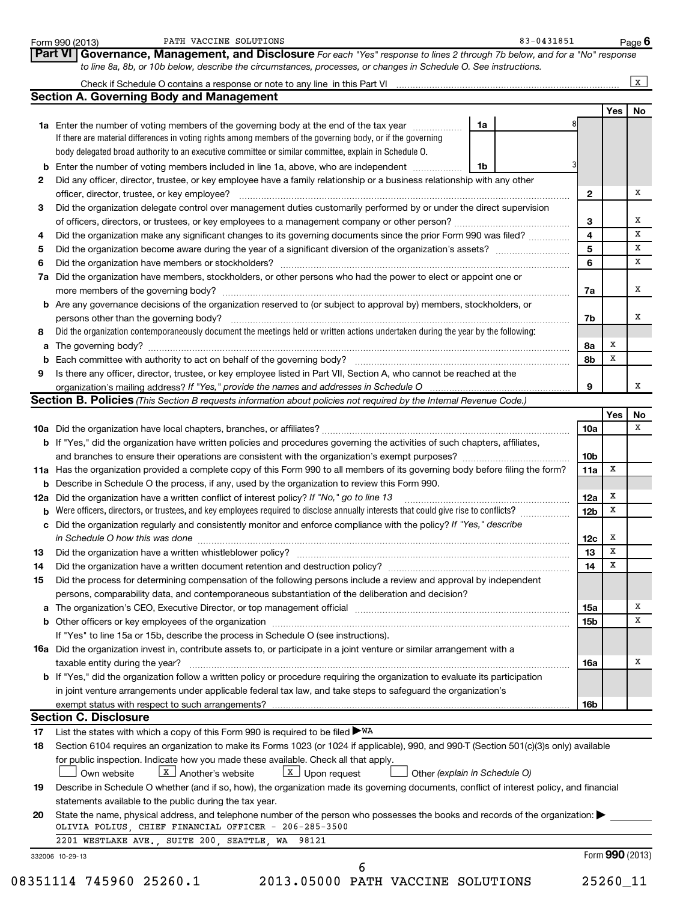Form 990 (2013) PATH VACCINE SOLUTIONS 83-0431851 Page 6

## Part VI Governance, Management, and Disclosure

*For each "Yes" response to lines 2 through 7b below, and for a "No" response to line 8a, 8b, or 10b below, describe the circumstances, processes, or changes in Schedule O. See instructions.*

Check if Schedule O contains a response or note to any line in this Part VI .... [X]

### Section A. Governing Body and Management

| | | | Yes | No |
|---|---|---|---|---|
| **1a** | Enter the number of voting members of the governing body at the end of the tax year .... **1a** 8. If there are material differences in voting rights among members of the governing body, or if the governing body delegated broad authority to an executive committee or similar committee, explain in Schedule O. | | | |
| **b** | Enter the number of voting members included in line 1a, above, who are independent .... **1b** 3 | | | |
| **2** | Did any officer, director, trustee, or key employee have a family relationship or a business relationship with any other officer, director, trustee, or key employee? | 2 | | X |
| **3** | Did the organization delegate control over management duties customarily performed by or under the direct supervision of officers, directors, or trustees, or key employees to a management company or other person? | 3 | | X |
| **4** | Did the organization make any significant changes to its governing documents since the prior Form 990 was filed? | 4 | | X |
| **5** | Did the organization become aware during the year of a significant diversion of the organization's assets? | 5 | | X |
| **6** | Did the organization have members or stockholders? | 6 | | X |
| **7a** | Did the organization have members, stockholders, or other persons who had the power to elect or appoint one or more members of the governing body? | 7a | | X |
| **b** | Are any governance decisions of the organization reserved to (or subject to approval by) members, stockholders, or persons other than the governing body? | 7b | | X |
| **8** | Did the organization contemporaneously document the meetings held or written actions undertaken during the year by the following: | | | |
| **a** | The governing body? | 8a | X | |
| **b** | Each committee with authority to act on behalf of the governing body? | 8b | X | |
| **9** | Is there any officer, director, trustee, or key employee listed in Part VII, Section A, who cannot be reached at the organization's mailing address? *If "Yes," provide the names and addresses in Schedule O* | 9 | | X |

### Section B. Policies *(This Section B requests information about policies not required by the Internal Revenue Code.)*

| | | | Yes | No |
|---|---|---|---|---|
| **10a** | Did the organization have local chapters, branches, or affiliates? | 10a | | X |
| **b** | If "Yes," did the organization have written policies and procedures governing the activities of such chapters, affiliates, and branches to ensure their operations are consistent with the organization's exempt purposes? | 10b | | |
| **11a** | Has the organization provided a complete copy of this Form 990 to all members of its governing body before filing the form? | 11a | X | |
| **b** | Describe in Schedule O the process, if any, used by the organization to review this Form 990. | | | |
| **12a** | Did the organization have a written conflict of interest policy? *If "No," go to line 13* | 12a | X | |
| **b** | Were officers, directors, or trustees, and key employees required to disclose annually interests that could give rise to conflicts? | 12b | X | |
| **c** | Did the organization regularly and consistently monitor and enforce compliance with the policy? *If "Yes," describe in Schedule O how this was done* | 12c | X | |
| **13** | Did the organization have a written whistleblower policy? | 13 | X | |
| **14** | Did the organization have a written document retention and destruction policy? | 14 | X | |
| **15** | Did the process for determining compensation of the following persons include a review and approval by independent persons, comparability data, and contemporaneous substantiation of the deliberation and decision? | | | |
| **a** | The organization's CEO, Executive Director, or top management official | 15a | | X |
| **b** | Other officers or key employees of the organization | 15b | | X |
| | If "Yes" to line 15a or 15b, describe the process in Schedule O (see instructions). | | | |
| **16a** | Did the organization invest in, contribute assets to, or participate in a joint venture or similar arrangement with a taxable entity during the year? | 16a | | X |
| **b** | If "Yes," did the organization follow a written policy or procedure requiring the organization to evaluate its participation in joint venture arrangements under applicable federal tax law, and take steps to safeguard the organization's exempt status with respect to such arrangements? | 16b | | |

### Section C. Disclosure

**17** List the states with which a copy of this Form 990 is required to be filed ▶ WA

**18** Section 6104 requires an organization to make its Forms 1023 (or 1024 if applicable), 990, and 990-T (Section 501(c)(3)s only) available for public inspection. Indicate how you made these available. Check all that apply.

[ ] Own website [X] Another's website [X] Upon request [ ] Other *(explain in Schedule O)*

**19** Describe in Schedule O whether (and if so, how), the organization made its governing documents, conflict of interest policy, and financial statements available to the public during the tax year.

**20** State the name, physical address, and telephone number of the person who possesses the books and records of the organization: ▶

OLIVIA POLIUS, CHIEF FINANCIAL OFFICER - 206-285-3500
2201 WESTLAKE AVE., SUITE 200, SEATTLE, WA 98121

332006 10-29-13 Form 990 (2013)

08351114 745960 25260.1 2013.05000 PATH VACCINE SOLUTIONS 25260_11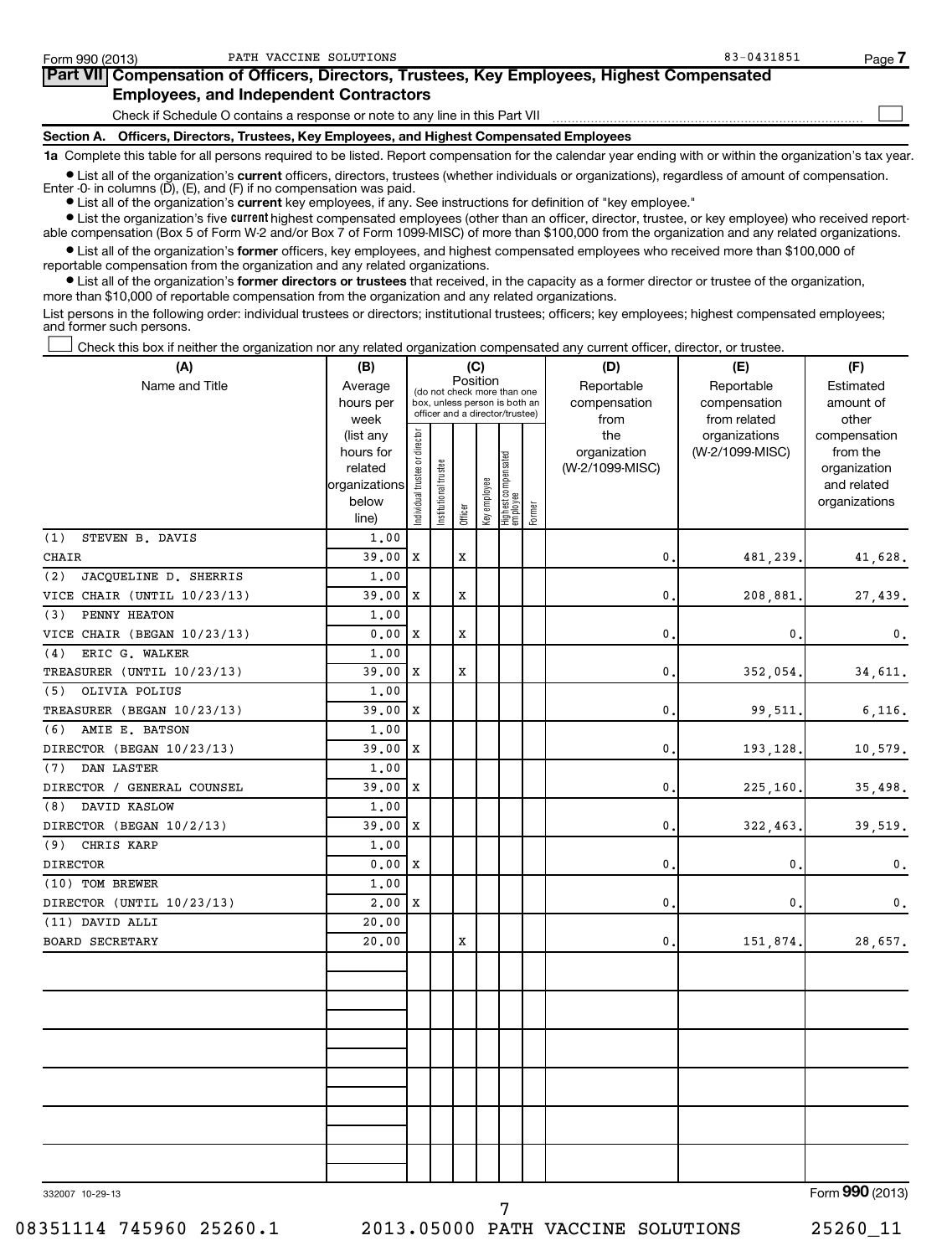Form 990 (2013) PATH VACCINE SOLUTIONS 83-0431851

## Part VII Compensation of Officers, Directors, Trustees, Key Employees, Highest Compensated Employees, and Independent Contractors

Check if Schedule O contains a response or note to any line in this Part VII ☐

### Section A. Officers, Directors, Trustees, Key Employees, and Highest Compensated Employees

**1a** Complete this table for all persons required to be listed. Report compensation for the calendar year ending with or within the organization's tax year.

- List all of the organization's **current** officers, directors, trustees (whether individuals or organizations), regardless of amount of compensation. Enter -0- in columns (D), (E), and (F) if no compensation was paid.
- List all of the organization's **current** key employees, if any. See instructions for definition of "key employee."
- List the organization's five **current** highest compensated employees (other than an officer, director, trustee, or key employee) who received reportable compensation (Box 5 of Form W-2 and/or Box 7 of Form 1099-MISC) of more than $100,000 from the organization and any related organizations.
- List all of the organization's **former** officers, key employees, and highest compensated employees who received more than $100,000 of reportable compensation from the organization and any related organizations.
- List all of the organization's **former directors or trustees** that received, in the capacity as a former director or trustee of the organization, more than $10,000 of reportable compensation from the organization and any related organizations.

List persons in the following order: individual trustees or directors; institutional trustees; officers; key employees; highest compensated employees; and former such persons.

☐ Check this box if neither the organization nor any related organization compensated any current officer, director, or trustee.

| (A) Name and Title | (B) Average hours per week (list any hours for related organizations below line) | (C) Position: Individual trustee or director | Institutional trustee | Officer | Key employee | Highest compensated employee | Former | (D) Reportable compensation from the organization (W-2/1099-MISC) | (E) Reportable compensation from related organizations (W-2/1099-MISC) | (F) Estimated amount of other compensation from the organization and related organizations |
|---|---|---|---|---|---|---|---|---|---|---|
| (1) STEVEN B. DAVIS | 1.00 | | | | | | | | | |
| CHAIR | 39.00 | X | | X | | | | 0. | 481,239. | 41,628. |
| (2) JACQUELINE D. SHERRIS | 1.00 | | | | | | | | | |
| VICE CHAIR (UNTIL 10/23/13) | 39.00 | X | | X | | | | 0. | 208,881. | 27,439. |
| (3) PENNY HEATON | 1.00 | | | | | | | | | |
| VICE CHAIR (BEGAN 10/23/13) | 0.00 | X | | X | | | | 0. | 0. | 0. |
| (4) ERIC G. WALKER | 1.00 | | | | | | | | | |
| TREASURER (UNTIL 10/23/13) | 39.00 | X | | X | | | | 0. | 352,054. | 34,611. |
| (5) OLIVIA POLIUS | 1.00 | | | | | | | | | |
| TREASURER (BEGAN 10/23/13) | 39.00 | X | | | | | | 0. | 99,511. | 6,116. |
| (6) AMIE E. BATSON | 1.00 | | | | | | | | | |
| DIRECTOR (BEGAN 10/23/13) | 39.00 | X | | | | | | 0. | 193,128. | 10,579. |
| (7) DAN LASTER | 1.00 | | | | | | | | | |
| DIRECTOR / GENERAL COUNSEL | 39.00 | X | | | | | | 0. | 225,160. | 35,498. |
| (8) DAVID KASLOW | 1.00 | | | | | | | | | |
| DIRECTOR (BEGAN 10/2/13) | 39.00 | X | | | | | | 0. | 322,463. | 39,519. |
| (9) CHRIS KARP | 1.00 | | | | | | | | | |
| DIRECTOR | 0.00 | X | | | | | | 0. | 0. | 0. |
| (10) TOM BREWER | 1.00 | | | | | | | | | |
| DIRECTOR (UNTIL 10/23/13) | 2.00 | X | | | | | | 0. | 0. | 0. |
| (11) DAVID ALLI | 20.00 | | | | | | | | | |
| BOARD SECRETARY | 20.00 | | | X | | | | 0. | 151,874. | 28,657. |

332007 10-29-13 Form **990** (2013)

08351114 745960 25260.1 2013.05000 PATH VACCINE SOLUTIONS 25260_11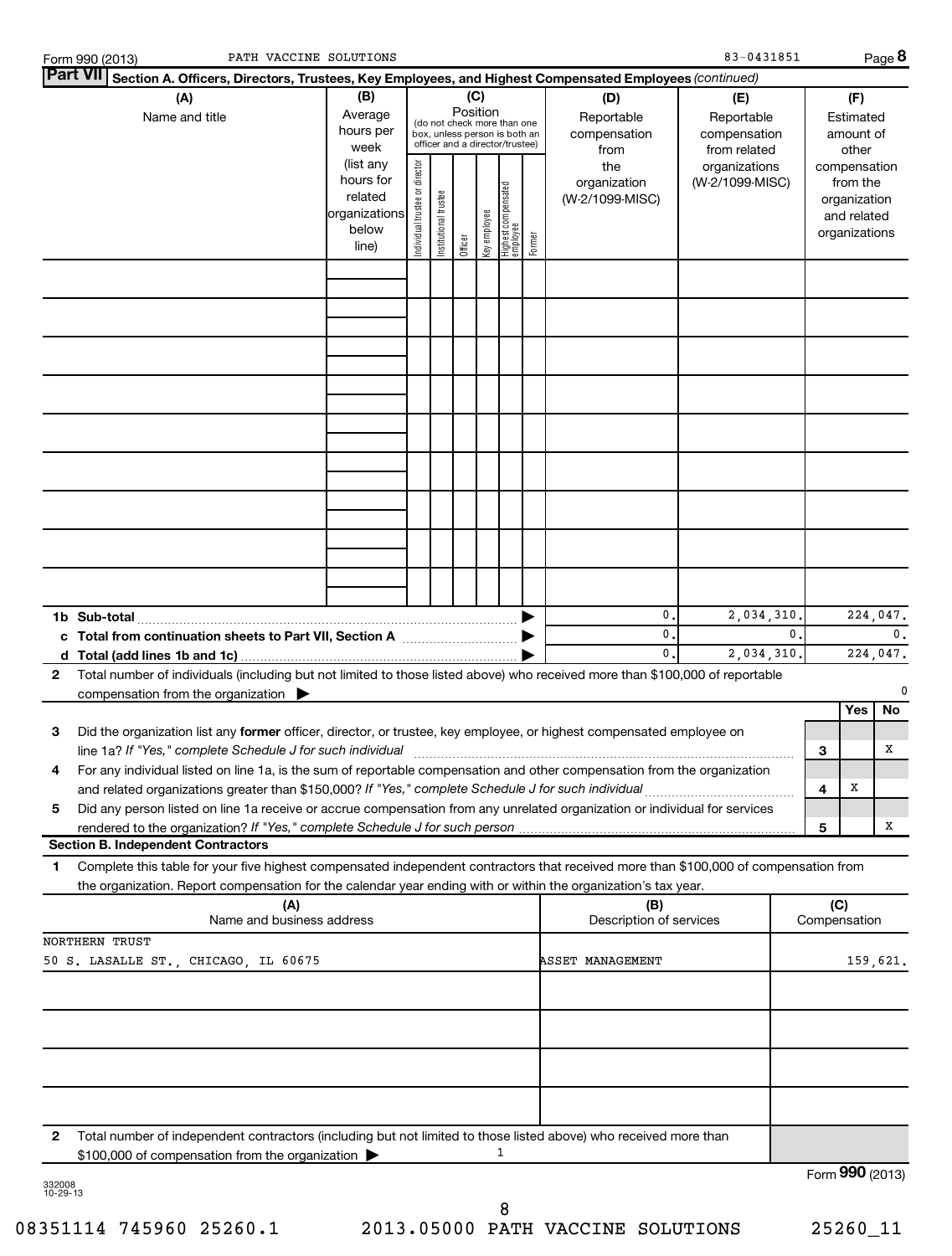Form 990 (2013) PATH VACCINE SOLUTIONS 83-0431851

**Part VII** **Section A. Officers, Directors, Trustees, Key Employees, and Highest Compensated Employees** *(continued)*

| (A) Name and title | (B) Average hours per week (list any hours for related organizations below line) | (C) Position (do not check more than one box, unless person is both an officer and a director/trustee): Individual trustee or director | Institutional trustee | Officer | Key employee | Highest compensated employee | Former | (D) Reportable compensation from the organization (W-2/1099-MISC) | (E) Reportable compensation from related organizations (W-2/1099-MISC) | (F) Estimated amount of other compensation from the organization and related organizations |
|---|---|---|---|---|---|---|---|---|---|---|
| | | | | | | | | | | |
| **1b Sub-total** | | | | | | | | 0. | 2,034,310. | 224,047. |
| **c Total from continuation sheets to Part VII, Section A** | | | | | | | | 0. | 0. | 0. |
| **d Total (add lines 1b and 1c)** | | | | | | | | 0. | 2,034,310. | 224,047. |

**2** Total number of individuals (including but not limited to those listed above) who received more than $100,000 of reportable compensation from the organization ▶ 0

| | | Yes | No |
|---|---|---|---|
| **3** Did the organization list any **former** officer, director, or trustee, key employee, or highest compensated employee on line 1a? *If "Yes," complete Schedule J for such individual* | 3 | | X |
| **4** For any individual listed on line 1a, is the sum of reportable compensation and other compensation from the organization and related organizations greater than $150,000? *If "Yes," complete Schedule J for such individual* | 4 | X | |
| **5** Did any person listed on line 1a receive or accrue compensation from any unrelated organization or individual for services rendered to the organization? *If "Yes," complete Schedule J for such person* | 5 | | X |

**Section B. Independent Contractors**

**1** Complete this table for your five highest compensated independent contractors that received more than $100,000 of compensation from the organization. Report compensation for the calendar year ending with or within the organization's tax year.

| (A) Name and business address | (B) Description of services | (C) Compensation |
|---|---|---|
| NORTHERN TRUST<br>50 S. LASALLE ST., CHICAGO, IL 60675 | ASSET MANAGEMENT | 159,621. |
| | | |
| | | |
| | | |
| | | |

**2** Total number of independent contractors (including but not limited to those listed above) who received more than $100,000 of compensation from the organization ▶ 1

Form **990** (2013)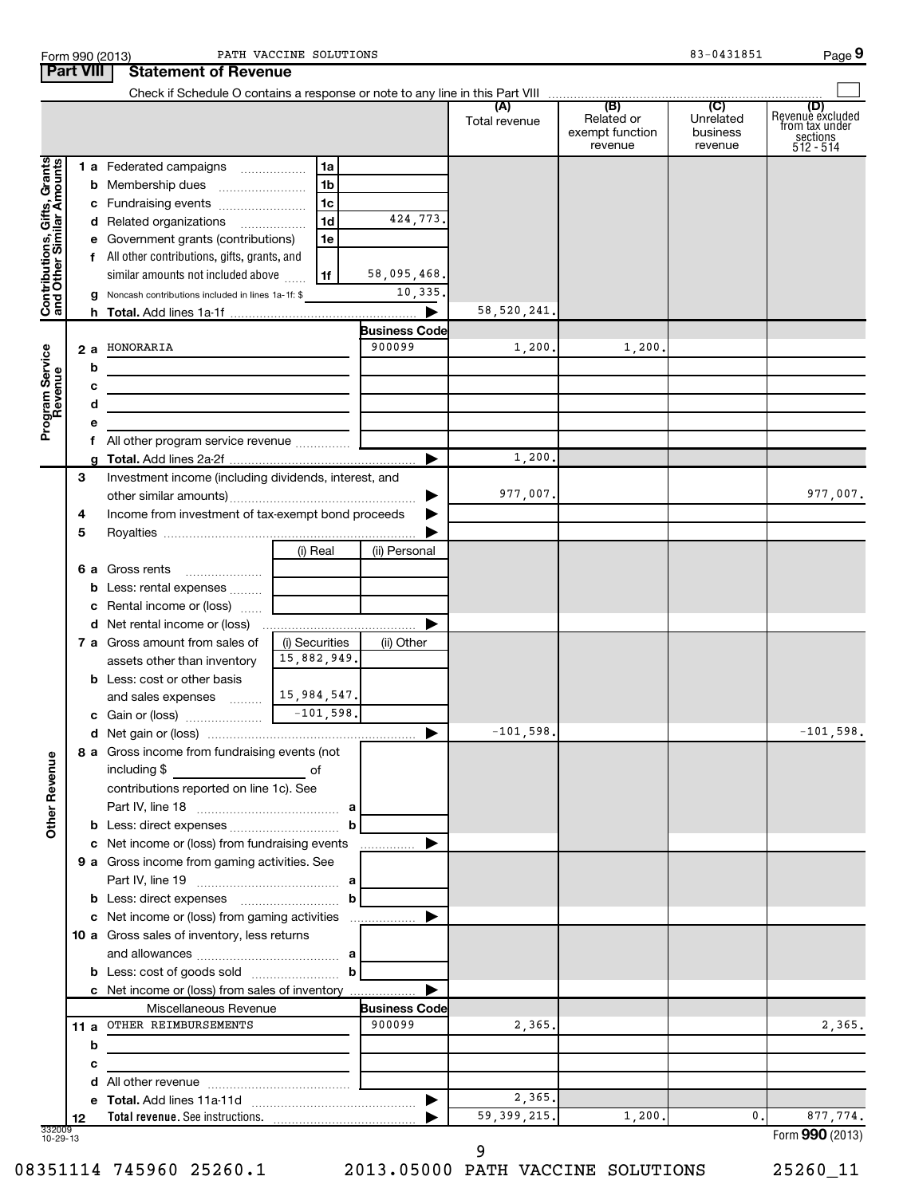Form 990 (2013) PATH VACCINE SOLUTIONS 83-0431851

## Part VIII Statement of Revenue

Check if Schedule O contains a response or note to any line in this Part VIII ☐

| | | | (A) Total revenue | (B) Related or exempt function revenue | (C) Unrelated business revenue | (D) Revenue excluded from tax under sections 512 - 514 |
|---|---|---|---|---|---|---|
| **Contributions, Gifts, Grants and Other Similar Amounts** | | | | | | |
| 1 a | Federated campaigns | 1a | | | | |
| b | Membership dues | 1b | | | | |
| c | Fundraising events | 1c | | | | |
| d | Related organizations | 1d 424,773. | | | | |
| e | Government grants (contributions) | 1e | | | | |
| f | All other contributions, gifts, grants, and similar amounts not included above | 1f 58,095,468. | | | | |
| g | Noncash contributions included in lines 1a-1f: $ | 10,335. | | | | |
| h | **Total.** Add lines 1a-1f | ▶ | 58,520,241. | | | |
| **Program Service Revenue** | | **Business Code** | | | | |
| 2 a | HONORARIA | 900099 | 1,200. | 1,200. | | |
| b | | | | | | |
| c | | | | | | |
| d | | | | | | |
| e | | | | | | |
| f | All other program service revenue | | | | | |
| g | **Total.** Add lines 2a-2f | ▶ | 1,200. | | | |
| **Other Revenue** | | | | | | |
| 3 | Investment income (including dividends, interest, and other similar amounts) | ▶ | 977,007. | | | 977,007. |
| 4 | Income from investment of tax-exempt bond proceeds | ▶ | | | | |
| 5 | Royalties | ▶ | | | | |
| | | (i) Real / (ii) Personal | | | | |
| 6 a | Gross rents | | | | | |
| b | Less: rental expenses | | | | | |
| c | Rental income or (loss) | | | | | |
| d | Net rental income or (loss) | ▶ | | | | |
| | | (i) Securities / (ii) Other | | | | |
| 7 a | Gross amount from sales of assets other than inventory | (i) 15,882,949. | | | | |
| b | Less: cost or other basis and sales expenses | (i) 15,984,547. | | | | |
| c | Gain or (loss) | (i) -101,598. | | | | |
| d | Net gain or (loss) | ▶ | -101,598. | | | -101,598. |
| 8 a | Gross income from fundraising events (not including $ ______ of contributions reported on line 1c). See Part IV, line 18 | a | | | | |
| b | Less: direct expenses | b | | | | |
| c | Net income or (loss) from fundraising events | ▶ | | | | |
| 9 a | Gross income from gaming activities. See Part IV, line 19 | a | | | | |
| b | Less: direct expenses | b | | | | |
| c | Net income or (loss) from gaming activities | ▶ | | | | |
| 10 a | Gross sales of inventory, less returns and allowances | a | | | | |
| b | Less: cost of goods sold | b | | | | |
| c | Net income or (loss) from sales of inventory | ▶ | | | | |
| | Miscellaneous Revenue | **Business Code** | | | | |
| 11 a | OTHER REIMBURSEMENTS | 900099 | 2,365. | | | 2,365. |
| b | | | | | | |
| c | | | | | | |
| d | All other revenue | | | | | |
| e | **Total.** Add lines 11a-11d | ▶ | 2,365. | | | |
| 12 | **Total revenue.** See instructions. | ▶ | 59,399,215. | 1,200. | 0. | 877,774. |

332009 10-29-13

Form **990** (2013)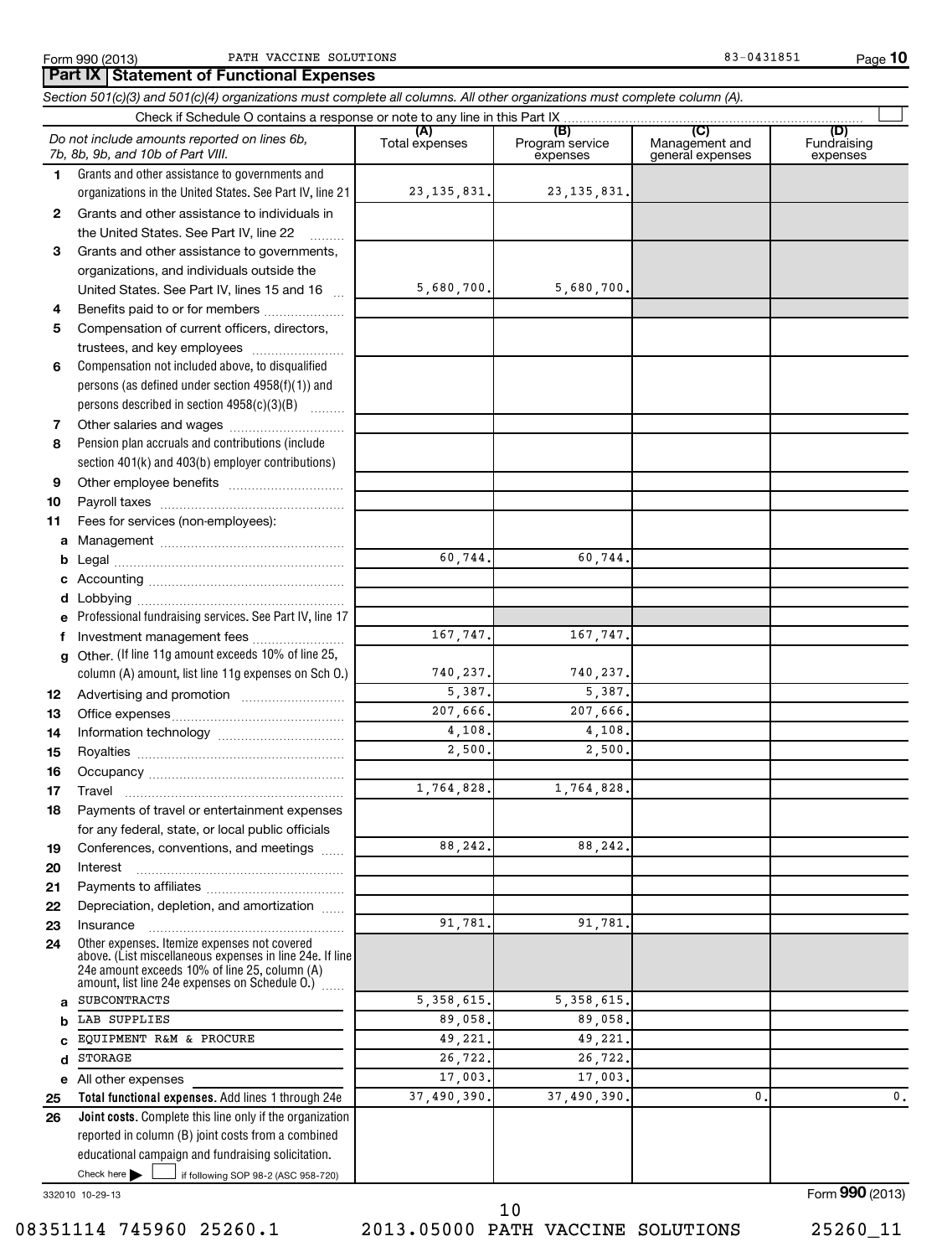Form 990 (2013) PATH VACCINE SOLUTIONS 83-0431851

## Part IX Statement of Functional Expenses

*Section 501(c)(3) and 501(c)(4) organizations must complete all columns. All other organizations must complete column (A).*

Check if Schedule O contains a response or note to any line in this Part IX

| | *Do not include amounts reported on lines 6b, 7b, 8b, 9b, and 10b of Part VIII.* | (A) Total expenses | (B) Program service expenses | (C) Management and general expenses | (D) Fundraising expenses |
|---|---|---|---|---|---|
| 1 | Grants and other assistance to governments and organizations in the United States. See Part IV, line 21 | 23,135,831. | 23,135,831. | | |
| 2 | Grants and other assistance to individuals in the United States. See Part IV, line 22 | | | | |
| 3 | Grants and other assistance to governments, organizations, and individuals outside the United States. See Part IV, lines 15 and 16 | 5,680,700. | 5,680,700. | | |
| 4 | Benefits paid to or for members | | | | |
| 5 | Compensation of current officers, directors, trustees, and key employees | | | | |
| 6 | Compensation not included above, to disqualified persons (as defined under section 4958(f)(1)) and persons described in section 4958(c)(3)(B) | | | | |
| 7 | Other salaries and wages | | | | |
| 8 | Pension plan accruals and contributions (include section 401(k) and 403(b) employer contributions) | | | | |
| 9 | Other employee benefits | | | | |
| 10 | Payroll taxes | | | | |
| 11 | Fees for services (non-employees): | | | | |
| a | Management | | | | |
| b | Legal | 60,744. | 60,744. | | |
| c | Accounting | | | | |
| d | Lobbying | | | | |
| e | Professional fundraising services. See Part IV, line 17 | | | | |
| f | Investment management fees | 167,747. | 167,747. | | |
| g | Other. (If line 11g amount exceeds 10% of line 25, column (A) amount, list line 11g expenses on Sch O.) | 740,237. | 740,237. | | |
| 12 | Advertising and promotion | 5,387. | 5,387. | | |
| 13 | Office expenses | 207,666. | 207,666. | | |
| 14 | Information technology | 4,108. | 4,108. | | |
| 15 | Royalties | 2,500. | 2,500. | | |
| 16 | Occupancy | | | | |
| 17 | Travel | 1,764,828. | 1,764,828. | | |
| 18 | Payments of travel or entertainment expenses for any federal, state, or local public officials | | | | |
| 19 | Conferences, conventions, and meetings | 88,242. | 88,242. | | |
| 20 | Interest | | | | |
| 21 | Payments to affiliates | | | | |
| 22 | Depreciation, depletion, and amortization | | | | |
| 23 | Insurance | 91,781. | 91,781. | | |
| 24 | Other expenses. Itemize expenses not covered above. (List miscellaneous expenses in line 24e. If line 24e amount exceeds 10% of line 25, column (A) amount, list line 24e expenses on Schedule O.) | | | | |
| a | SUBCONTRACTS | 5,358,615. | 5,358,615. | | |
| b | LAB SUPPLIES | 89,058. | 89,058. | | |
| c | EQUIPMENT R&M & PROCURE | 49,221. | 49,221. | | |
| d | STORAGE | 26,722. | 26,722. | | |
| e | All other expenses | 17,003. | 17,003. | | |
| 25 | **Total functional expenses.** Add lines 1 through 24e | 37,490,390. | 37,490,390. | 0. | 0. |
| 26 | **Joint costs.** Complete this line only if the organization reported in column (B) joint costs from a combined educational campaign and fundraising solicitation. Check here ☐ if following SOP 98-2 (ASC 958-720) | | | | |

332010 10-29-13 Form **990** (2013)

08351114 745960 25260.1 2013.05000 PATH VACCINE SOLUTIONS 25260_11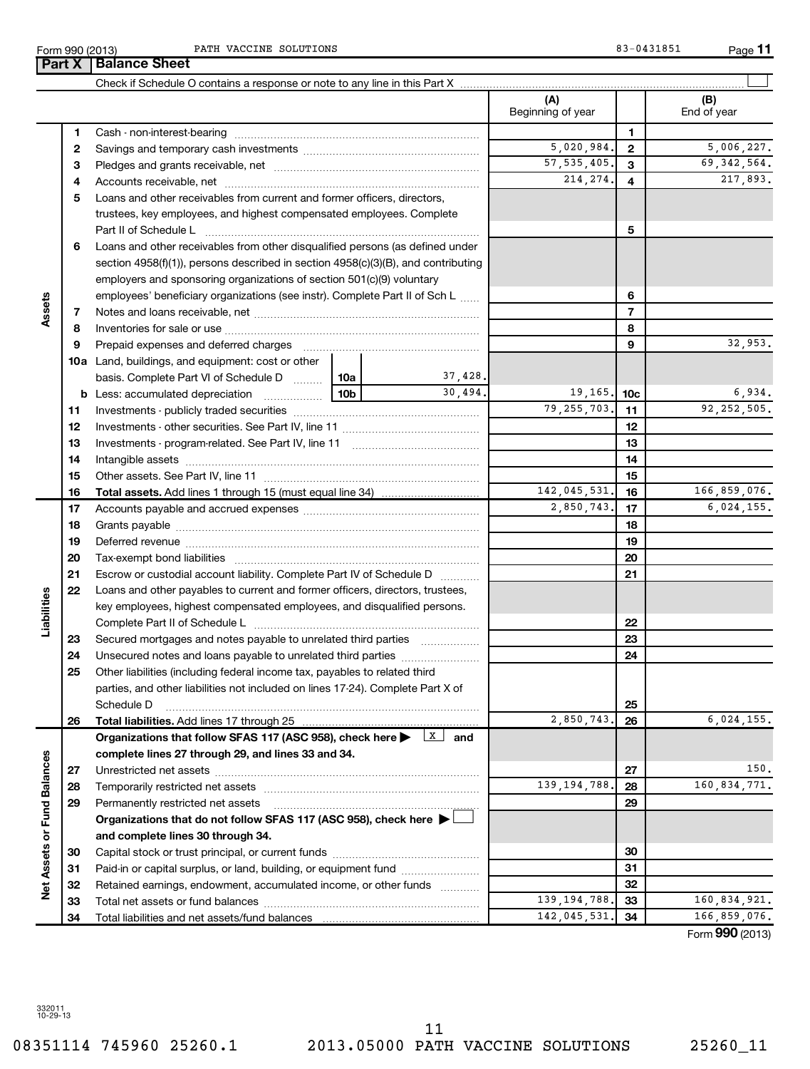Form 990 (2013) PATH VACCINE SOLUTIONS 83-0431851

## Part X Balance Sheet

Check if Schedule O contains a response or note to any line in this Part X ☐

| | | | (A) Beginning of year | | (B) End of year |
|---|---|---|---|---|---|
| Assets | 1 | Cash - non-interest-bearing | | 1 | |
| | 2 | Savings and temporary cash investments | 5,020,984. | 2 | 5,006,227. |
| | 3 | Pledges and grants receivable, net | 57,535,405. | 3 | 69,342,564. |
| | 4 | Accounts receivable, net | 214,274. | 4 | 217,893. |
| | 5 | Loans and other receivables from current and former officers, directors, trustees, key employees, and highest compensated employees. Complete Part II of Schedule L | | 5 | |
| | 6 | Loans and other receivables from other disqualified persons (as defined under section 4958(f)(1)), persons described in section 4958(c)(3)(B), and contributing employers and sponsoring organizations of section 501(c)(9) voluntary employees' beneficiary organizations (see instr). Complete Part II of Sch L | | 6 | |
| | 7 | Notes and loans receivable, net | | 7 | |
| | 8 | Inventories for sale or use | | 8 | |
| | 9 | Prepaid expenses and deferred charges | | 9 | 32,953. |
| | 10a | Land, buildings, and equipment: cost or other basis. Complete Part VI of Schedule D — 10a: 37,428. | | | |
| | b | Less: accumulated depreciation — 10b: 30,494. | 19,165. | 10c | 6,934. |
| | 11 | Investments - publicly traded securities | 79,255,703. | 11 | 92,252,505. |
| | 12 | Investments - other securities. See Part IV, line 11 | | 12 | |
| | 13 | Investments - program-related. See Part IV, line 11 | | 13 | |
| | 14 | Intangible assets | | 14 | |
| | 15 | Other assets. See Part IV, line 11 | | 15 | |
| | 16 | **Total assets.** Add lines 1 through 15 (must equal line 34) | 142,045,531. | 16 | 166,859,076. |
| Liabilities | 17 | Accounts payable and accrued expenses | 2,850,743. | 17 | 6,024,155. |
| | 18 | Grants payable | | 18 | |
| | 19 | Deferred revenue | | 19 | |
| | 20 | Tax-exempt bond liabilities | | 20 | |
| | 21 | Escrow or custodial account liability. Complete Part IV of Schedule D | | 21 | |
| | 22 | Loans and other payables to current and former officers, directors, trustees, key employees, highest compensated employees, and disqualified persons. Complete Part II of Schedule L | | 22 | |
| | 23 | Secured mortgages and notes payable to unrelated third parties | | 23 | |
| | 24 | Unsecured notes and loans payable to unrelated third parties | | 24 | |
| | 25 | Other liabilities (including federal income tax, payables to related third parties, and other liabilities not included on lines 17-24). Complete Part X of Schedule D | | 25 | |
| | 26 | **Total liabilities.** Add lines 17 through 25 | 2,850,743. | 26 | 6,024,155. |
| Net Assets or Fund Balances | | **Organizations that follow SFAS 117 (ASC 958), check here ▶ ☒ and complete lines 27 through 29, and lines 33 and 34.** | | | |
| | 27 | Unrestricted net assets | | 27 | 150. |
| | 28 | Temporarily restricted net assets | 139,194,788. | 28 | 160,834,771. |
| | 29 | Permanently restricted net assets | | 29 | |
| | | **Organizations that do not follow SFAS 117 (ASC 958), check here ▶ ☐ and complete lines 30 through 34.** | | | |
| | 30 | Capital stock or trust principal, or current funds | | 30 | |
| | 31 | Paid-in or capital surplus, or land, building, or equipment fund | | 31 | |
| | 32 | Retained earnings, endowment, accumulated income, or other funds | | 32 | |
| | 33 | Total net assets or fund balances | 139,194,788. | 33 | 160,834,921. |
| | 34 | Total liabilities and net assets/fund balances | 142,045,531. | 34 | 166,859,076. |

Form **990** (2013)

332011 10-29-13

08351114 745960 25260.1 2013.05000 PATH VACCINE SOLUTIONS 25260_11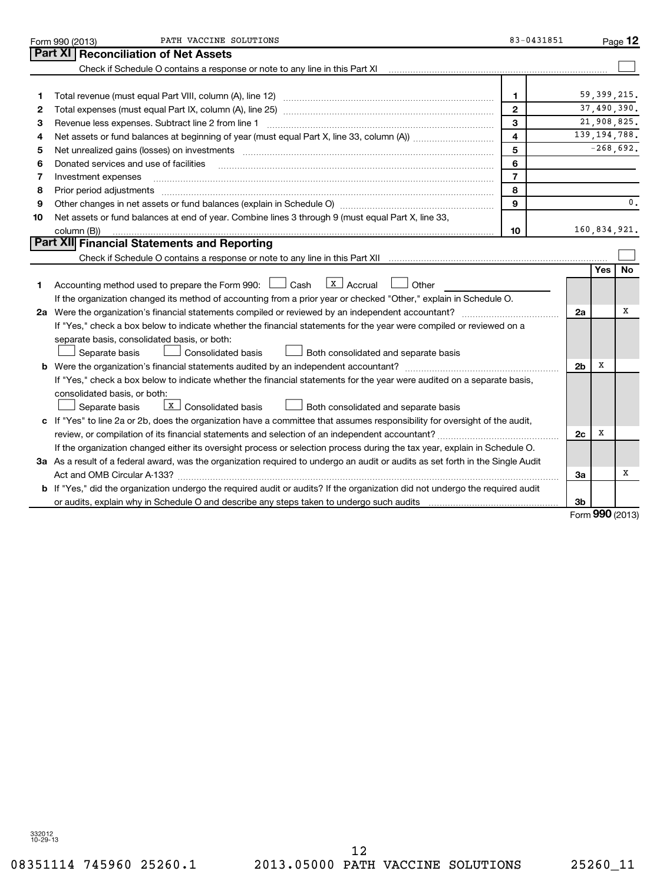Form 990 (2013) PATH VACCINE SOLUTIONS 83-0431851

## Part XI Reconciliation of Net Assets

Check if Schedule O contains a response or note to any line in this Part XI ☐

| | | | |
|---|---|---|---|
| 1 | Total revenue (must equal Part VIII, column (A), line 12) | 1 | 59,399,215. |
| 2 | Total expenses (must equal Part IX, column (A), line 25) | 2 | 37,490,390. |
| 3 | Revenue less expenses. Subtract line 2 from line 1 | 3 | 21,908,825. |
| 4 | Net assets or fund balances at beginning of year (must equal Part X, line 33, column (A)) | 4 | 139,194,788. |
| 5 | Net unrealized gains (losses) on investments | 5 | -268,692. |
| 6 | Donated services and use of facilities | 6 | |
| 7 | Investment expenses | 7 | |
| 8 | Prior period adjustments | 8 | |
| 9 | Other changes in net assets or fund balances (explain in Schedule O) | 9 | 0. |
| 10 | Net assets or fund balances at end of year. Combine lines 3 through 9 (must equal Part X, line 33, column (B)) | 10 | 160,834,921. |

## Part XII Financial Statements and Reporting

Check if Schedule O contains a response or note to any line in this Part XII ☐

| | | | Yes | No |
|---|---|---|---|---|
| 1 | Accounting method used to prepare the Form 990: ☐ Cash ☒ Accrual ☐ Other<br>If the organization changed its method of accounting from a prior year or checked "Other," explain in Schedule O. | | | |
| 2a | Were the organization's financial statements compiled or reviewed by an independent accountant?<br>If "Yes," check a box below to indicate whether the financial statements for the year were compiled or reviewed on a separate basis, consolidated basis, or both:<br>☐ Separate basis ☐ Consolidated basis ☐ Both consolidated and separate basis | 2a | | X |
| b | Were the organization's financial statements audited by an independent accountant?<br>If "Yes," check a box below to indicate whether the financial statements for the year were audited on a separate basis, consolidated basis, or both:<br>☐ Separate basis ☒ Consolidated basis ☐ Both consolidated and separate basis | 2b | X | |
| c | If "Yes" to line 2a or 2b, does the organization have a committee that assumes responsibility for oversight of the audit, review, or compilation of its financial statements and selection of an independent accountant?<br>If the organization changed either its oversight process or selection process during the tax year, explain in Schedule O. | 2c | X | |
| 3a | As a result of a federal award, was the organization required to undergo an audit or audits as set forth in the Single Audit Act and OMB Circular A-133? | 3a | | X |
| b | If "Yes," did the organization undergo the required audit or audits? If the organization did not undergo the required audit or audits, explain why in Schedule O and describe any steps taken to undergo such audits | 3b | | |

Form **990** (2013)

332012 10-29-13

08351114 745960 25260.1 2013.05000 PATH VACCINE SOLUTIONS 25260_11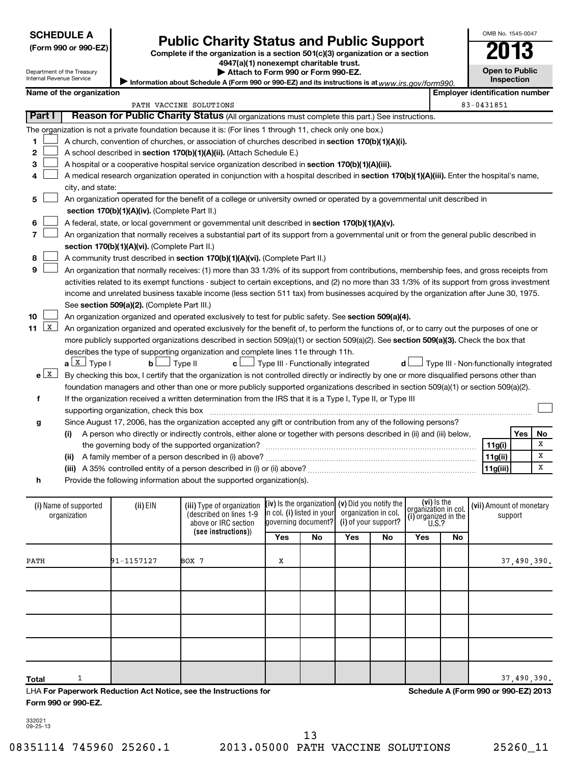**SCHEDULE A**
**(Form 990 or 990-EZ)**

Department of the Treasury
Internal Revenue Service

# Public Charity Status and Public Support

**Complete if the organization is a section 501(c)(3) organization or a section 4947(a)(1) nonexempt charitable trust.**
**▶ Attach to Form 990 or Form 990-EZ.**
**▶ Information about Schedule A (Form 990 or 990-EZ) and its instructions is at** *www.irs.gov/form990.*

OMB No. 1545-0047
**2013**
**Open to Public Inspection**

**Name of the organization:** PATH VACCINE SOLUTIONS
**Employer identification number:** 83-0431851

## Part I — Reason for Public Charity Status (All organizations must complete this part.) See instructions.

The organization is not a private foundation because it is: (For lines 1 through 11, check only one box.)

1. ☐ A church, convention of churches, or association of churches described in **section 170(b)(1)(A)(i).**
2. ☐ A school described in **section 170(b)(1)(A)(ii).** (Attach Schedule E.)
3. ☐ A hospital or a cooperative hospital service organization described in **section 170(b)(1)(A)(iii).**
4. ☐ A medical research organization operated in conjunction with a hospital described in **section 170(b)(1)(A)(iii).** Enter the hospital's name, city, and state:
5. ☐ An organization operated for the benefit of a college or university owned or operated by a governmental unit described in **section 170(b)(1)(A)(iv).** (Complete Part II.)
6. ☐ A federal, state, or local government or governmental unit described in **section 170(b)(1)(A)(v).**
7. ☐ An organization that normally receives a substantial part of its support from a governmental unit or from the general public described in **section 170(b)(1)(A)(vi).** (Complete Part II.)
8. ☐ A community trust described in **section 170(b)(1)(A)(vi).** (Complete Part II.)
9. ☐ An organization that normally receives: (1) more than 33 1/3% of its support from contributions, membership fees, and gross receipts from activities related to its exempt functions - subject to certain exceptions, and (2) no more than 33 1/3% of its support from gross investment income and unrelated business taxable income (less section 511 tax) from businesses acquired by the organization after June 30, 1975. See **section 509(a)(2).** (Complete Part III.)
10. ☐ An organization organized and operated exclusively to test for public safety. See **section 509(a)(4).**
11. ☒ An organization organized and operated exclusively for the benefit of, to perform the functions of, or to carry out the purposes of one or more publicly supported organizations described in section 509(a)(1) or section 509(a)(2). See **section 509(a)(3).** Check the box that describes the type of supporting organization and complete lines 11e through 11h.
    **a** ☒ Type I **b** ☐ Type II **c** ☐ Type III - Functionally integrated **d** ☐ Type III - Non-functionally integrated

**e** ☒ By checking this box, I certify that the organization is not controlled directly or indirectly by one or more disqualified persons other than foundation managers and other than one or more publicly supported organizations described in section 509(a)(1) or section 509(a)(2).

**f** If the organization received a written determination from the IRS that it is a Type I, Type II, or Type III supporting organization, check this box ☐

**g** Since August 17, 2006, has the organization accepted any gift or contribution from any of the following persons?

| | | | Yes | No |
|---|---|---|---|---|
| (i) | A person who directly or indirectly controls, either alone or together with persons described in (ii) and (iii) below, the governing body of the supported organization? | 11g(i) | | X |
| (ii) | A family member of a person described in (i) above? | 11g(ii) | | X |
| (iii) | A 35% controlled entity of a person described in (i) or (ii) above? | 11g(iii) | | X |

**h** Provide the following information about the supported organization(s).

| (i) Name of supported organization | (ii) EIN | (iii) Type of organization (described on lines 1-9 above or IRC section (see instructions)) | (iv) Is the organization in col. (i) listed in your governing document? Yes | No | (v) Did you notify the organization in col. (i) of your support? Yes | No | (vi) Is the organization in col. (i) organized in the U.S.? Yes | No | (vii) Amount of monetary support |
|---|---|---|---|---|---|---|---|---|---|
| PATH | 91-1157127 | BOX 7 | X | | | | | | 37,490,390. |
| | | | | | | | | | |
| | | | | | | | | | |
| | | | | | | | | | |
| | | | | | | | | | |
| **Total** 1 | | | | | | | | | 37,490,390. |

LHA **For Paperwork Reduction Act Notice, see the Instructions for Form 990 or 990-EZ.**
**Schedule A (Form 990 or 990-EZ) 2013**

332021
09-25-13

08351114 745960 25260.1 2013.05000 PATH VACCINE SOLUTIONS 25260_11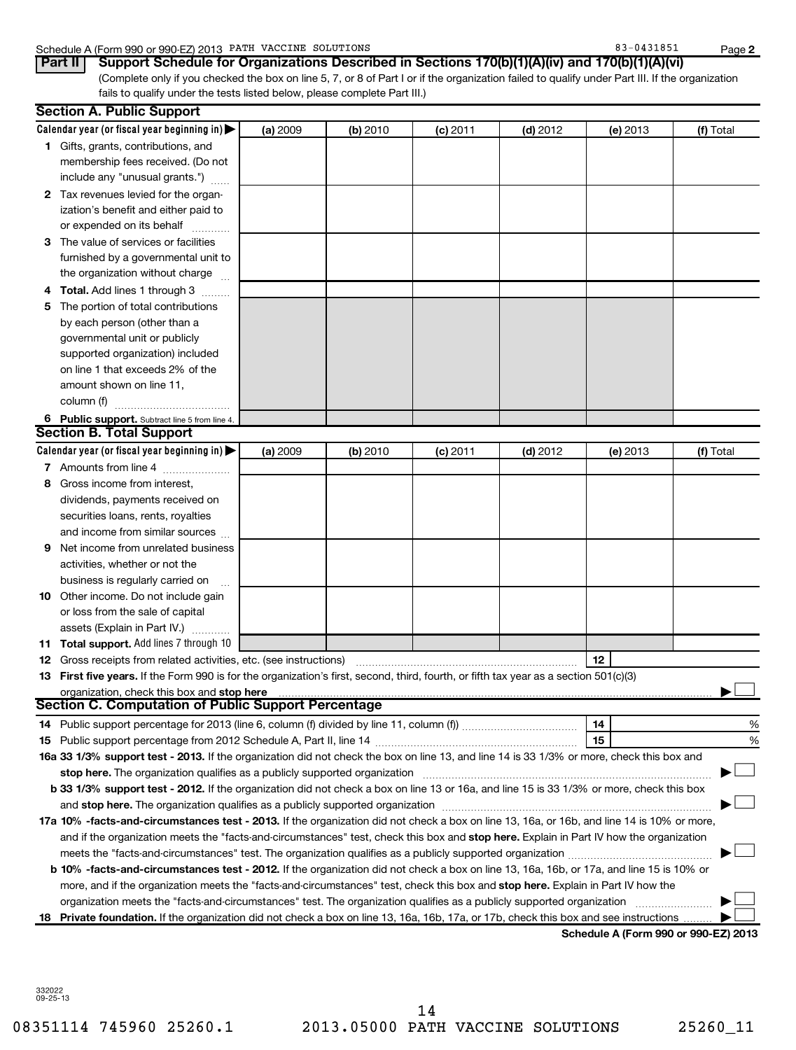Schedule A (Form 990 or 990-EZ) 2013 PATH VACCINE SOLUTIONS 83-0431851 Page 2

**Part II** **Support Schedule for Organizations Described in Sections 170(b)(1)(A)(iv) and 170(b)(1)(A)(vi)**

(Complete only if you checked the box on line 5, 7, or 8 of Part I or if the organization failed to qualify under Part III. If the organization fails to qualify under the tests listed below, please complete Part III.)

## Section A. Public Support

| Calendar year (or fiscal year beginning in) ▶ | (a) 2009 | (b) 2010 | (c) 2011 | (d) 2012 | (e) 2013 | (f) Total |
|---|---|---|---|---|---|---|
| 1 Gifts, grants, contributions, and membership fees received. (Do not include any "unusual grants.") | | | | | | |
| 2 Tax revenues levied for the organization's benefit and either paid to or expended on its behalf | | | | | | |
| 3 The value of services or facilities furnished by a governmental unit to the organization without charge | | | | | | |
| 4 **Total.** Add lines 1 through 3 | | | | | | |
| 5 The portion of total contributions by each person (other than a governmental unit or publicly supported organization) included on line 1 that exceeds 2% of the amount shown on line 11, column (f) | | | | | | |
| 6 **Public support.** Subtract line 5 from line 4. | | | | | | |

## Section B. Total Support

| Calendar year (or fiscal year beginning in) ▶ | (a) 2009 | (b) 2010 | (c) 2011 | (d) 2012 | (e) 2013 | (f) Total |
|---|---|---|---|---|---|---|
| 7 Amounts from line 4 | | | | | | |
| 8 Gross income from interest, dividends, payments received on securities loans, rents, royalties and income from similar sources | | | | | | |
| 9 Net income from unrelated business activities, whether or not the business is regularly carried on | | | | | | |
| 10 Other income. Do not include gain or loss from the sale of capital assets (Explain in Part IV.) | | | | | | |
| 11 **Total support.** Add lines 7 through 10 | | | | | | |

12 Gross receipts from related activities, etc. (see instructions) | 12 |

13 **First five years.** If the Form 990 is for the organization's first, second, third, fourth, or fifth tax year as a section 501(c)(3) organization, check this box and **stop here** ▶ ☐

## Section C. Computation of Public Support Percentage

14 Public support percentage for 2013 (line 6, column (f) divided by line 11, column (f)) | 14 | %

15 Public support percentage from 2012 Schedule A, Part II, line 14 | 15 | %

**16a 33 1/3% support test - 2013.** If the organization did not check the box on line 13, and line 14 is 33 1/3% or more, check this box and **stop here.** The organization qualifies as a publicly supported organization ▶ ☐

**b 33 1/3% support test - 2012.** If the organization did not check a box on line 13 or 16a, and line 15 is 33 1/3% or more, check this box and **stop here.** The organization qualifies as a publicly supported organization ▶ ☐

**17a 10% -facts-and-circumstances test - 2013.** If the organization did not check a box on line 13, 16a, or 16b, and line 14 is 10% or more, and if the organization meets the "facts-and-circumstances" test, check this box and **stop here.** Explain in Part IV how the organization meets the "facts-and-circumstances" test. The organization qualifies as a publicly supported organization ▶ ☐

**b 10% -facts-and-circumstances test - 2012.** If the organization did not check a box on line 13, 16a, 16b, or 17a, and line 15 is 10% or more, and if the organization meets the "facts-and-circumstances" test, check this box and **stop here.** Explain in Part IV how the organization meets the "facts-and-circumstances" test. The organization qualifies as a publicly supported organization ▶ ☐

**18 Private foundation.** If the organization did not check a box on line 13, 16a, 16b, 17a, or 17b, check this box and see instructions ▶ ☐

**Schedule A (Form 990 or 990-EZ) 2013**

332022
09-25-13

08351114 745960 25260.1 2013.05000 PATH VACCINE SOLUTIONS 25260_11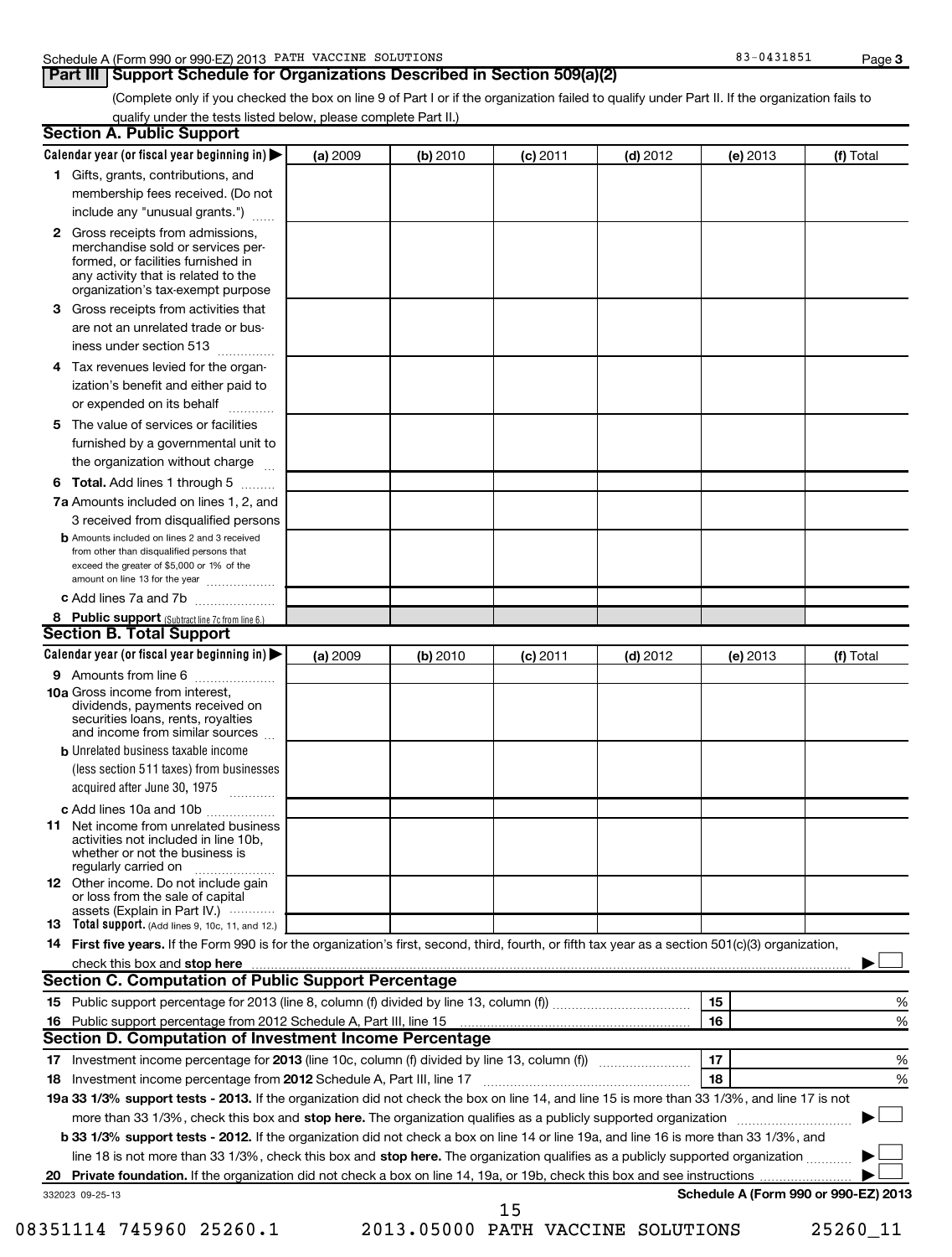Schedule A (Form 990 or 990-EZ) 2013 PATH VACCINE SOLUTIONS 83-0431851 Page **3**

## Part III Support Schedule for Organizations Described in Section 509(a)(2)

(Complete only if you checked the box on line 9 of Part I or if the organization failed to qualify under Part II. If the organization fails to qualify under the tests listed below, please complete Part II.)

### Section A. Public Support

| Calendar year (or fiscal year beginning in) ▶ | (a) 2009 | (b) 2010 | (c) 2011 | (d) 2012 | (e) 2013 | (f) Total |
|---|---|---|---|---|---|---|
| **1** Gifts, grants, contributions, and membership fees received. (Do not include any "unusual grants.") | | | | | | |
| **2** Gross receipts from admissions, merchandise sold or services performed, or facilities furnished in any activity that is related to the organization's tax-exempt purpose | | | | | | |
| **3** Gross receipts from activities that are not an unrelated trade or business under section 513 | | | | | | |
| **4** Tax revenues levied for the organization's benefit and either paid to or expended on its behalf | | | | | | |
| **5** The value of services or facilities furnished by a governmental unit to the organization without charge | | | | | | |
| **6** **Total.** Add lines 1 through 5 | | | | | | |
| **7a** Amounts included on lines 1, 2, and 3 received from disqualified persons | | | | | | |
| **b** Amounts included on lines 2 and 3 received from other than disqualified persons that exceed the greater of $5,000 or 1% of the amount on line 13 for the year | | | | | | |
| **c** Add lines 7a and 7b | | | | | | |
| **8** **Public support** (Subtract line 7c from line 6.) | | | | | | |

### Section B. Total Support

| Calendar year (or fiscal year beginning in) ▶ | (a) 2009 | (b) 2010 | (c) 2011 | (d) 2012 | (e) 2013 | (f) Total |
|---|---|---|---|---|---|---|
| **9** Amounts from line 6 | | | | | | |
| **10a** Gross income from interest, dividends, payments received on securities loans, rents, royalties and income from similar sources | | | | | | |
| **b** Unrelated business taxable income (less section 511 taxes) from businesses acquired after June 30, 1975 | | | | | | |
| **c** Add lines 10a and 10b | | | | | | |
| **11** Net income from unrelated business activities not included in line 10b, whether or not the business is regularly carried on | | | | | | |
| **12** Other income. Do not include gain or loss from the sale of capital assets (Explain in Part IV.) | | | | | | |
| **13** **Total support.** (Add lines 9, 10c, 11, and 12.) | | | | | | |

**14** **First five years.** If the Form 990 is for the organization's first, second, third, fourth, or fifth tax year as a section 501(c)(3) organization, check this box and **stop here** ▶ ☐

### Section C. Computation of Public Support Percentage

| | | | |
|---|---|---|---|
| **15** | Public support percentage for 2013 (line 8, column (f) divided by line 13, column (f)) | **15** | % |
| **16** | Public support percentage from 2012 Schedule A, Part III, line 15 | **16** | % |

### Section D. Computation of Investment Income Percentage

| | | | |
|---|---|---|---|
| **17** | Investment income percentage for **2013** (line 10c, column (f) divided by line 13, column (f)) | **17** | % |
| **18** | Investment income percentage from **2012** Schedule A, Part III, line 17 | **18** | % |

**19a 33 1/3% support tests - 2013.** If the organization did not check the box on line 14, and line 15 is more than 33 1/3%, and line 17 is not more than 33 1/3%, check this box and **stop here.** The organization qualifies as a publicly supported organization ▶ ☐

**b 33 1/3% support tests - 2012.** If the organization did not check a box on line 14 or line 19a, and line 16 is more than 33 1/3%, and line 18 is not more than 33 1/3%, check this box and **stop here.** The organization qualifies as a publicly supported organization ▶ ☐

**20** **Private foundation.** If the organization did not check a box on line 14, 19a, or 19b, check this box and see instructions ▶ ☐

332023 09-25-13 **Schedule A (Form 990 or 990-EZ) 2013**

08351114 745960 25260.1 2013.05000 PATH VACCINE SOLUTIONS 25260_11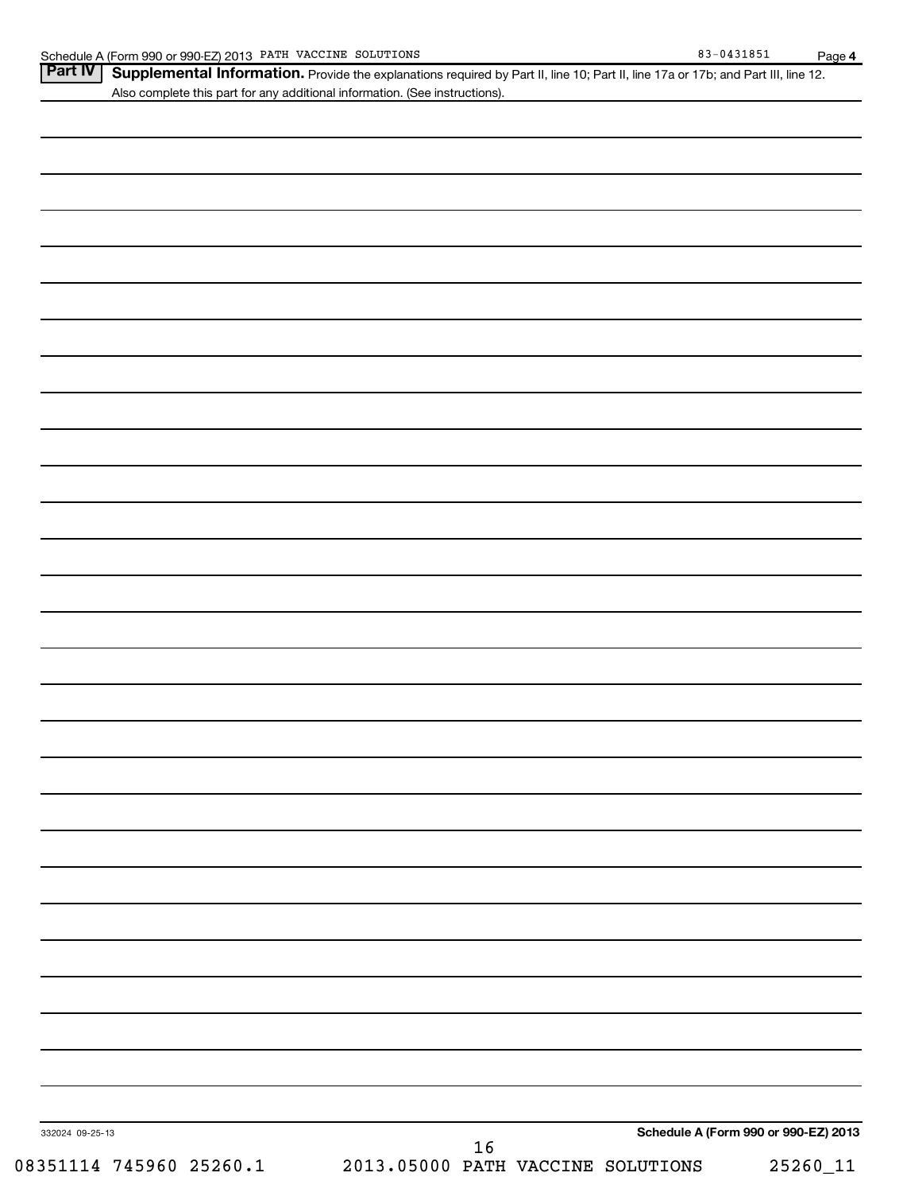Schedule A (Form 990 or 990-EZ) 2013 PATH VACCINE SOLUTIONS 83-0431851 Page 4

**Part IV** **Supplemental Information.** Provide the explanations required by Part II, line 10; Part II, line 17a or 17b; and Part III, line 12. Also complete this part for any additional information. (See instructions).

332024 09-25-13 **Schedule A (Form 990 or 990-EZ) 2013**

08351114 745960 25260.1 2013.05000 PATH VACCINE SOLUTIONS 25260_11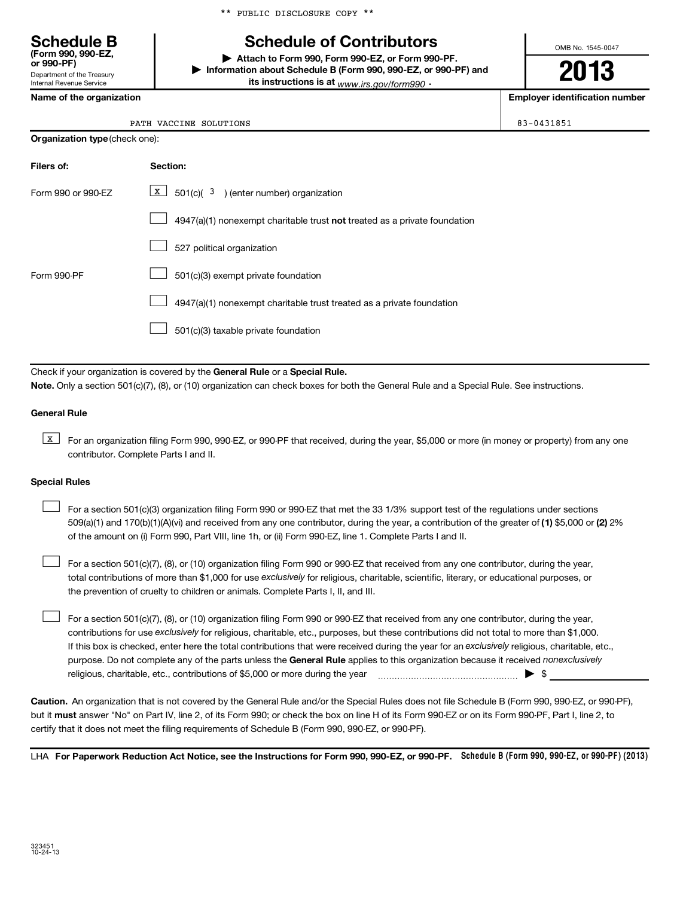** PUBLIC DISCLOSURE COPY **

# Schedule B

**(Form 990, 990-EZ, or 990-PF)**

Department of the Treasury
Internal Revenue Service

# Schedule of Contributors

▶ **Attach to Form 990, Form 990-EZ, or Form 990-PF.**
▶ **Information about Schedule B (Form 990, 990-EZ, or 990-PF) and its instructions is at** *www.irs.gov/form990* .

OMB No. 1545-0047

**2013**

| Name of the organization | Employer identification number |
|---|---|
| PATH VACCINE SOLUTIONS | 83-0431851 |

**Organization type** (check one):

| Filers of: | Section: |
|---|---|
| Form 990 or 990-EZ | [X] 501(c)( 3 ) (enter number) organization |
| | [ ] 4947(a)(1) nonexempt charitable trust **not** treated as a private foundation |
| | [ ] 527 political organization |
| Form 990-PF | [ ] 501(c)(3) exempt private foundation |
| | [ ] 4947(a)(1) nonexempt charitable trust treated as a private foundation |
| | [ ] 501(c)(3) taxable private foundation |

Check if your organization is covered by the **General Rule** or a **Special Rule.**

**Note.** Only a section 501(c)(7), (8), or (10) organization can check boxes for both the General Rule and a Special Rule. See instructions.

**General Rule**

[X] For an organization filing Form 990, 990-EZ, or 990-PF that received, during the year, $5,000 or more (in money or property) from any one contributor. Complete Parts I and II.

**Special Rules**

[ ] For a section 501(c)(3) organization filing Form 990 or 990-EZ that met the 33 1/3% support test of the regulations under sections 509(a)(1) and 170(b)(1)(A)(vi) and received from any one contributor, during the year, a contribution of the greater of **(1)** $5,000 or **(2)** 2% of the amount on (i) Form 990, Part VIII, line 1h, or (ii) Form 990-EZ, line 1. Complete Parts I and II.

[ ] For a section 501(c)(7), (8), or (10) organization filing Form 990 or 990-EZ that received from any one contributor, during the year, total contributions of more than $1,000 for use *exclusively* for religious, charitable, scientific, literary, or educational purposes, or the prevention of cruelty to children or animals. Complete Parts I, II, and III.

[ ] For a section 501(c)(7), (8), or (10) organization filing Form 990 or 990-EZ that received from any one contributor, during the year, contributions for use *exclusively* for religious, charitable, etc., purposes, but these contributions did not total to more than $1,000. If this box is checked, enter here the total contributions that were received during the year for an *exclusively* religious, charitable, etc., purpose. Do not complete any of the parts unless the **General Rule** applies to this organization because it received *nonexclusively* religious, charitable, etc., contributions of $5,000 or more during the year ▶ $ ____________

**Caution.** An organization that is not covered by the General Rule and/or the Special Rules does not file Schedule B (Form 990, 990-EZ, or 990-PF), but it **must** answer "No" on Part IV, line 2, of its Form 990; or check the box on line H of its Form 990-EZ or on its Form 990-PF, Part I, line 2, to certify that it does not meet the filing requirements of Schedule B (Form 990, 990-EZ, or 990-PF).

LHA **For Paperwork Reduction Act Notice, see the Instructions for Form 990, 990-EZ, or 990-PF.** **Schedule B (Form 990, 990-EZ, or 990-PF) (2013)**

323451
10-24-13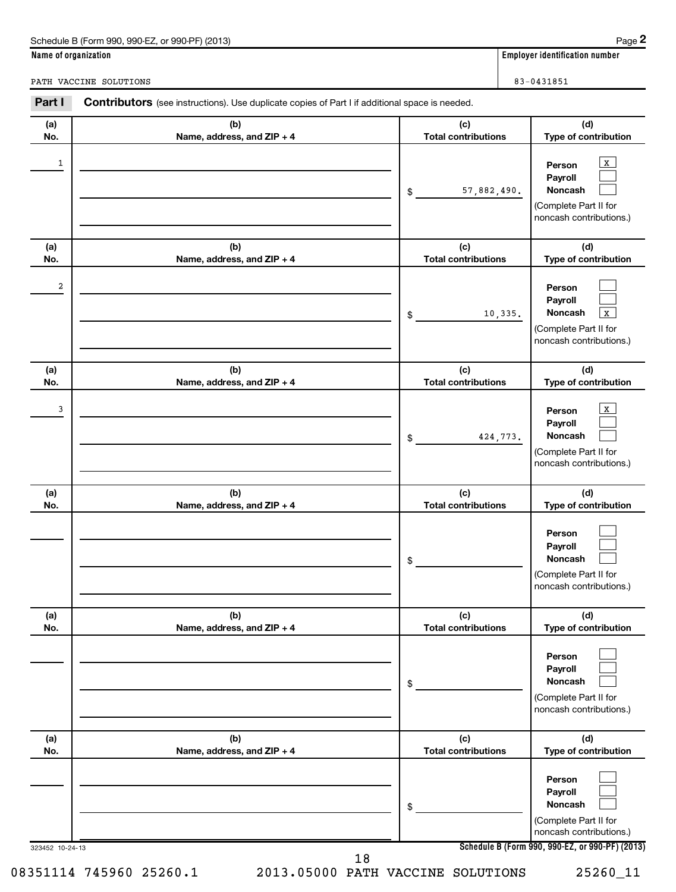Schedule B (Form 990, 990-EZ, or 990-PF) (2013)

**Name of organization**

PATH VACCINE SOLUTIONS

**Employer identification number**

83-0431851

**Part I** **Contributors** (see instructions). Use duplicate copies of Part I if additional space is needed.

| (a) No. | (b) Name, address, and ZIP + 4 | (c) Total contributions | (d) Type of contribution |
|---|---|---|---|
| 1 | | $ 57,882,490. | Person [X] Payroll [ ] Noncash [ ] (Complete Part II for noncash contributions.) |
| 2 | | $ 10,335. | Person [ ] Payroll [ ] Noncash [X] (Complete Part II for noncash contributions.) |
| 3 | | $ 424,773. | Person [X] Payroll [ ] Noncash [ ] (Complete Part II for noncash contributions.) |
| | | $ | Person [ ] Payroll [ ] Noncash [ ] (Complete Part II for noncash contributions.) |
| | | $ | Person [ ] Payroll [ ] Noncash [ ] (Complete Part II for noncash contributions.) |
| | | $ | Person [ ] Payroll [ ] Noncash [ ] (Complete Part II for noncash contributions.) |

323452 10-24-13

**Schedule B (Form 990, 990-EZ, or 990-PF) (2013)**

08351114 745960 25260.1 2013.05000 PATH VACCINE SOLUTIONS 25260_11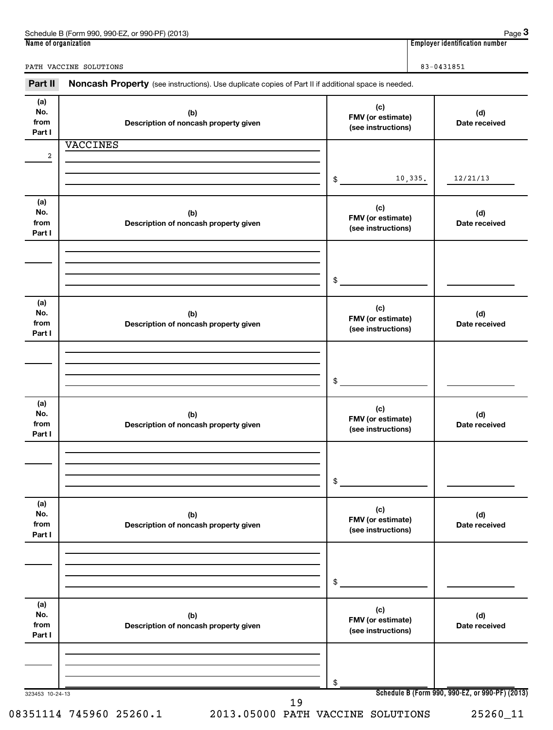Schedule B (Form 990, 990-EZ, or 990-PF) (2013)

| Name of organization | Employer identification number |
|---|---|
| PATH VACCINE SOLUTIONS | 83-0431851 |

**Part II** **Noncash Property** (see instructions). Use duplicate copies of Part II if additional space is needed.

| (a) No. from Part I | (b) Description of noncash property given | (c) FMV (or estimate) (see instructions) | (d) Date received |
|---|---|---|---|
| 2 | VACCINES | $ 10,335. | 12/21/13 |
| | | $ | |
| | | $ | |
| | | $ | |
| | | $ | |
| | | $ | |

323453 10-24-13

Schedule B (Form 990, 990-EZ, or 990-PF) (2013)

08351114 745960 25260.1 2013.05000 PATH VACCINE SOLUTIONS 25260_11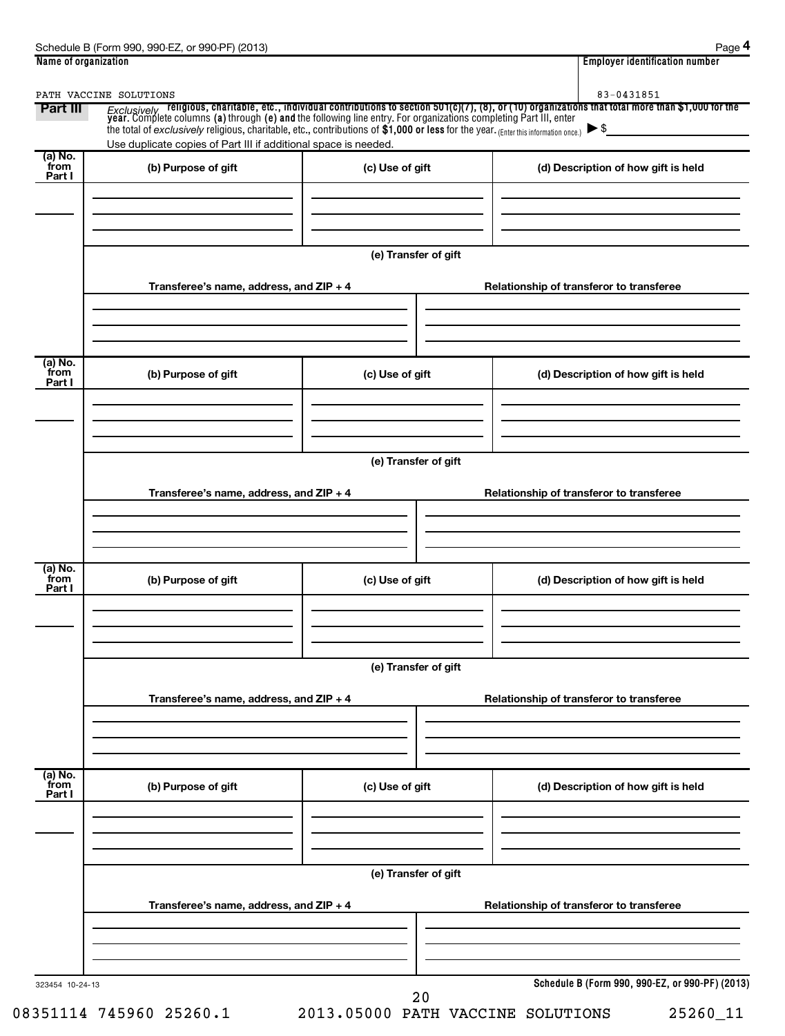Schedule B (Form 990, 990-EZ, or 990-PF) (2013) Page **4**

**Name of organization** PATH VACCINE SOLUTIONS

**Employer identification number** 83-0431851

**Part III** *Exclusively* religious, charitable, etc., individual contributions to section 501(c)(7), (8), or (10) organizations that total more than $1,000 for the year. Complete columns **(a)** through **(e)** and the following line entry. For organizations completing Part III, enter the total of *exclusively* religious, charitable, etc., contributions of **$1,000 or less** for the year. (Enter this information once.) ▶ $

Use duplicate copies of Part III if additional space is needed.

| (a) No. from Part I | (b) Purpose of gift | (c) Use of gift | (d) Description of how gift is held |
|---|---|---|---|
| | | | |

(e) Transfer of gift

| Transferee's name, address, and ZIP + 4 | Relationship of transferor to transferee |
|---|---|
| | |

| (a) No. from Part I | (b) Purpose of gift | (c) Use of gift | (d) Description of how gift is held |
|---|---|---|---|
| | | | |

(e) Transfer of gift

| Transferee's name, address, and ZIP + 4 | Relationship of transferor to transferee |
|---|---|
| | |

| (a) No. from Part I | (b) Purpose of gift | (c) Use of gift | (d) Description of how gift is held |
|---|---|---|---|
| | | | |

(e) Transfer of gift

| Transferee's name, address, and ZIP + 4 | Relationship of transferor to transferee |
|---|---|
| | |

| (a) No. from Part I | (b) Purpose of gift | (c) Use of gift | (d) Description of how gift is held |
|---|---|---|---|
| | | | |

(e) Transfer of gift

| Transferee's name, address, and ZIP + 4 | Relationship of transferor to transferee |
|---|---|
| | |

323454 10-24-13

**Schedule B (Form 990, 990-EZ, or 990-PF) (2013)**

08351114 745960 25260.1 2013.05000 PATH VACCINE SOLUTIONS 25260_11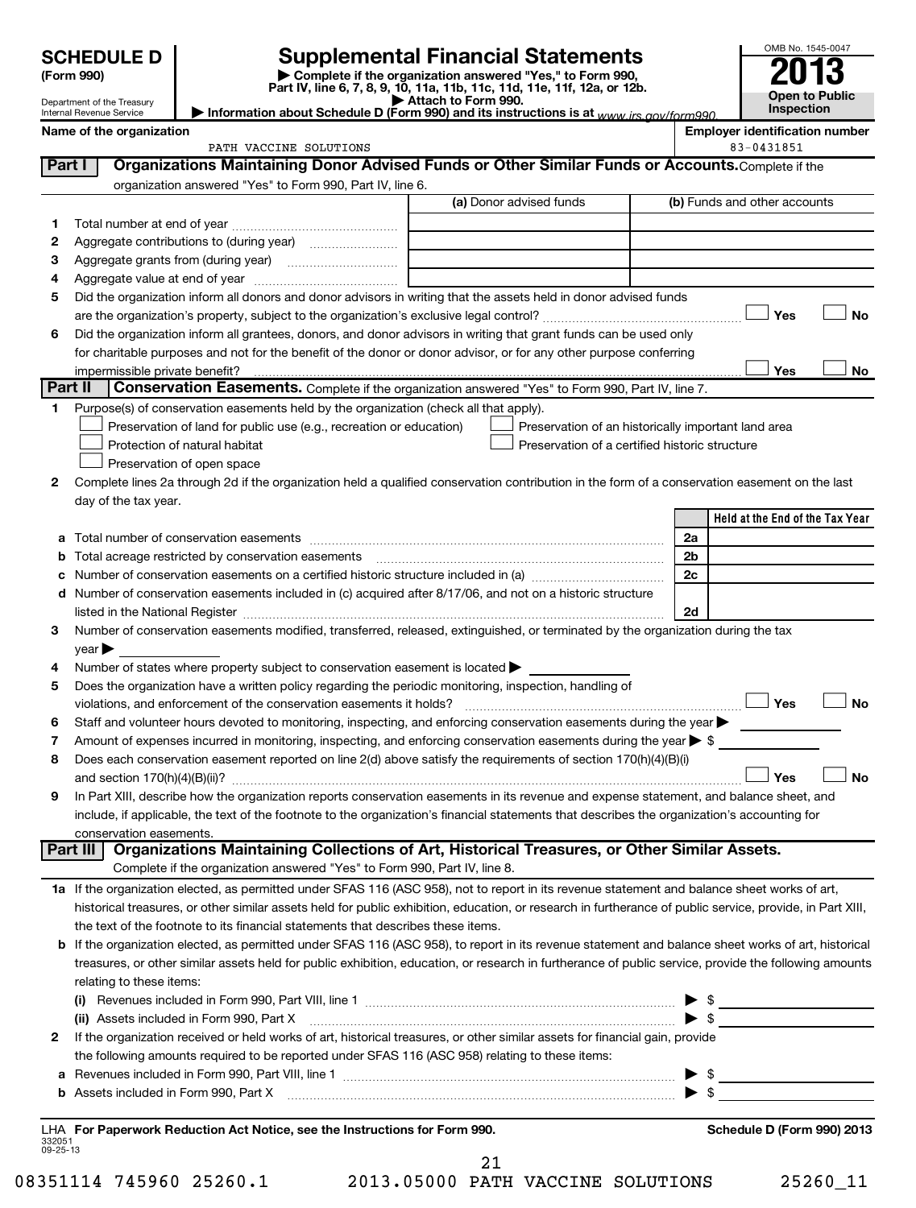**SCHEDULE D (Form 990)**

Department of the Treasury
Internal Revenue Service

# Supplemental Financial Statements

▶ Complete if the organization answered "Yes," to Form 990, Part IV, line 6, 7, 8, 9, 10, 11a, 11b, 11c, 11d, 11e, 11f, 12a, or 12b.
▶ Attach to Form 990.
▶ Information about Schedule D (Form 990) and its instructions is at www.irs.gov/form990.

OMB No. 1545-0047
**2013**
**Open to Public Inspection**

**Name of the organization:** PATH VACCINE SOLUTIONS

**Employer identification number:** 83-0431851

## Part I Organizations Maintaining Donor Advised Funds or Other Similar Funds or Accounts.

Complete if the organization answered "Yes" to Form 990, Part IV, line 6.

| | | (a) Donor advised funds | (b) Funds and other accounts |
|---|---|---|---|
| 1 | Total number at end of year | | |
| 2 | Aggregate contributions to (during year) | | |
| 3 | Aggregate grants from (during year) | | |
| 4 | Aggregate value at end of year | | |

5 Did the organization inform all donors and donor advisors in writing that the assets held in donor advised funds are the organization's property, subject to the organization's exclusive legal control? ☐ Yes ☐ No

6 Did the organization inform all grantees, donors, and donor advisors in writing that grant funds can be used only for charitable purposes and not for the benefit of the donor or donor advisor, or for any other purpose conferring impermissible private benefit? ☐ Yes ☐ No

## Part II Conservation Easements.

Complete if the organization answered "Yes" to Form 990, Part IV, line 7.

1 Purpose(s) of conservation easements held by the organization (check all that apply).
- ☐ Preservation of land for public use (e.g., recreation or education)
- ☐ Preservation of an historically important land area
- ☐ Protection of natural habitat
- ☐ Preservation of a certified historic structure
- ☐ Preservation of open space

2 Complete lines 2a through 2d if the organization held a qualified conservation contribution in the form of a conservation easement on the last day of the tax year.

| | | | Held at the End of the Tax Year |
|---|---|---|---|
| a | Total number of conservation easements | 2a | |
| b | Total acreage restricted by conservation easements | 2b | |
| c | Number of conservation easements on a certified historic structure included in (a) | 2c | |
| d | Number of conservation easements included in (c) acquired after 8/17/06, and not on a historic structure listed in the National Register | 2d | |

3 Number of conservation easements modified, transferred, released, extinguished, or terminated by the organization during the tax year ▶

4 Number of states where property subject to conservation easement is located ▶

5 Does the organization have a written policy regarding the periodic monitoring, inspection, handling of violations, and enforcement of the conservation easements it holds? ☐ Yes ☐ No

6 Staff and volunteer hours devoted to monitoring, inspecting, and enforcing conservation easements during the year ▶

7 Amount of expenses incurred in monitoring, inspecting, and enforcing conservation easements during the year ▶ $

8 Does each conservation easement reported on line 2(d) above satisfy the requirements of section 170(h)(4)(B)(i) and section 170(h)(4)(B)(ii)? ☐ Yes ☐ No

9 In Part XIII, describe how the organization reports conservation easements in its revenue and expense statement, and balance sheet, and include, if applicable, the text of the footnote to the organization's financial statements that describes the organization's accounting for conservation easements.

## Part III Organizations Maintaining Collections of Art, Historical Treasures, or Other Similar Assets.

Complete if the organization answered "Yes" to Form 990, Part IV, line 8.

1a If the organization elected, as permitted under SFAS 116 (ASC 958), not to report in its revenue statement and balance sheet works of art, historical treasures, or other similar assets held for public exhibition, education, or research in furtherance of public service, provide, in Part XIII, the text of the footnote to its financial statements that describes these items.

b If the organization elected, as permitted under SFAS 116 (ASC 958), to report in its revenue statement and balance sheet works of art, historical treasures, or other similar assets held for public exhibition, education, or research in furtherance of public service, provide the following amounts relating to these items:

(i) Revenues included in Form 990, Part VIII, line 1 ▶ $

(ii) Assets included in Form 990, Part X ▶ $

2 If the organization received or held works of art, historical treasures, or other similar assets for financial gain, provide the following amounts required to be reported under SFAS 116 (ASC 958) relating to these items:

a Revenues included in Form 990, Part VIII, line 1 ▶ $

b Assets included in Form 990, Part X ▶ $

LHA **For Paperwork Reduction Act Notice, see the Instructions for Form 990.** **Schedule D (Form 990) 2013**

332051 09-25-13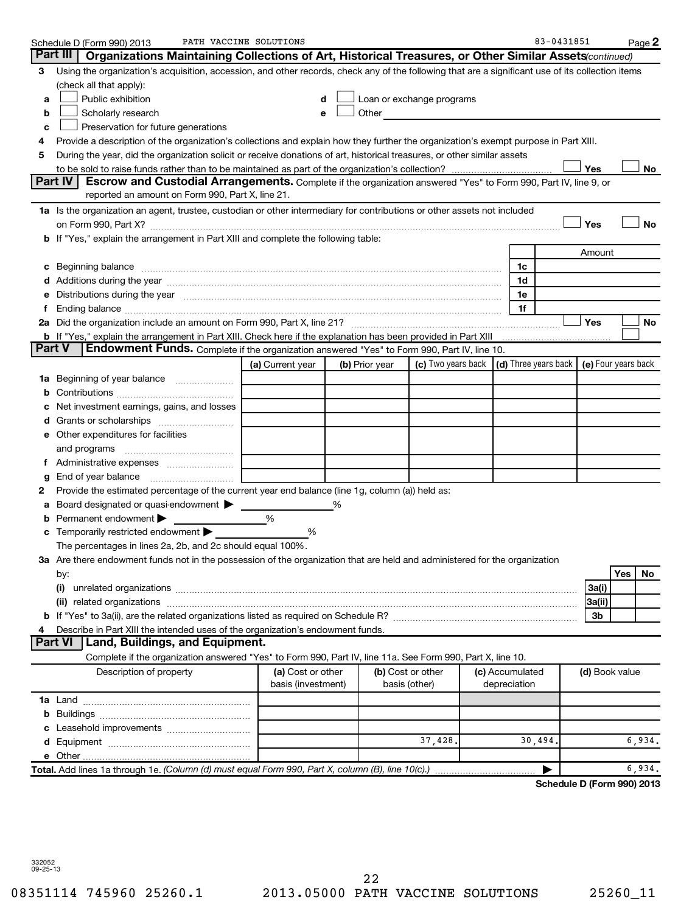Schedule D (Form 990) 2013 PATH VACCINE SOLUTIONS 83-0431851 Page 2

## Part III Organizations Maintaining Collections of Art, Historical Treasures, or Other Similar Assets *(continued)*

**3** Using the organization's acquisition, accession, and other records, check any of the following that are a significant use of its collection items (check all that apply):

- **a** ☐ Public exhibition
- **b** ☐ Scholarly research
- **c** ☐ Preservation for future generations
- **d** ☐ Loan or exchange programs
- **e** ☐ Other

**4** Provide a description of the organization's collections and explain how they further the organization's exempt purpose in Part XIII.

**5** During the year, did the organization solicit or receive donations of art, historical treasures, or other similar assets to be sold to raise funds rather than to be maintained as part of the organization's collection? ☐ Yes ☐ No

## Part IV Escrow and Custodial Arrangements.

Complete if the organization answered "Yes" to Form 990, Part IV, line 9, or reported an amount on Form 990, Part X, line 21.

**1a** Is the organization an agent, trustee, custodian or other intermediary for contributions or other assets not included on Form 990, Part X? ☐ Yes ☐ No

**b** If "Yes," explain the arrangement in Part XIII and complete the following table:

| | | | Amount |
|---|---|---|---|
| **c** | Beginning balance | 1c | |
| **d** | Additions during the year | 1d | |
| **e** | Distributions during the year | 1e | |
| **f** | Ending balance | 1f | |

**2a** Did the organization include an amount on Form 990, Part X, line 21? ☐ Yes ☐ No

**b** If "Yes," explain the arrangement in Part XIII. Check here if the explanation has been provided in Part XIII ☐

## Part V Endowment Funds.

Complete if the organization answered "Yes" to Form 990, Part IV, line 10.

| | | (a) Current year | (b) Prior year | (c) Two years back | (d) Three years back | (e) Four years back |
|---|---|---|---|---|---|---|
| **1a** | Beginning of year balance | | | | | |
| **b** | Contributions | | | | | |
| **c** | Net investment earnings, gains, and losses | | | | | |
| **d** | Grants or scholarships | | | | | |
| **e** | Other expenditures for facilities and programs | | | | | |
| **f** | Administrative expenses | | | | | |
| **g** | End of year balance | | | | | |

**2** Provide the estimated percentage of the current year end balance (line 1g, column (a)) held as:

- **a** Board designated or quasi-endowment ▶ ______ %
- **b** Permanent endowment ▶ ______ %
- **c** Temporarily restricted endowment ▶ ______ %

The percentages in lines 2a, 2b, and 2c should equal 100%.

**3a** Are there endowment funds not in the possession of the organization that are held and administered for the organization by:

| | | | Yes | No |
|---|---|---|---|---|
| **(i)** | unrelated organizations | 3a(i) | | |
| **(ii)** | related organizations | 3a(ii) | | |
| **b** | If "Yes" to 3a(ii), are the related organizations listed as required on Schedule R? | 3b | | |

**4** Describe in Part XIII the intended uses of the organization's endowment funds.

## Part VI Land, Buildings, and Equipment.

Complete if the organization answered "Yes" to Form 990, Part IV, line 11a. See Form 990, Part X, line 10.

| Description of property | (a) Cost or other basis (investment) | (b) Cost or other basis (other) | (c) Accumulated depreciation | (d) Book value |
|---|---|---|---|---|
| **1a** Land | | | | |
| **b** Buildings | | | | |
| **c** Leasehold improvements | | | | |
| **d** Equipment | | 37,428. | 30,494. | 6,934. |
| **e** Other | | | | |
| **Total.** Add lines 1a through 1e. *(Column (d) must equal Form 990, Part X, column (B), line 10(c).)* | | | ▶ | 6,934. |

**Schedule D (Form 990) 2013**

332052 09-25-13

08351114 745960 25260.1 2013.05000 PATH VACCINE SOLUTIONS 25260_11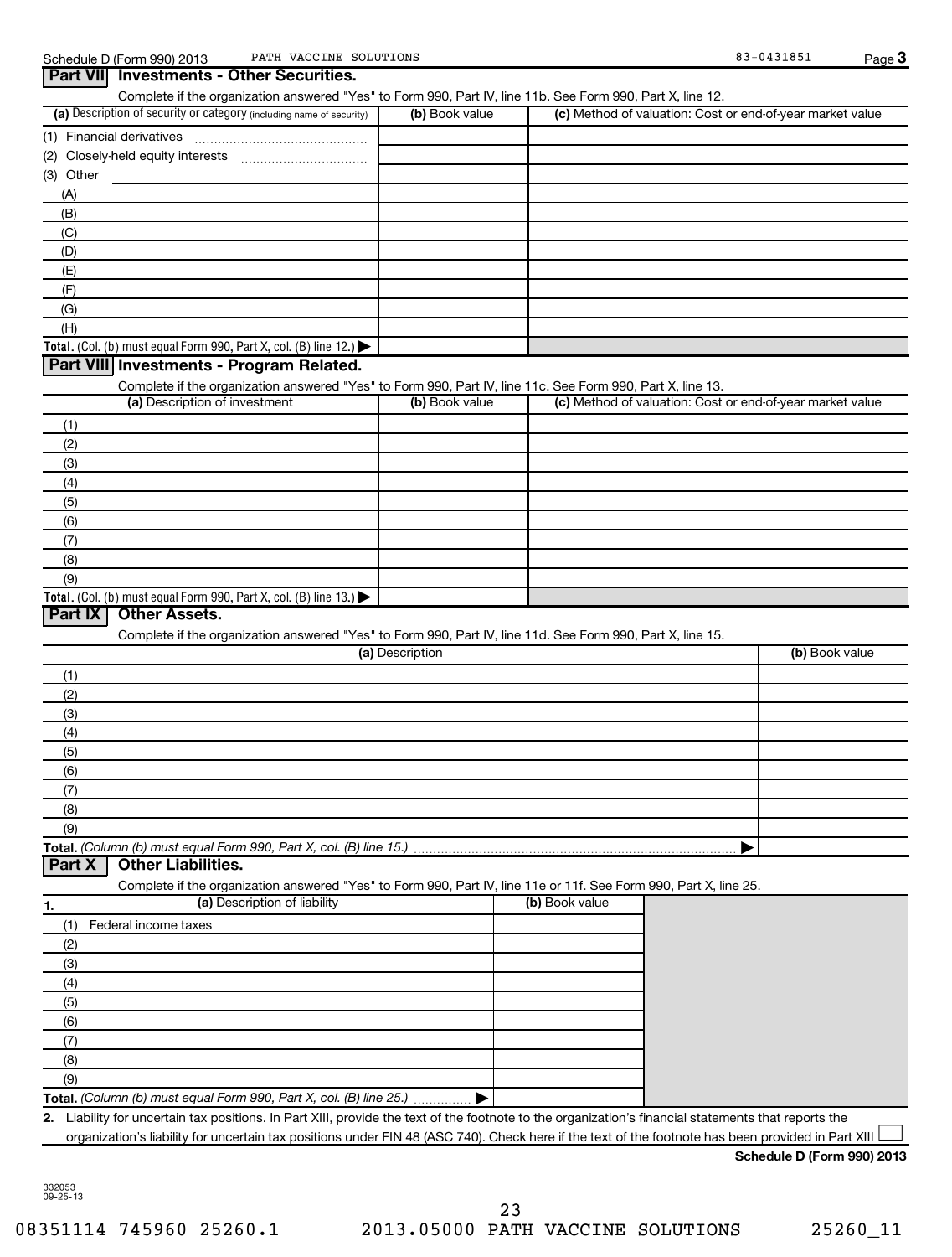Schedule D (Form 990) 2013 PATH VACCINE SOLUTIONS 83-0431851 Page **3**

## Part VII Investments - Other Securities.

Complete if the organization answered "Yes" to Form 990, Part IV, line 11b. See Form 990, Part X, line 12.

| (a) Description of security or category (including name of security) | (b) Book value | (c) Method of valuation: Cost or end-of-year market value |
|---|---|---|
| (1) Financial derivatives | | |
| (2) Closely-held equity interests | | |
| (3) Other | | |
| (A) | | |
| (B) | | |
| (C) | | |
| (D) | | |
| (E) | | |
| (F) | | |
| (G) | | |
| (H) | | |
| **Total.** (Col. (b) must equal Form 990, Part X, col. (B) line 12.) ▶ | | |

## Part VIII Investments - Program Related.

Complete if the organization answered "Yes" to Form 990, Part IV, line 11c. See Form 990, Part X, line 13.

| (a) Description of investment | (b) Book value | (c) Method of valuation: Cost or end-of-year market value |
|---|---|---|
| (1) | | |
| (2) | | |
| (3) | | |
| (4) | | |
| (5) | | |
| (6) | | |
| (7) | | |
| (8) | | |
| (9) | | |
| **Total.** (Col. (b) must equal Form 990, Part X, col. (B) line 13.) ▶ | | |

## Part IX Other Assets.

Complete if the organization answered "Yes" to Form 990, Part IV, line 11d. See Form 990, Part X, line 15.

| (a) Description | (b) Book value |
|---|---|
| (1) | |
| (2) | |
| (3) | |
| (4) | |
| (5) | |
| (6) | |
| (7) | |
| (8) | |
| (9) | |
| **Total.** *(Column (b) must equal Form 990, Part X, col. (B) line 15.)* ▶ | |

## Part X Other Liabilities.

Complete if the organization answered "Yes" to Form 990, Part IV, line 11e or 11f. See Form 990, Part X, line 25.

| 1. (a) Description of liability | (b) Book value |
|---|---|
| (1) Federal income taxes | |
| (2) | |
| (3) | |
| (4) | |
| (5) | |
| (6) | |
| (7) | |
| (8) | |
| (9) | |
| **Total.** *(Column (b) must equal Form 990, Part X, col. (B) line 25.)* ▶ | |

**2.** Liability for uncertain tax positions. In Part XIII, provide the text of the footnote to the organization's financial statements that reports the organization's liability for uncertain tax positions under FIN 48 (ASC 740). Check here if the text of the footnote has been provided in Part XIII ☐

**Schedule D (Form 990) 2013**

332053 09-25-13

08351114 745960 25260.1 2013.05000 PATH VACCINE SOLUTIONS 25260_11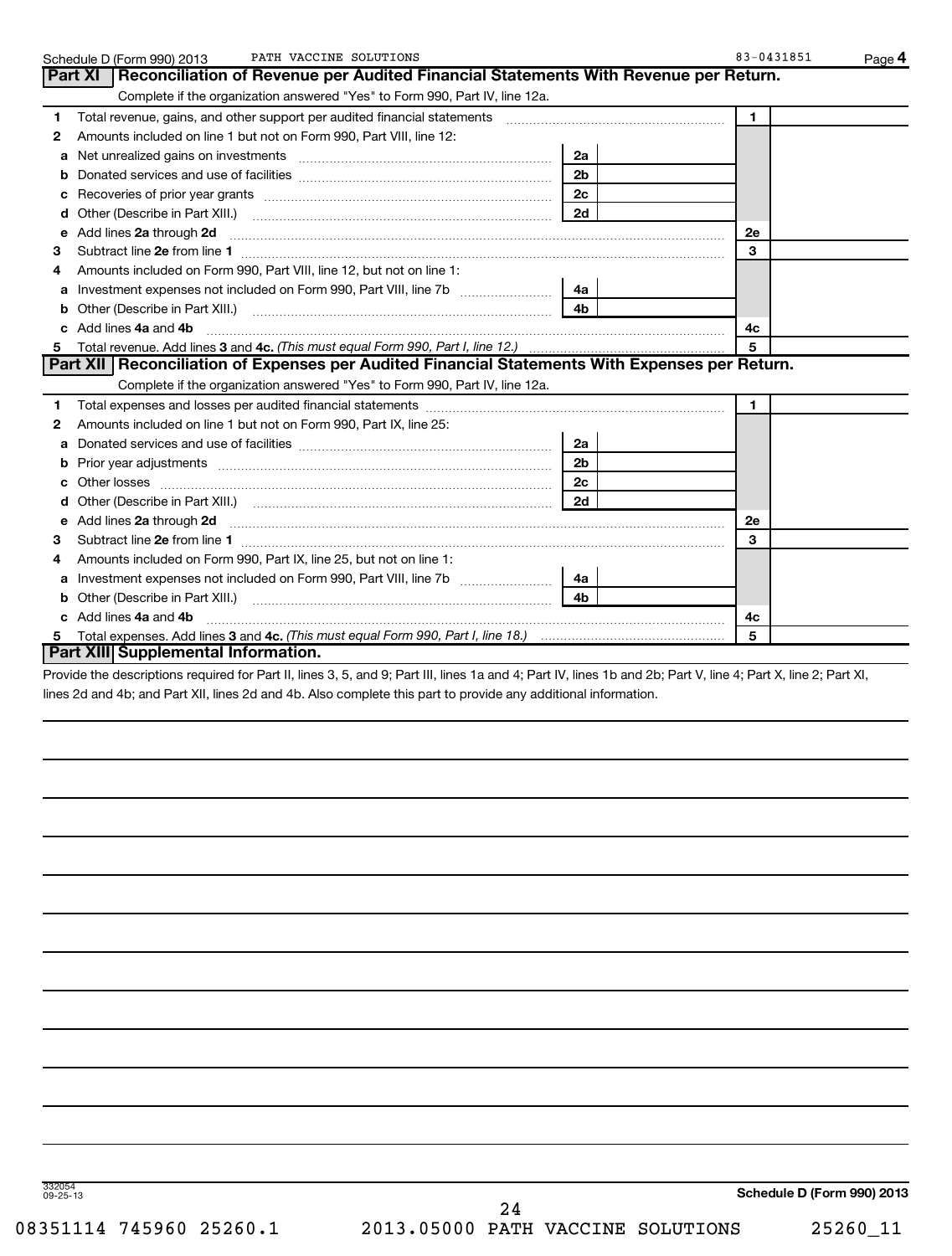Schedule D (Form 990) 2013 PATH VACCINE SOLUTIONS 83-0431851 Page 4

## Part XI Reconciliation of Revenue per Audited Financial Statements With Revenue per Return.

Complete if the organization answered "Yes" to Form 990, Part IV, line 12a.

| | | | | | |
|---|---|---|---|---|---|
| 1 | Total revenue, gains, and other support per audited financial statements | | | 1 | |
| 2 | Amounts included on line 1 but not on Form 990, Part VIII, line 12: | | | | |
| a | Net unrealized gains on investments | 2a | | | |
| b | Donated services and use of facilities | 2b | | | |
| c | Recoveries of prior year grants | 2c | | | |
| d | Other (Describe in Part XIII.) | 2d | | | |
| e | Add lines **2a** through **2d** | | | 2e | |
| 3 | Subtract line **2e** from line **1** | | | 3 | |
| 4 | Amounts included on Form 990, Part VIII, line 12, but not on line 1: | | | | |
| a | Investment expenses not included on Form 990, Part VIII, line 7b | 4a | | | |
| b | Other (Describe in Part XIII.) | 4b | | | |
| c | Add lines **4a** and **4b** | | | 4c | |
| 5 | Total revenue. Add lines **3** and **4c.** *(This must equal Form 990, Part I, line 12.)* | | | 5 | |

## Part XII Reconciliation of Expenses per Audited Financial Statements With Expenses per Return.

Complete if the organization answered "Yes" to Form 990, Part IV, line 12a.

| | | | | | |
|---|---|---|---|---|---|
| 1 | Total expenses and losses per audited financial statements | | | 1 | |
| 2 | Amounts included on line 1 but not on Form 990, Part IX, line 25: | | | | |
| a | Donated services and use of facilities | 2a | | | |
| b | Prior year adjustments | 2b | | | |
| c | Other losses | 2c | | | |
| d | Other (Describe in Part XIII.) | 2d | | | |
| e | Add lines **2a** through **2d** | | | 2e | |
| 3 | Subtract line **2e** from line **1** | | | 3 | |
| 4 | Amounts included on Form 990, Part IX, line 25, but not on line 1: | | | | |
| a | Investment expenses not included on Form 990, Part VIII, line 7b | 4a | | | |
| b | Other (Describe in Part XIII.) | 4b | | | |
| c | Add lines **4a** and **4b** | | | 4c | |
| 5 | Total expenses. Add lines **3** and **4c.** *(This must equal Form 990, Part I, line 18.)* | | | 5 | |

## Part XIII Supplemental Information.

Provide the descriptions required for Part II, lines 3, 5, and 9; Part III, lines 1a and 4; Part IV, lines 1b and 2b; Part V, line 4; Part X, line 2; Part XI, lines 2d and 4b; and Part XII, lines 2d and 4b. Also complete this part to provide any additional information.

332054 09-25-13

**Schedule D (Form 990) 2013**

08351114 745960 25260.1 2013.05000 PATH VACCINE SOLUTIONS 25260_11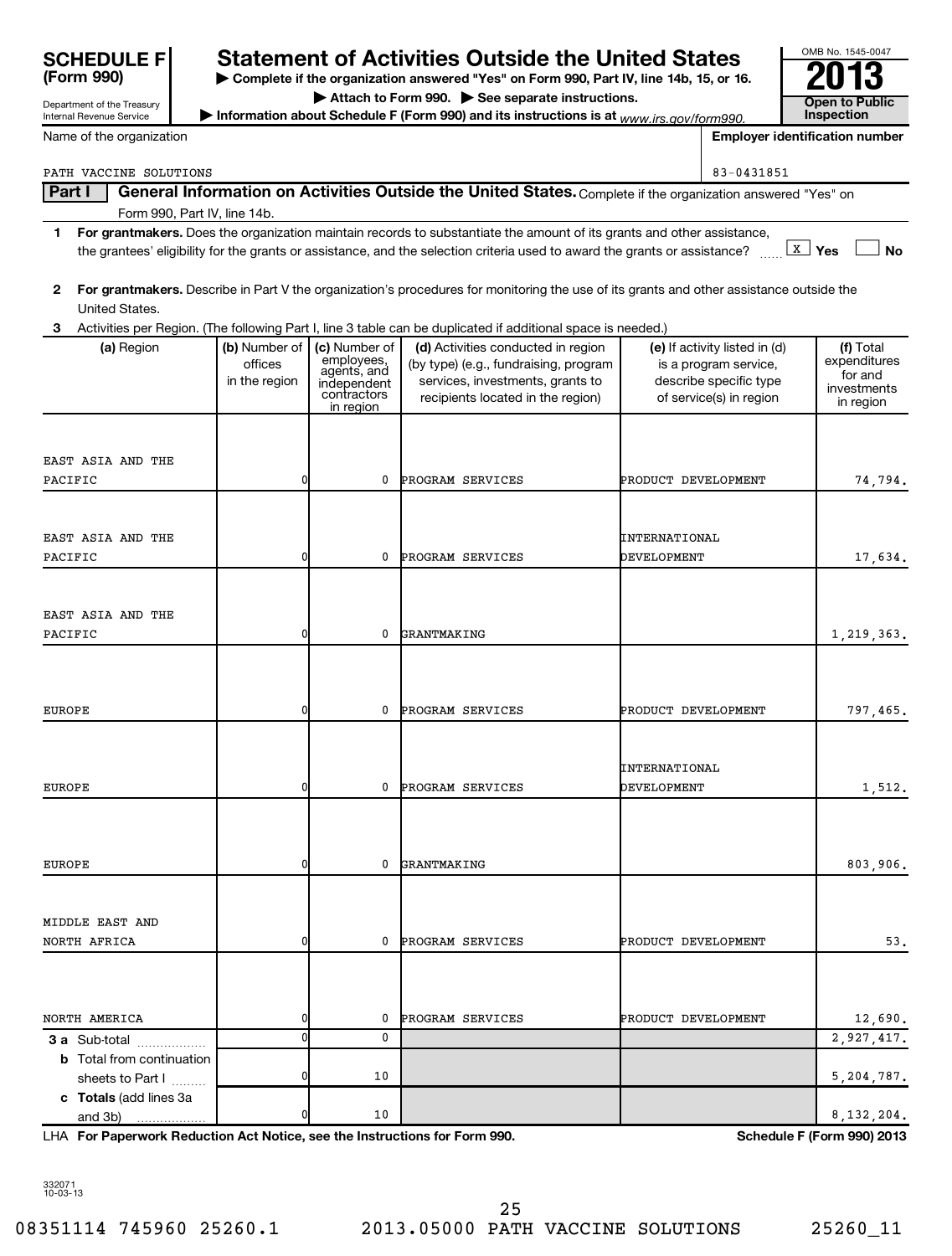**SCHEDULE F (Form 990)**

Department of the Treasury
Internal Revenue Service

# Statement of Activities Outside the United States

▶ **Complete if the organization answered "Yes" on Form 990, Part IV, line 14b, 15, or 16.**
▶ **Attach to Form 990.** ▶ **See separate instructions.**
▶ **Information about Schedule F (Form 990) and its instructions is at** *www.irs.gov/form990.*

OMB No. 1545-0047
**2013**
**Open to Public Inspection**

Name of the organization: PATH VACCINE SOLUTIONS
**Employer identification number:** 83-0431851

**Part I** **General Information on Activities Outside the United States.** Complete if the organization answered "Yes" on Form 990, Part IV, line 14b.

1 **For grantmakers.** Does the organization maintain records to substantiate the amount of its grants and other assistance, the grantees' eligibility for the grants or assistance, and the selection criteria used to award the grants or assistance? ..... [X] **Yes** [ ] **No**

2 **For grantmakers.** Describe in Part V the organization's procedures for monitoring the use of its grants and other assistance outside the United States.

3 Activities per Region. (The following Part I, line 3 table can be duplicated if additional space is needed.)

| (a) Region | (b) Number of offices in the region | (c) Number of employees, agents, and independent contractors in region | (d) Activities conducted in region (by type) (e.g., fundraising, program services, investments, grants to recipients located in the region) | (e) If activity listed in (d) is a program service, describe specific type of service(s) in region | (f) Total expenditures for and investments in region |
|---|---|---|---|---|---|
| EAST ASIA AND THE PACIFIC | 0 | 0 | PROGRAM SERVICES | PRODUCT DEVELOPMENT | 74,794. |
| EAST ASIA AND THE PACIFIC | 0 | 0 | PROGRAM SERVICES | INTERNATIONAL DEVELOPMENT | 17,634. |
| EAST ASIA AND THE PACIFIC | 0 | 0 | GRANTMAKING | | 1,219,363. |
| EUROPE | 0 | 0 | PROGRAM SERVICES | PRODUCT DEVELOPMENT | 797,465. |
| EUROPE | 0 | 0 | PROGRAM SERVICES | INTERNATIONAL DEVELOPMENT | 1,512. |
| EUROPE | 0 | 0 | GRANTMAKING | | 803,906. |
| MIDDLE EAST AND NORTH AFRICA | 0 | 0 | PROGRAM SERVICES | PRODUCT DEVELOPMENT | 53. |
| NORTH AMERICA | 0 | 0 | PROGRAM SERVICES | PRODUCT DEVELOPMENT | 12,690. |
| **3 a** Sub-total | 0 | 0 | | | 2,927,417. |
| **b** Total from continuation sheets to Part I | 0 | 10 | | | 5,204,787. |
| **c Totals** (add lines 3a and 3b) | 0 | 10 | | | 8,132,204. |

LHA **For Paperwork Reduction Act Notice, see the Instructions for Form 990.** **Schedule F (Form 990) 2013**

332071
10-03-13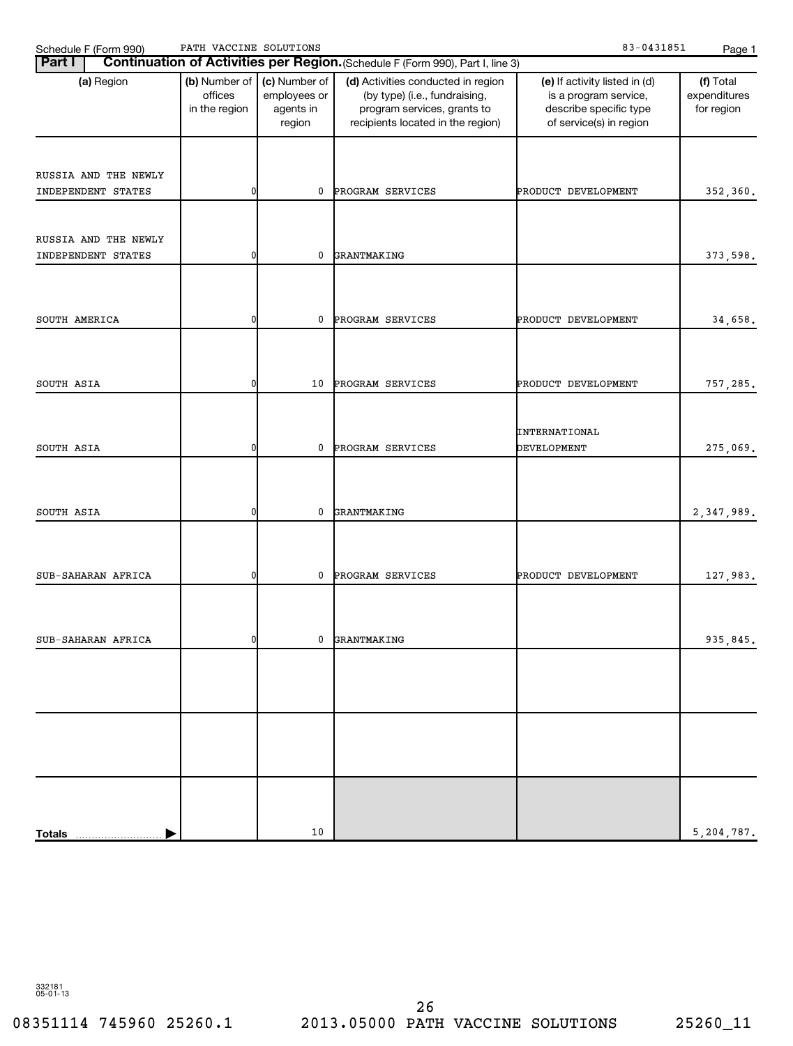Schedule F (Form 990) PATH VACCINE SOLUTIONS 83-0431851

## Part I Continuation of Activities per Region. (Schedule F (Form 990), Part I, line 3)

| (a) Region | (b) Number of offices in the region | (c) Number of employees or agents in region | (d) Activities conducted in region (by type) (i.e., fundraising, program services, grants to recipients located in the region) | (e) If activity listed in (d) is a program service, describe specific type of service(s) in region | (f) Total expenditures for region |
|---|---|---|---|---|---|
| RUSSIA AND THE NEWLY INDEPENDENT STATES | 0 | 0 | PROGRAM SERVICES | PRODUCT DEVELOPMENT | 352,360. |
| RUSSIA AND THE NEWLY INDEPENDENT STATES | 0 | 0 | GRANTMAKING | | 373,598. |
| SOUTH AMERICA | 0 | 0 | PROGRAM SERVICES | PRODUCT DEVELOPMENT | 34,658. |
| SOUTH ASIA | 0 | 10 | PROGRAM SERVICES | PRODUCT DEVELOPMENT | 757,285. |
| SOUTH ASIA | 0 | 0 | PROGRAM SERVICES | INTERNATIONAL DEVELOPMENT | 275,069. |
| SOUTH ASIA | 0 | 0 | GRANTMAKING | | 2,347,989. |
| SUB-SAHARAN AFRICA | 0 | 0 | PROGRAM SERVICES | PRODUCT DEVELOPMENT | 127,983. |
| SUB-SAHARAN AFRICA | 0 | 0 | GRANTMAKING | | 935,845. |
| | | | | | |
| | | | | | |
| **Totals** | | 10 | | | 5,204,787. |

332181
05-01-13

08351114 745960 25260.1 2013.05000 PATH VACCINE SOLUTIONS 25260_11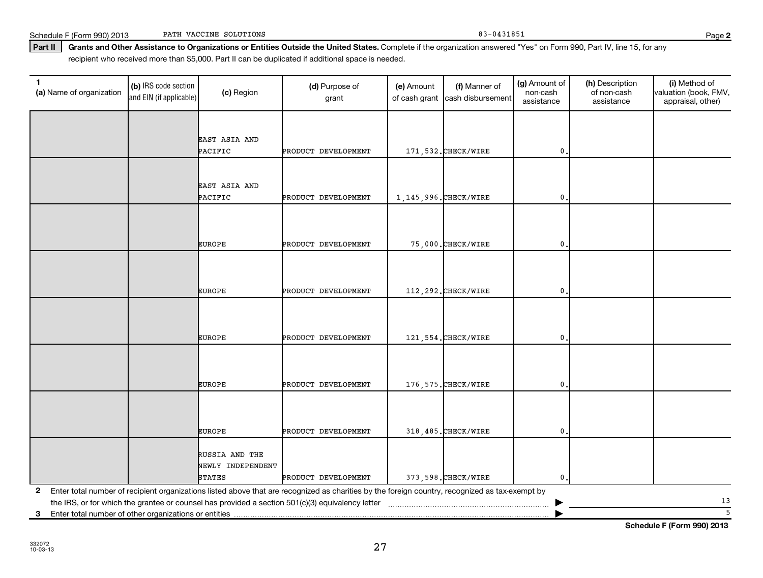**Part II** **Grants and Other Assistance to Organizations or Entities Outside the United States.** Complete if the organization answered "Yes" on Form 990, Part IV, line 15, for any recipient who received more than $5,000. Part II can be duplicated if additional space is needed.

| 1 (a) Name of organization | (b) IRS code section and EIN (if applicable) | (c) Region | (d) Purpose of grant | (e) Amount of cash grant | (f) Manner of cash disbursement | (g) Amount of non-cash assistance | (h) Description of non-cash assistance | (i) Method of valuation (book, FMV, appraisal, other) |
|---|---|---|---|---|---|---|---|---|
| | | EAST ASIA AND PACIFIC | PRODUCT DEVELOPMENT | 171,532. | CHECK/WIRE | 0. | | |
| | | EAST ASIA AND PACIFIC | PRODUCT DEVELOPMENT | 1,145,996. | CHECK/WIRE | 0. | | |
| | | EUROPE | PRODUCT DEVELOPMENT | 75,000. | CHECK/WIRE | 0. | | |
| | | EUROPE | PRODUCT DEVELOPMENT | 112,292. | CHECK/WIRE | 0. | | |
| | | EUROPE | PRODUCT DEVELOPMENT | 121,554. | CHECK/WIRE | 0. | | |
| | | EUROPE | PRODUCT DEVELOPMENT | 176,575. | CHECK/WIRE | 0. | | |
| | | EUROPE | PRODUCT DEVELOPMENT | 318,485. | CHECK/WIRE | 0. | | |
| | | RUSSIA AND THE NEWLY INDEPENDENT STATES | PRODUCT DEVELOPMENT | 373,598. | CHECK/WIRE | 0. | | |

**2** Enter total number of recipient organizations listed above that are recognized as charities by the foreign country, recognized as tax-exempt by the IRS, or for which the grantee or counsel has provided a section 501(c)(3) equivalency letter ▶ 13

**3** Enter total number of other organizations or entities ▶ 5

**Schedule F (Form 990) 2013**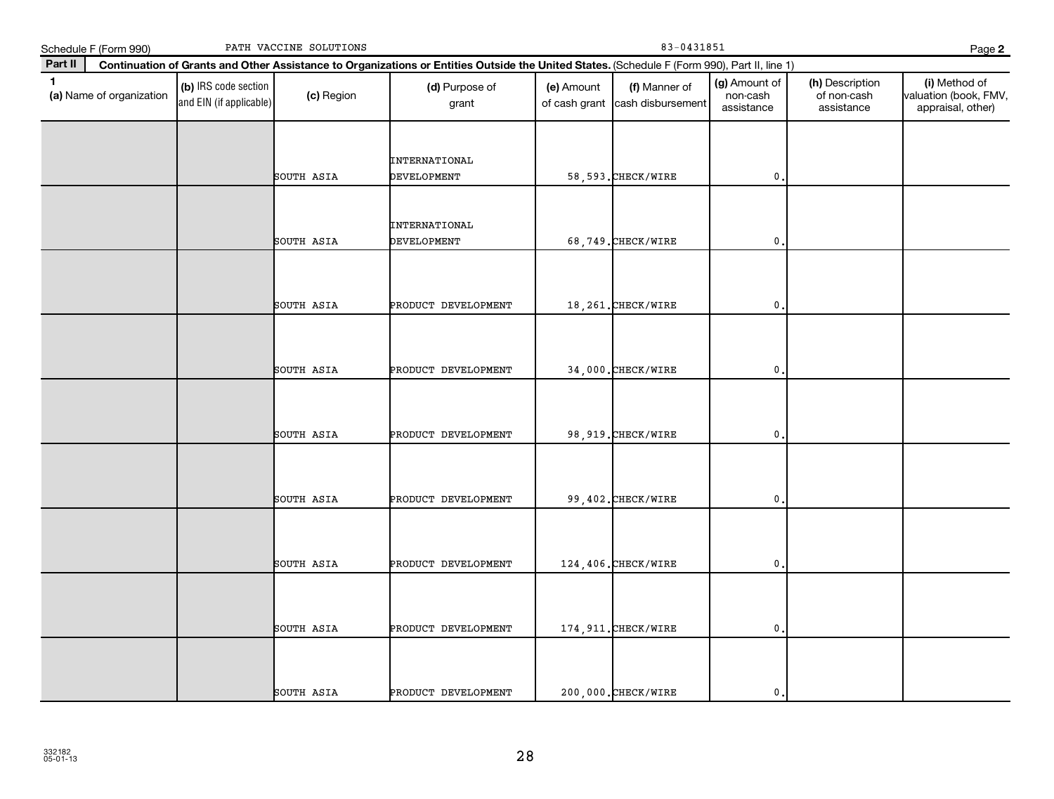Schedule F (Form 990) PATH VACCINE SOLUTIONS 83-0431851 Page **2**

**Part II** **Continuation of Grants and Other Assistance to Organizations or Entities Outside the United States.** (Schedule F (Form 990), Part II, line 1)

| 1 (a) Name of organization | (b) IRS code section and EIN (if applicable) | (c) Region | (d) Purpose of grant | (e) Amount of cash grant | (f) Manner of cash disbursement | (g) Amount of non-cash assistance | (h) Description of non-cash assistance | (i) Method of valuation (book, FMV, appraisal, other) |
|---|---|---|---|---|---|---|---|---|
| | | SOUTH ASIA | INTERNATIONAL DEVELOPMENT | 58,593. | CHECK/WIRE | 0. | | |
| | | SOUTH ASIA | INTERNATIONAL DEVELOPMENT | 68,749. | CHECK/WIRE | 0. | | |
| | | SOUTH ASIA | PRODUCT DEVELOPMENT | 18,261. | CHECK/WIRE | 0. | | |
| | | SOUTH ASIA | PRODUCT DEVELOPMENT | 34,000. | CHECK/WIRE | 0. | | |
| | | SOUTH ASIA | PRODUCT DEVELOPMENT | 98,919. | CHECK/WIRE | 0. | | |
| | | SOUTH ASIA | PRODUCT DEVELOPMENT | 99,402. | CHECK/WIRE | 0. | | |
| | | SOUTH ASIA | PRODUCT DEVELOPMENT | 124,406. | CHECK/WIRE | 0. | | |
| | | SOUTH ASIA | PRODUCT DEVELOPMENT | 174,911. | CHECK/WIRE | 0. | | |
| | | SOUTH ASIA | PRODUCT DEVELOPMENT | 200,000. | CHECK/WIRE | 0. | | |

332182 05-01-13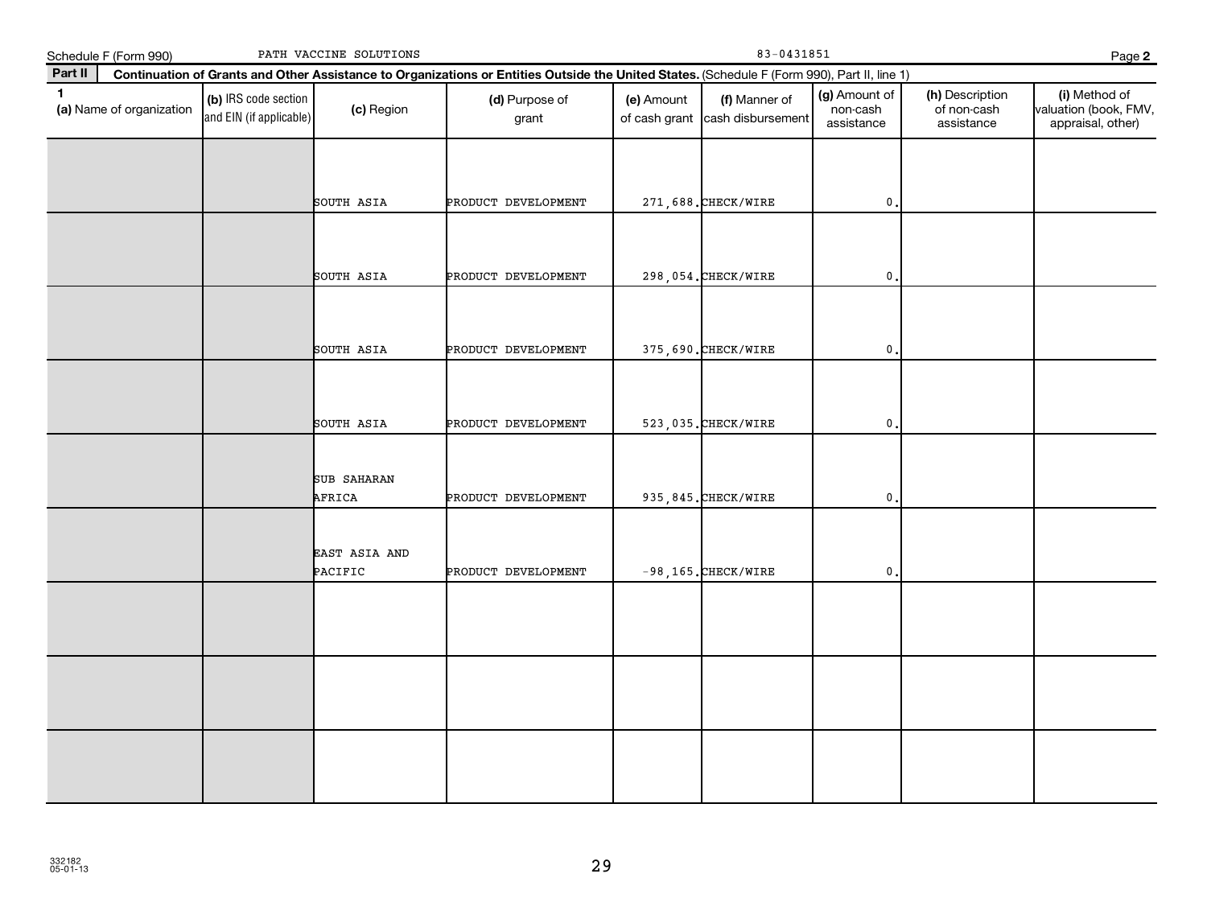Schedule F (Form 990) PATH VACCINE SOLUTIONS 83-0431851 Page 2

**Part II** **Continuation of Grants and Other Assistance to Organizations or Entities Outside the United States.** (Schedule F (Form 990), Part II, line 1)

| 1 (a) Name of organization | (b) IRS code section and EIN (if applicable) | (c) Region | (d) Purpose of grant | (e) Amount of cash grant | (f) Manner of cash disbursement | (g) Amount of non-cash assistance | (h) Description of non-cash assistance | (i) Method of valuation (book, FMV, appraisal, other) |
|---|---|---|---|---|---|---|---|---|
| | | SOUTH ASIA | PRODUCT DEVELOPMENT | 271,688. | CHECK/WIRE | 0. | | |
| | | SOUTH ASIA | PRODUCT DEVELOPMENT | 298,054. | CHECK/WIRE | 0. | | |
| | | SOUTH ASIA | PRODUCT DEVELOPMENT | 375,690. | CHECK/WIRE | 0. | | |
| | | SOUTH ASIA | PRODUCT DEVELOPMENT | 523,035. | CHECK/WIRE | 0. | | |
| | | SUB SAHARAN AFRICA | PRODUCT DEVELOPMENT | 935,845. | CHECK/WIRE | 0. | | |
| | | EAST ASIA AND PACIFIC | PRODUCT DEVELOPMENT | -98,165. | CHECK/WIRE | 0. | | |
| | | | | | | | | |
| | | | | | | | | |
| | | | | | | | | |

332182
05-01-13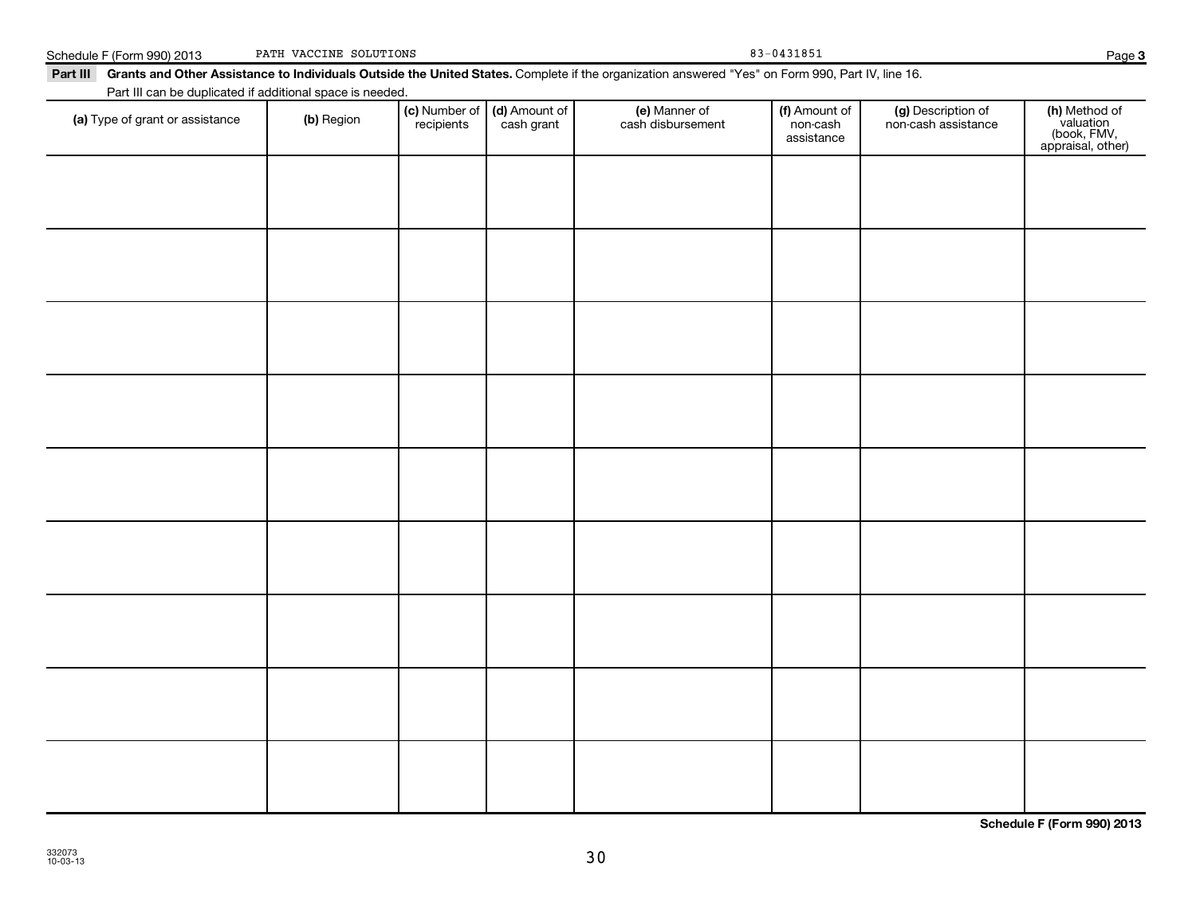Schedule F (Form 990) 2013 PATH VACCINE SOLUTIONS 83-0431851

**Part III Grants and Other Assistance to Individuals Outside the United States.** Complete if the organization answered "Yes" on Form 990, Part IV, line 16.

Part III can be duplicated if additional space is needed.

| (a) Type of grant or assistance | (b) Region | (c) Number of recipients | (d) Amount of cash grant | (e) Manner of cash disbursement | (f) Amount of non-cash assistance | (g) Description of non-cash assistance | (h) Method of valuation (book, FMV, appraisal, other) |
|---|---|---|---|---|---|---|---|
| | | | | | | | |
| | | | | | | | |
| | | | | | | | |
| | | | | | | | |
| | | | | | | | |
| | | | | | | | |
| | | | | | | | |
| | | | | | | | |
| | | | | | | | |

**Schedule F (Form 990) 2013**

332073
10-03-13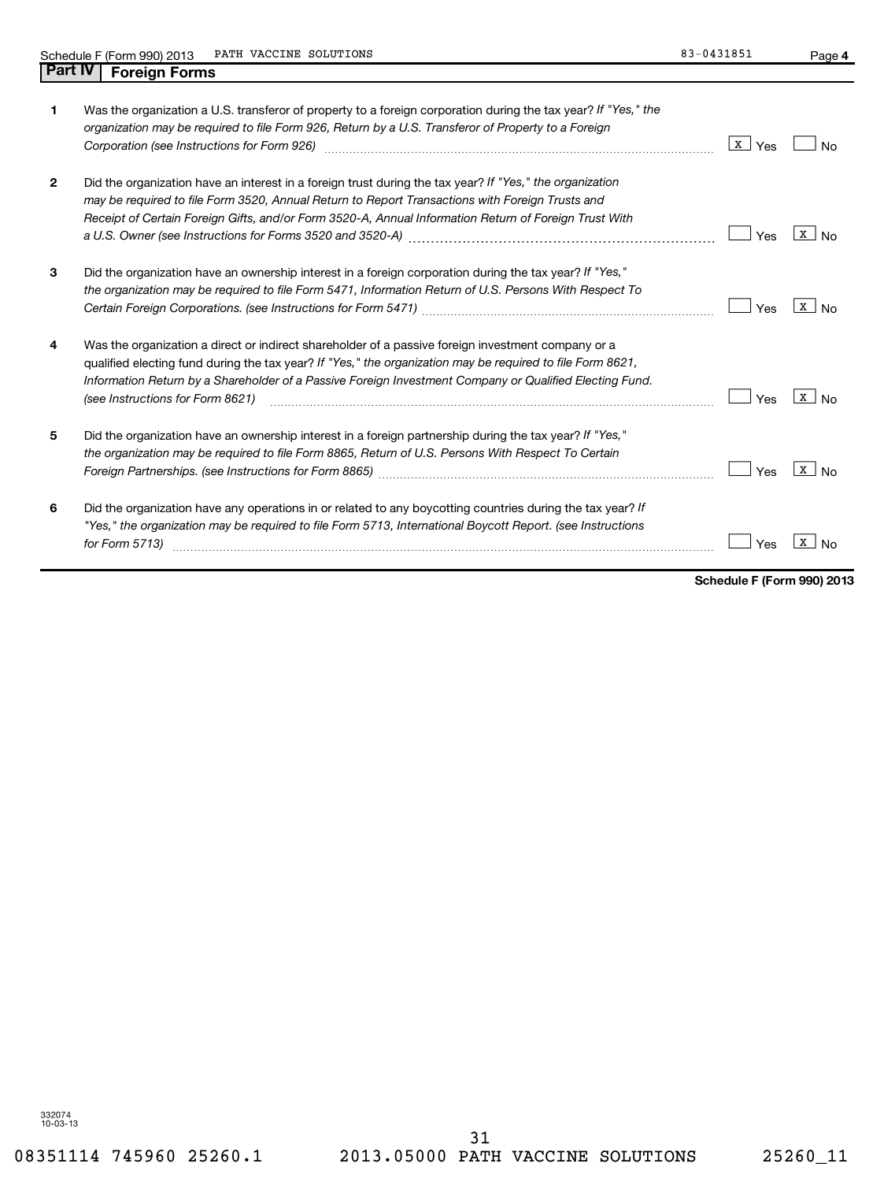Schedule F (Form 990) 2013 PATH VACCINE SOLUTIONS 83-0431851 Page 4

## Part IV Foreign Forms

| | | Yes | No |
|---|---|---|---|
| **1** | Was the organization a U.S. transferor of property to a foreign corporation during the tax year? *If "Yes," the organization may be required to file Form 926, Return by a U.S. Transferor of Property to a Foreign Corporation (see Instructions for Form 926)* | X | |
| **2** | Did the organization have an interest in a foreign trust during the tax year? *If "Yes," the organization may be required to file Form 3520, Annual Return to Report Transactions with Foreign Trusts and Receipt of Certain Foreign Gifts, and/or Form 3520-A, Annual Information Return of Foreign Trust With a U.S. Owner (see Instructions for Forms 3520 and 3520-A)* | | X |
| **3** | Did the organization have an ownership interest in a foreign corporation during the tax year? *If "Yes," the organization may be required to file Form 5471, Information Return of U.S. Persons With Respect To Certain Foreign Corporations. (see Instructions for Form 5471)* | | X |
| **4** | Was the organization a direct or indirect shareholder of a passive foreign investment company or a qualified electing fund during the tax year? *If "Yes," the organization may be required to file Form 8621, Information Return by a Shareholder of a Passive Foreign Investment Company or Qualified Electing Fund. (see Instructions for Form 8621)* | | X |
| **5** | Did the organization have an ownership interest in a foreign partnership during the tax year? *If "Yes," the organization may be required to file Form 8865, Return of U.S. Persons With Respect To Certain Foreign Partnerships. (see Instructions for Form 8865)* | | X |
| **6** | Did the organization have any operations in or related to any boycotting countries during the tax year? *If "Yes," the organization may be required to file Form 5713, International Boycott Report. (see Instructions for Form 5713)* | | X |

**Schedule F (Form 990) 2013**

332074
10-03-13

08351114 745960 25260.1 2013.05000 PATH VACCINE SOLUTIONS 25260_11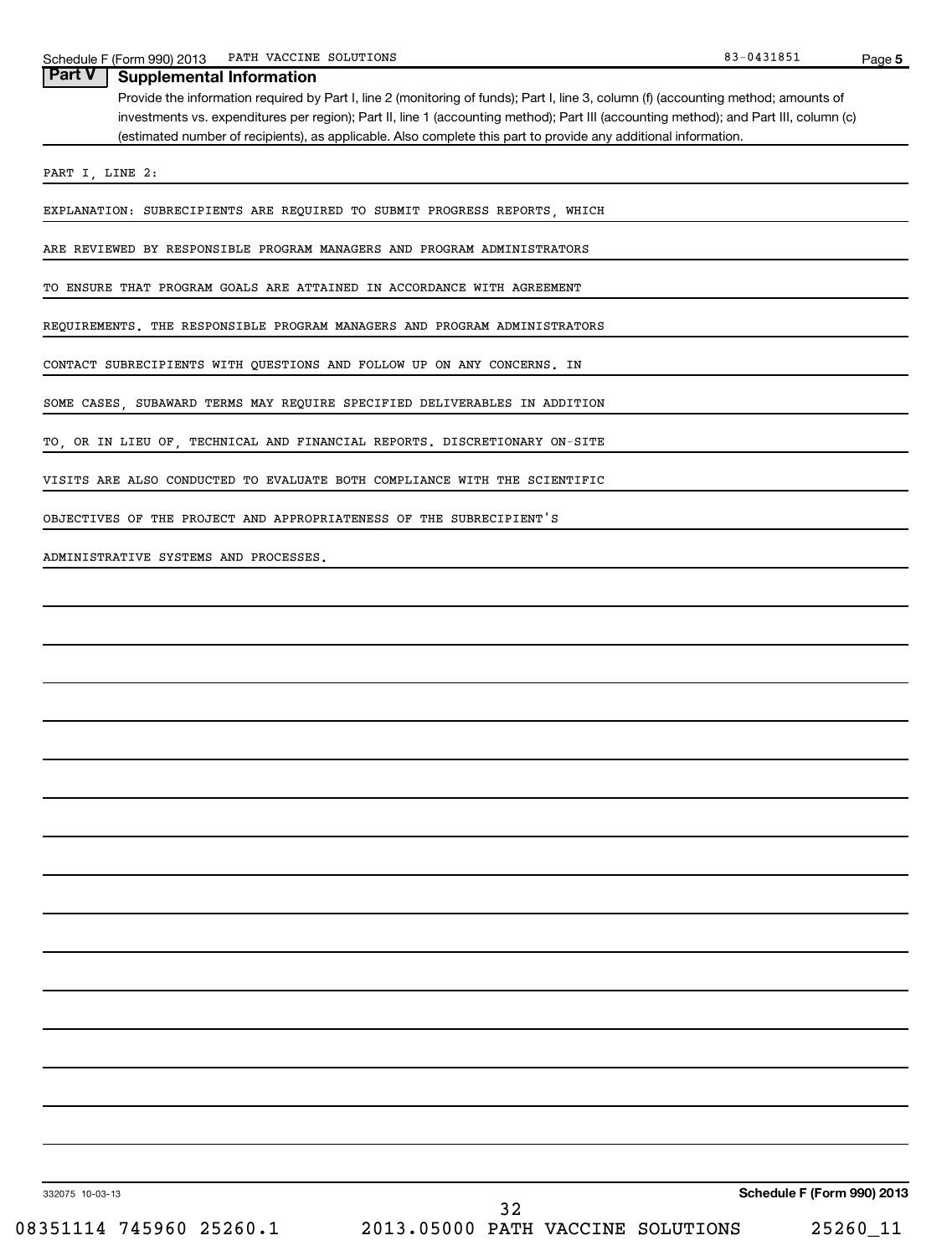## Part V Supplemental Information

Provide the information required by Part I, line 2 (monitoring of funds); Part I, line 3, column (f) (accounting method; amounts of investments vs. expenditures per region); Part II, line 1 (accounting method); Part III (accounting method); and Part III, column (c) (estimated number of recipients), as applicable. Also complete this part to provide any additional information.

PART I, LINE 2:

EXPLANATION: SUBRECIPIENTS ARE REQUIRED TO SUBMIT PROGRESS REPORTS, WHICH ARE REVIEWED BY RESPONSIBLE PROGRAM MANAGERS AND PROGRAM ADMINISTRATORS TO ENSURE THAT PROGRAM GOALS ARE ATTAINED IN ACCORDANCE WITH AGREEMENT REQUIREMENTS. THE RESPONSIBLE PROGRAM MANAGERS AND PROGRAM ADMINISTRATORS CONTACT SUBRECIPIENTS WITH QUESTIONS AND FOLLOW UP ON ANY CONCERNS. IN SOME CASES, SUBAWARD TERMS MAY REQUIRE SPECIFIED DELIVERABLES IN ADDITION TO, OR IN LIEU OF, TECHNICAL AND FINANCIAL REPORTS. DISCRETIONARY ON-SITE VISITS ARE ALSO CONDUCTED TO EVALUATE BOTH COMPLIANCE WITH THE SCIENTIFIC OBJECTIVES OF THE PROJECT AND APPROPRIATENESS OF THE SUBRECIPIENT'S ADMINISTRATIVE SYSTEMS AND PROCESSES.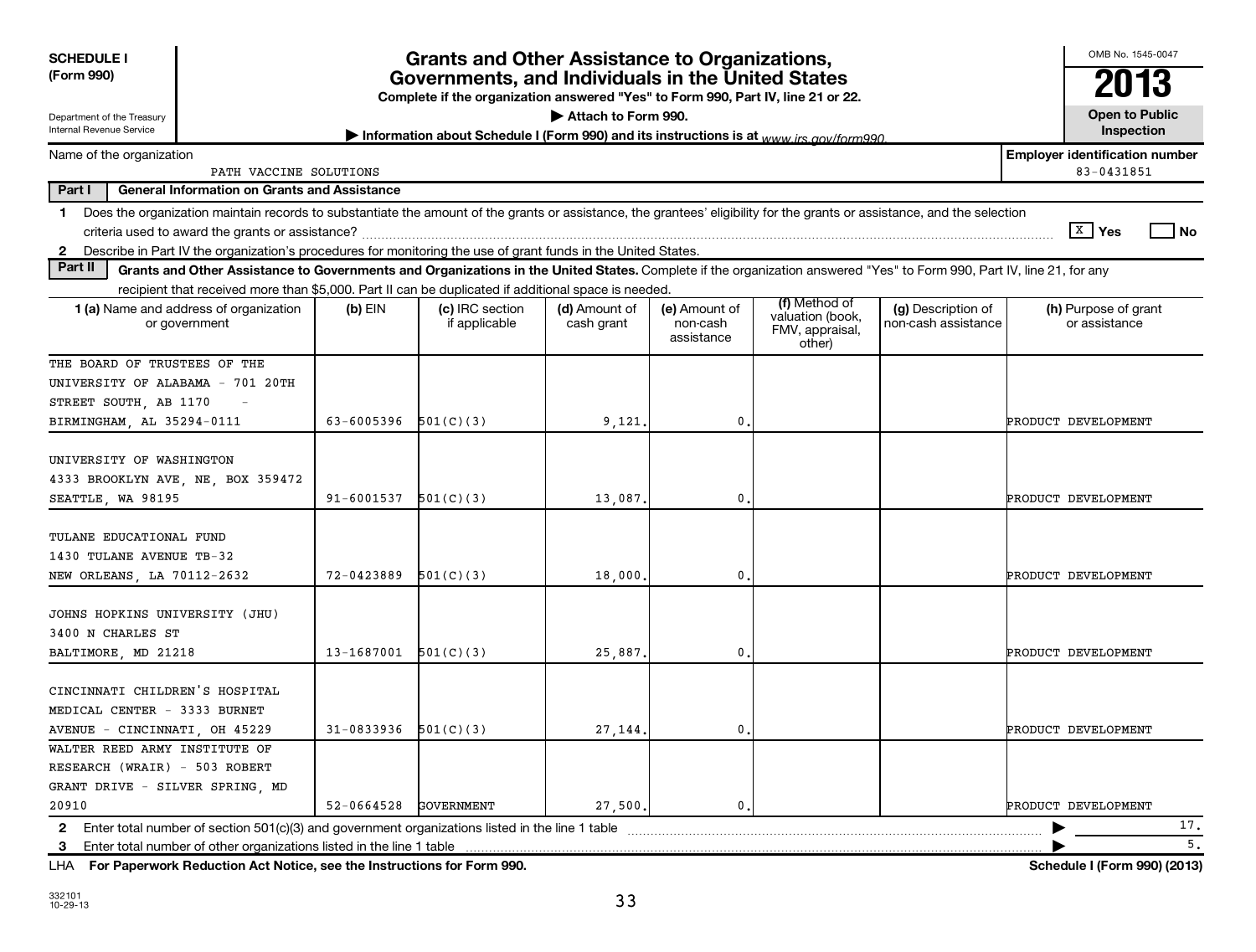**SCHEDULE I**
**(Form 990)**

Department of the Treasury
Internal Revenue Service

# Grants and Other Assistance to Organizations, Governments, and Individuals in the United States

**Complete if the organization answered "Yes" to Form 990, Part IV, line 21 or 22.**

**▶ Attach to Form 990.**

**▶ Information about Schedule I (Form 990) and its instructions is at** *www.irs.gov/form990.*

OMB No. 1545-0047

**2013**

**Open to Public Inspection**

Name of the organization: PATH VACCINE SOLUTIONS

**Employer identification number:** 83-0431851

**Part I — General Information on Grants and Assistance**

1 Does the organization maintain records to substantiate the amount of the grants or assistance, the grantees' eligibility for the grants or assistance, and the selection criteria used to award the grants or assistance? ☒ **Yes** ☐ **No**

2 Describe in Part IV the organization's procedures for monitoring the use of grant funds in the United States.

**Part II — Grants and Other Assistance to Governments and Organizations in the United States.** Complete if the organization answered "Yes" to Form 990, Part IV, line 21, for any recipient that received more than $5,000. Part II can be duplicated if additional space is needed.

| **1 (a)** Name and address of organization or government | **(b)** EIN | **(c)** IRC section if applicable | **(d)** Amount of cash grant | **(e)** Amount of non-cash assistance | **(f)** Method of valuation (book, FMV, appraisal, other) | **(g)** Description of non-cash assistance | **(h)** Purpose of grant or assistance |
|---|---|---|---|---|---|---|---|
| THE BOARD OF TRUSTEES OF THE UNIVERSITY OF ALABAMA - 701 20TH STREET SOUTH, AB 1170 - BIRMINGHAM, AL 35294-0111 | 63-6005396 | 501(C)(3) | 9,121. | 0. | | | PRODUCT DEVELOPMENT |
| UNIVERSITY OF WASHINGTON 4333 BROOKLYN AVE, NE, BOX 359472 SEATTLE, WA 98195 | 91-6001537 | 501(C)(3) | 13,087. | 0. | | | PRODUCT DEVELOPMENT |
| TULANE EDUCATIONAL FUND 1430 TULANE AVENUE TB-32 NEW ORLEANS, LA 70112-2632 | 72-0423889 | 501(C)(3) | 18,000. | 0. | | | PRODUCT DEVELOPMENT |
| JOHNS HOPKINS UNIVERSITY (JHU) 3400 N CHARLES ST BALTIMORE, MD 21218 | 13-1687001 | 501(C)(3) | 25,887. | 0. | | | PRODUCT DEVELOPMENT |
| CINCINNATI CHILDREN'S HOSPITAL MEDICAL CENTER - 3333 BURNET AVENUE - CINCINNATI, OH 45229 | 31-0833936 | 501(C)(3) | 27,144. | 0. | | | PRODUCT DEVELOPMENT |
| WALTER REED ARMY INSTITUTE OF RESEARCH (WRAIR) - 503 ROBERT GRANT DRIVE - SILVER SPRING, MD 20910 | 52-0664528 | GOVERNMENT | 27,500. | 0. | | | PRODUCT DEVELOPMENT |

2 Enter total number of section 501(c)(3) and government organizations listed in the line 1 table ▶ 17.

3 Enter total number of other organizations listed in the line 1 table ▶ 5.

LHA **For Paperwork Reduction Act Notice, see the Instructions for Form 990.** **Schedule I (Form 990) (2013)**

332101
10-29-13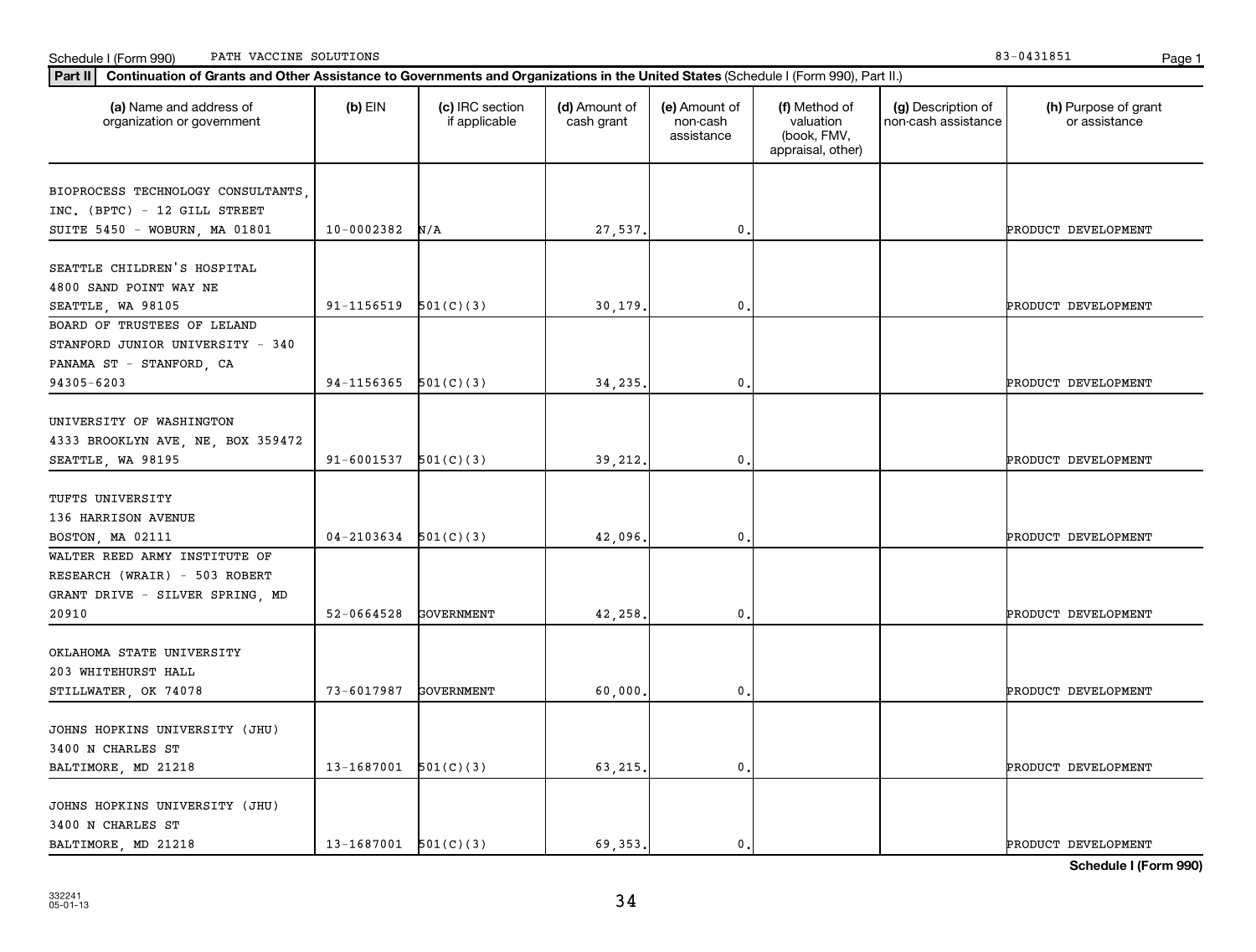Schedule I (Form 990) PATH VACCINE SOLUTIONS 83-0431851

**Part II** **Continuation of Grants and Other Assistance to Governments and Organizations in the United States** (Schedule I (Form 990), Part II.)

| (a) Name and address of organization or government | (b) EIN | (c) IRC section if applicable | (d) Amount of cash grant | (e) Amount of non-cash assistance | (f) Method of valuation (book, FMV, appraisal, other) | (g) Description of non-cash assistance | (h) Purpose of grant or assistance |
|---|---|---|---|---|---|---|---|
| BIOPROCESS TECHNOLOGY CONSULTANTS, INC. (BPTC) - 12 GILL STREET SUITE 5450 - WOBURN, MA 01801 | 10-0002382 | N/A | 27,537. | 0. | | | PRODUCT DEVELOPMENT |
| SEATTLE CHILDREN'S HOSPITAL 4800 SAND POINT WAY NE SEATTLE, WA 98105 | 91-1156519 | 501(C)(3) | 30,179. | 0. | | | PRODUCT DEVELOPMENT |
| BOARD OF TRUSTEES OF LELAND STANFORD JUNIOR UNIVERSITY - 340 PANAMA ST - STANFORD, CA 94305-6203 | 94-1156365 | 501(C)(3) | 34,235. | 0. | | | PRODUCT DEVELOPMENT |
| UNIVERSITY OF WASHINGTON 4333 BROOKLYN AVE, NE, BOX 359472 SEATTLE, WA 98195 | 91-6001537 | 501(C)(3) | 39,212. | 0. | | | PRODUCT DEVELOPMENT |
| TUFTS UNIVERSITY 136 HARRISON AVENUE BOSTON, MA 02111 | 04-2103634 | 501(C)(3) | 42,096. | 0. | | | PRODUCT DEVELOPMENT |
| WALTER REED ARMY INSTITUTE OF RESEARCH (WRAIR) - 503 ROBERT GRANT DRIVE - SILVER SPRING, MD 20910 | 52-0664528 | GOVERNMENT | 42,258. | 0. | | | PRODUCT DEVELOPMENT |
| OKLAHOMA STATE UNIVERSITY 203 WHITEHURST HALL STILLWATER, OK 74078 | 73-6017987 | GOVERNMENT | 60,000. | 0. | | | PRODUCT DEVELOPMENT |
| JOHNS HOPKINS UNIVERSITY (JHU) 3400 N CHARLES ST BALTIMORE, MD 21218 | 13-1687001 | 501(C)(3) | 63,215. | 0. | | | PRODUCT DEVELOPMENT |
| JOHNS HOPKINS UNIVERSITY (JHU) 3400 N CHARLES ST BALTIMORE, MD 21218 | 13-1687001 | 501(C)(3) | 69,353. | 0. | | | PRODUCT DEVELOPMENT |

**Schedule I (Form 990)**

332241
05-01-13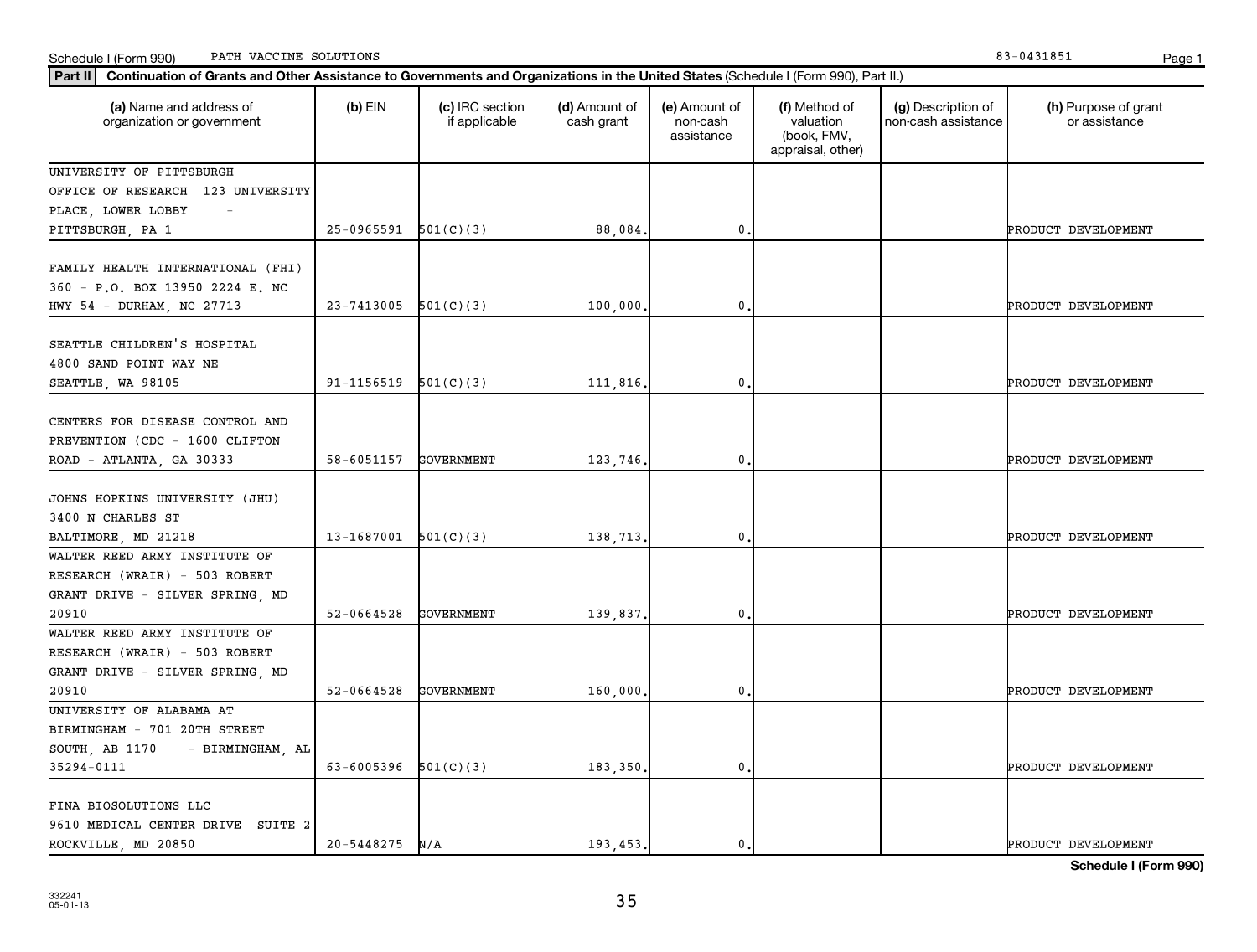Schedule I (Form 990) PATH VACCINE SOLUTIONS 83-0431851

**Part II** **Continuation of Grants and Other Assistance to Governments and Organizations in the United States** (Schedule I (Form 990), Part II.)

| (a) Name and address of organization or government | (b) EIN | (c) IRC section if applicable | (d) Amount of cash grant | (e) Amount of non-cash assistance | (f) Method of valuation (book, FMV, appraisal, other) | (g) Description of non-cash assistance | (h) Purpose of grant or assistance |
|---|---|---|---|---|---|---|---|
| UNIVERSITY OF PITTSBURGH OFFICE OF RESEARCH 123 UNIVERSITY PLACE, LOWER LOBBY - PITTSBURGH, PA 1 | 25-0965591 | 501(C)(3) | 88,084. | 0. | | | PRODUCT DEVELOPMENT |
| FAMILY HEALTH INTERNATIONAL (FHI) 360 - P.O. BOX 13950 2224 E. NC HWY 54 - DURHAM, NC 27713 | 23-7413005 | 501(C)(3) | 100,000. | 0. | | | PRODUCT DEVELOPMENT |
| SEATTLE CHILDREN'S HOSPITAL 4800 SAND POINT WAY NE SEATTLE, WA 98105 | 91-1156519 | 501(C)(3) | 111,816. | 0. | | | PRODUCT DEVELOPMENT |
| CENTERS FOR DISEASE CONTROL AND PREVENTION (CDC - 1600 CLIFTON ROAD - ATLANTA, GA 30333 | 58-6051157 | GOVERNMENT | 123,746. | 0. | | | PRODUCT DEVELOPMENT |
| JOHNS HOPKINS UNIVERSITY (JHU) 3400 N CHARLES ST BALTIMORE, MD 21218 | 13-1687001 | 501(C)(3) | 138,713. | 0. | | | PRODUCT DEVELOPMENT |
| WALTER REED ARMY INSTITUTE OF RESEARCH (WRAIR) - 503 ROBERT GRANT DRIVE - SILVER SPRING, MD 20910 | 52-0664528 | GOVERNMENT | 139,837. | 0. | | | PRODUCT DEVELOPMENT |
| WALTER REED ARMY INSTITUTE OF RESEARCH (WRAIR) - 503 ROBERT GRANT DRIVE - SILVER SPRING, MD 20910 | 52-0664528 | GOVERNMENT | 160,000. | 0. | | | PRODUCT DEVELOPMENT |
| UNIVERSITY OF ALABAMA AT BIRMINGHAM - 701 20TH STREET SOUTH, AB 1170 - BIRMINGHAM, AL 35294-0111 | 63-6005396 | 501(C)(3) | 183,350. | 0. | | | PRODUCT DEVELOPMENT |
| FINA BIOSOLUTIONS LLC 9610 MEDICAL CENTER DRIVE SUITE 2 ROCKVILLE, MD 20850 | 20-5448275 | N/A | 193,453. | 0. | | | PRODUCT DEVELOPMENT |

**Schedule I (Form 990)**

332241
05-01-13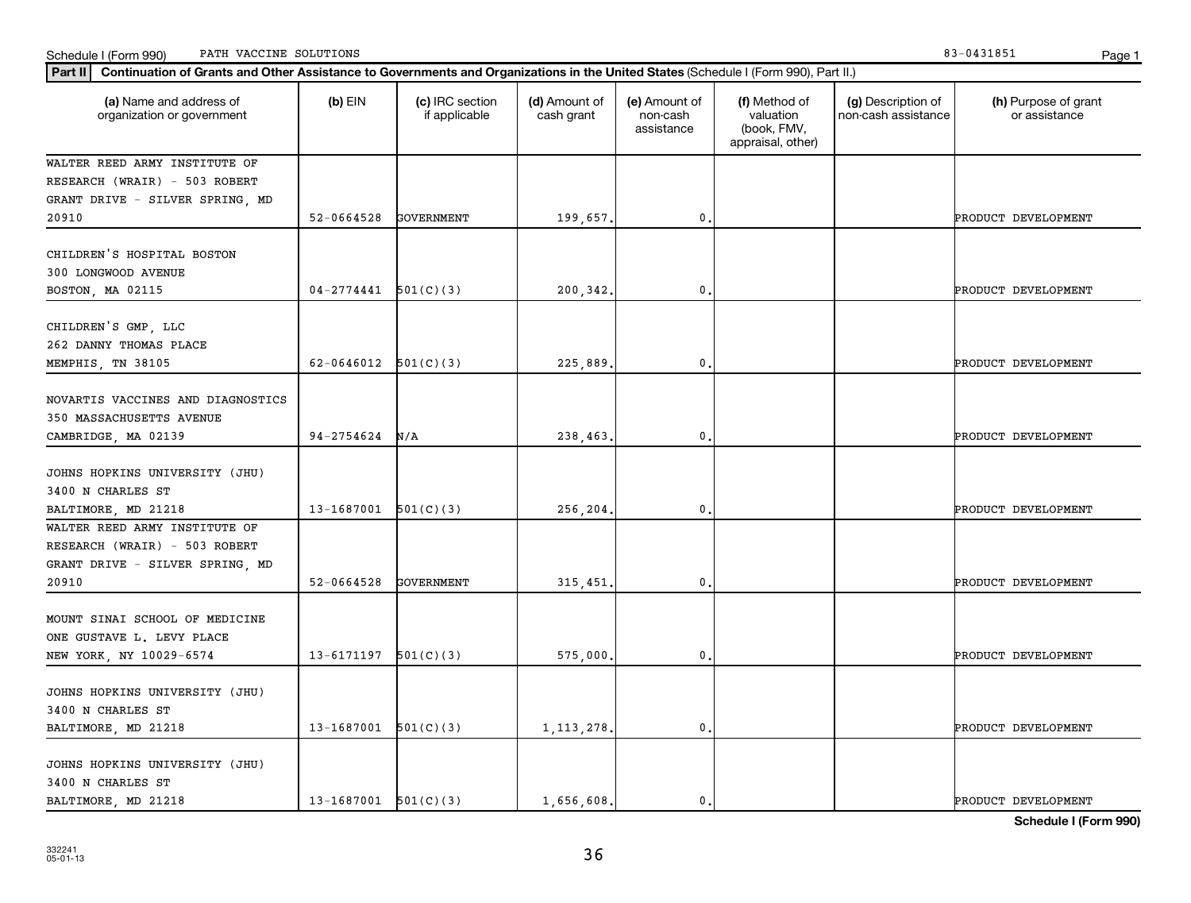Schedule I (Form 990) PATH VACCINE SOLUTIONS 83-0431851

**Part II | Continuation of Grants and Other Assistance to Governments and Organizations in the United States** (Schedule I (Form 990), Part II.)

| (a) Name and address of organization or government | (b) EIN | (c) IRC section if applicable | (d) Amount of cash grant | (e) Amount of non-cash assistance | (f) Method of valuation (book, FMV, appraisal, other) | (g) Description of non-cash assistance | (h) Purpose of grant or assistance |
|---|---|---|---|---|---|---|---|
| WALTER REED ARMY INSTITUTE OF RESEARCH (WRAIR) - 503 ROBERT GRANT DRIVE - SILVER SPRING, MD 20910 | 52-0664528 | GOVERNMENT | 199,657. | 0. | | | PRODUCT DEVELOPMENT |
| CHILDREN'S HOSPITAL BOSTON 300 LONGWOOD AVENUE BOSTON, MA 02115 | 04-2774441 | 501(C)(3) | 200,342. | 0. | | | PRODUCT DEVELOPMENT |
| CHILDREN'S GMP, LLC 262 DANNY THOMAS PLACE MEMPHIS, TN 38105 | 62-0646012 | 501(C)(3) | 225,889. | 0. | | | PRODUCT DEVELOPMENT |
| NOVARTIS VACCINES AND DIAGNOSTICS 350 MASSACHUSETTS AVENUE CAMBRIDGE, MA 02139 | 94-2754624 | N/A | 238,463. | 0. | | | PRODUCT DEVELOPMENT |
| JOHNS HOPKINS UNIVERSITY (JHU) 3400 N CHARLES ST BALTIMORE, MD 21218 | 13-1687001 | 501(C)(3) | 256,204. | 0. | | | PRODUCT DEVELOPMENT |
| WALTER REED ARMY INSTITUTE OF RESEARCH (WRAIR) - 503 ROBERT GRANT DRIVE - SILVER SPRING, MD 20910 | 52-0664528 | GOVERNMENT | 315,451. | 0. | | | PRODUCT DEVELOPMENT |
| MOUNT SINAI SCHOOL OF MEDICINE ONE GUSTAVE L. LEVY PLACE NEW YORK, NY 10029-6574 | 13-6171197 | 501(C)(3) | 575,000. | 0. | | | PRODUCT DEVELOPMENT |
| JOHNS HOPKINS UNIVERSITY (JHU) 3400 N CHARLES ST BALTIMORE, MD 21218 | 13-1687001 | 501(C)(3) | 1,113,278. | 0. | | | PRODUCT DEVELOPMENT |
| JOHNS HOPKINS UNIVERSITY (JHU) 3400 N CHARLES ST BALTIMORE, MD 21218 | 13-1687001 | 501(C)(3) | 1,656,608. | 0. | | | PRODUCT DEVELOPMENT |

**Schedule I (Form 990)**

332241
05-01-13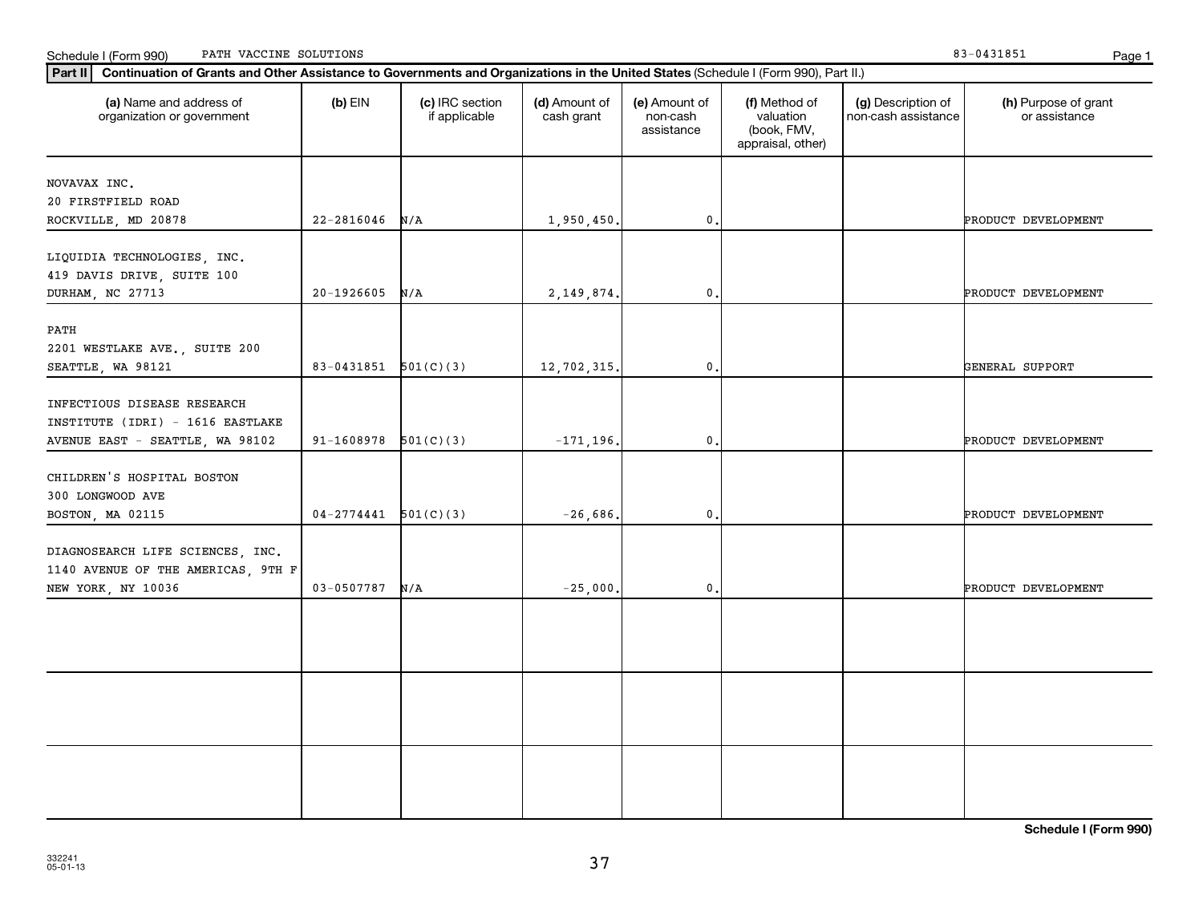Schedule I (Form 990) PATH VACCINE SOLUTIONS 83-0431851

**Part II** **Continuation of Grants and Other Assistance to Governments and Organizations in the United States** (Schedule I (Form 990), Part II.)

| (a) Name and address of organization or government | (b) EIN | (c) IRC section if applicable | (d) Amount of cash grant | (e) Amount of non-cash assistance | (f) Method of valuation (book, FMV, appraisal, other) | (g) Description of non-cash assistance | (h) Purpose of grant or assistance |
|---|---|---|---|---|---|---|---|
| NOVAVAX INC. 20 FIRSTFIELD ROAD ROCKVILLE, MD 20878 | 22-2816046 | N/A | 1,950,450. | 0. | | | PRODUCT DEVELOPMENT |
| LIQUIDIA TECHNOLOGIES, INC. 419 DAVIS DRIVE, SUITE 100 DURHAM, NC 27713 | 20-1926605 | N/A | 2,149,874. | 0. | | | PRODUCT DEVELOPMENT |
| PATH 2201 WESTLAKE AVE., SUITE 200 SEATTLE, WA 98121 | 83-0431851 | 501(C)(3) | 12,702,315. | 0. | | | GENERAL SUPPORT |
| INFECTIOUS DISEASE RESEARCH INSTITUTE (IDRI) - 1616 EASTLAKE AVENUE EAST - SEATTLE, WA 98102 | 91-1608978 | 501(C)(3) | -171,196. | 0. | | | PRODUCT DEVELOPMENT |
| CHILDREN'S HOSPITAL BOSTON 300 LONGWOOD AVE BOSTON, MA 02115 | 04-2774441 | 501(C)(3) | -26,686. | 0. | | | PRODUCT DEVELOPMENT |
| DIAGNOSEARCH LIFE SCIENCES, INC. 1140 AVENUE OF THE AMERICAS, 9TH F NEW YORK, NY 10036 | 03-0507787 | N/A | -25,000. | 0. | | | PRODUCT DEVELOPMENT |
| | | | | | | | |
| | | | | | | | |
| | | | | | | | |

**Schedule I (Form 990)**

332241
05-01-13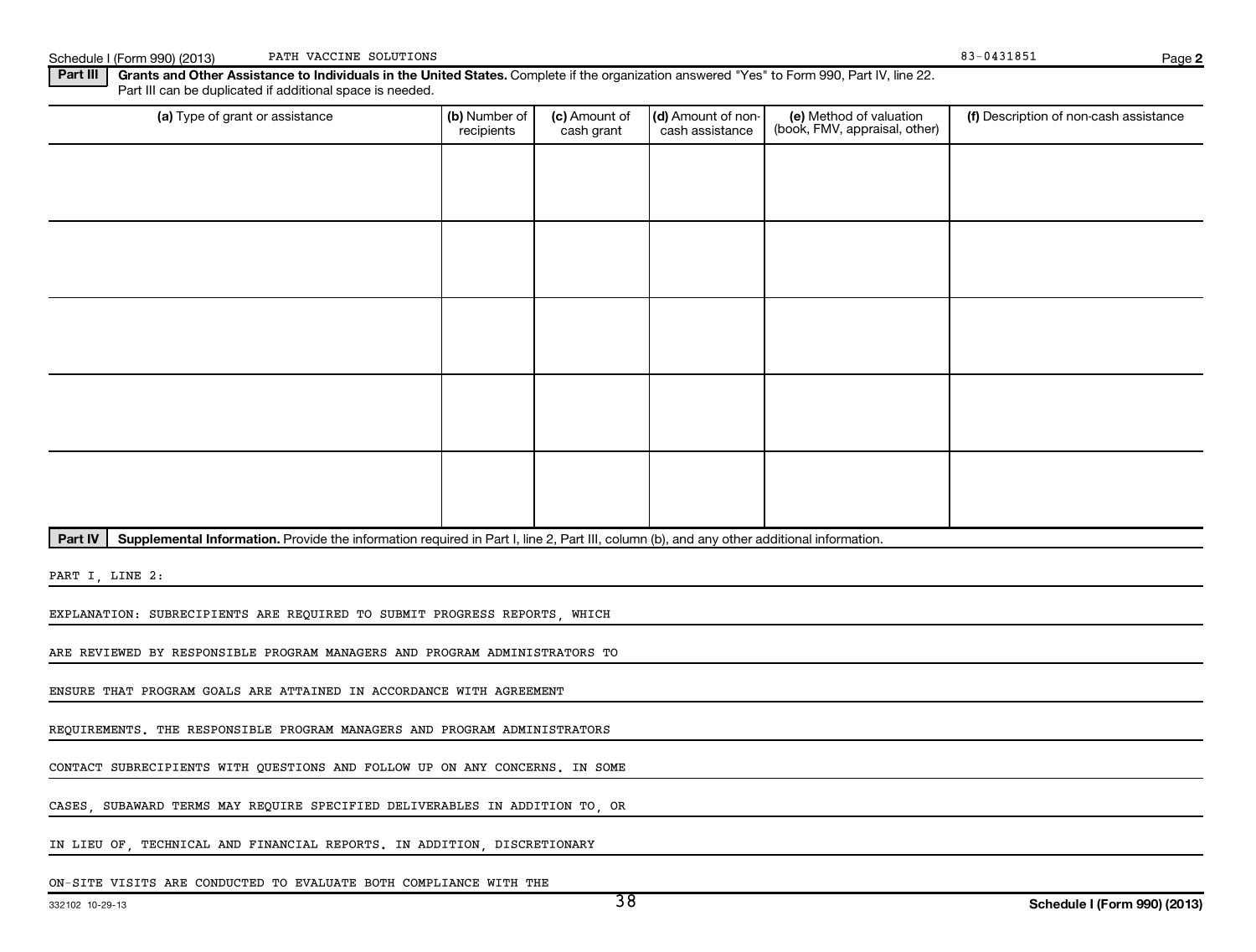## Part III — Grants and Other Assistance to Individuals in the United States.

Complete if the organization answered "Yes" to Form 990, Part IV, line 22. Part III can be duplicated if additional space is needed.

| (a) Type of grant or assistance | (b) Number of recipients | (c) Amount of cash grant | (d) Amount of non-cash assistance | (e) Method of valuation (book, FMV, appraisal, other) | (f) Description of non-cash assistance |
|---|---|---|---|---|---|
| | | | | | |
| | | | | | |
| | | | | | |
| | | | | | |
| | | | | | |

## Part IV — Supplemental Information.

Provide the information required in Part I, line 2, Part III, column (b), and any other additional information.

PART I, LINE 2:

EXPLANATION: SUBRECIPIENTS ARE REQUIRED TO SUBMIT PROGRESS REPORTS, WHICH ARE REVIEWED BY RESPONSIBLE PROGRAM MANAGERS AND PROGRAM ADMINISTRATORS TO ENSURE THAT PROGRAM GOALS ARE ATTAINED IN ACCORDANCE WITH AGREEMENT REQUIREMENTS. THE RESPONSIBLE PROGRAM MANAGERS AND PROGRAM ADMINISTRATORS CONTACT SUBRECIPIENTS WITH QUESTIONS AND FOLLOW UP ON ANY CONCERNS. IN SOME CASES, SUBAWARD TERMS MAY REQUIRE SPECIFIED DELIVERABLES IN ADDITION TO, OR IN LIEU OF, TECHNICAL AND FINANCIAL REPORTS. IN ADDITION, DISCRETIONARY ON-SITE VISITS ARE CONDUCTED TO EVALUATE BOTH COMPLIANCE WITH THE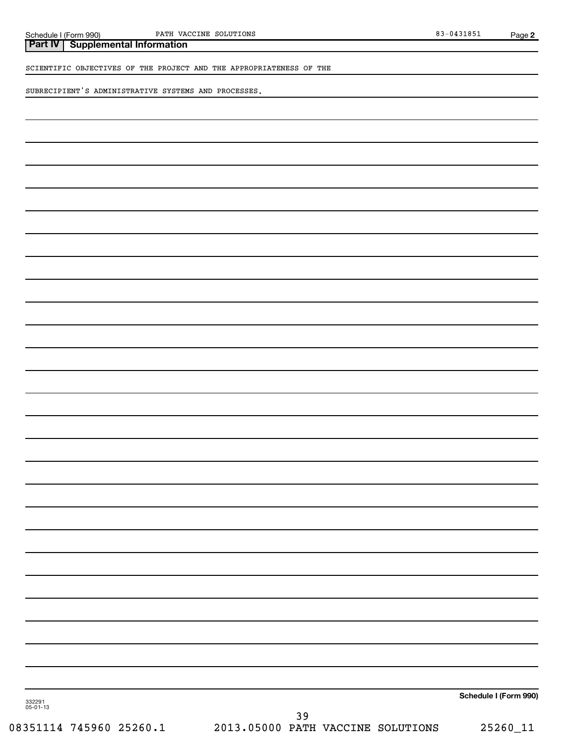## Part IV | Supplemental Information

SCIENTIFIC OBJECTIVES OF THE PROJECT AND THE APPROPRIATENESS OF THE

SUBRECIPIENT'S ADMINISTRATIVE SYSTEMS AND PROCESSES.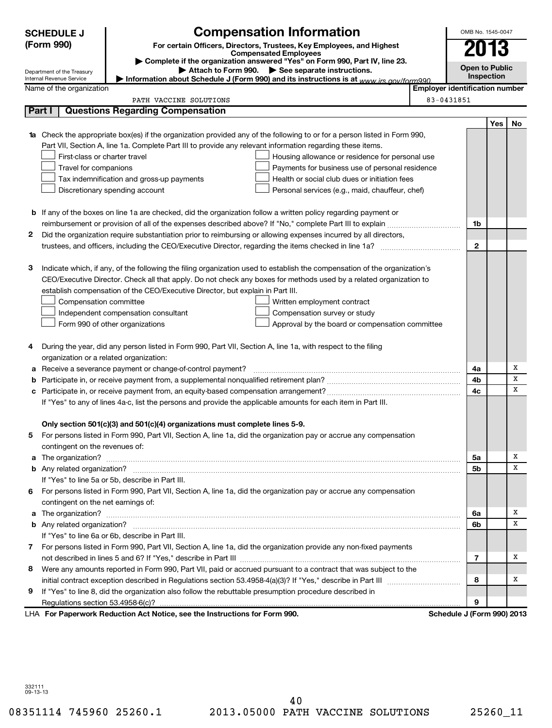**SCHEDULE J (Form 990)**

Department of the Treasury
Internal Revenue Service

# Compensation Information

**For certain Officers, Directors, Trustees, Key Employees, and Highest Compensated Employees**

▶ Complete if the organization answered "Yes" on Form 990, Part IV, line 23.

▶ Attach to Form 990. ▶ See separate instructions.

▶ Information about Schedule J (Form 990) and its instructions is at www.irs.gov/form990.

OMB No. 1545-0047

**2013**

**Open to Public Inspection**

Name of the organization: PATH VACCINE SOLUTIONS

Employer identification number: 83-0431851

## Part I Questions Regarding Compensation

| | | Line | Yes | No |
|---|---|---|---|---|
| **1a** | Check the appropriate box(es) if the organization provided any of the following to or for a person listed in Form 990, Part VII, Section A, line 1a. Complete Part III to provide any relevant information regarding these items.<br>☐ First-class or charter travel ☐ Housing allowance or residence for personal use<br>☐ Travel for companions ☐ Payments for business use of personal residence<br>☐ Tax indemnification and gross-up payments ☐ Health or social club dues or initiation fees<br>☐ Discretionary spending account ☐ Personal services (e.g., maid, chauffeur, chef) | | | |
| **b** | If any of the boxes on line 1a are checked, did the organization follow a written policy regarding payment or reimbursement or provision of all of the expenses described above? If "No," complete Part III to explain | 1b | | |
| **2** | Did the organization require substantiation prior to reimbursing or allowing expenses incurred by all directors, trustees, and officers, including the CEO/Executive Director, regarding the items checked in line 1a? | 2 | | |
| **3** | Indicate which, if any, of the following the filing organization used to establish the compensation of the organization's CEO/Executive Director. Check all that apply. Do not check any boxes for methods used by a related organization to establish compensation of the CEO/Executive Director, but explain in Part III.<br>☐ Compensation committee ☐ Written employment contract<br>☐ Independent compensation consultant ☐ Compensation survey or study<br>☐ Form 990 of other organizations ☐ Approval by the board or compensation committee | | | |
| **4** | During the year, did any person listed in Form 990, Part VII, Section A, line 1a, with respect to the filing organization or a related organization: | | | |
| **a** | Receive a severance payment or change-of-control payment? | 4a | | X |
| **b** | Participate in, or receive payment from, a supplemental nonqualified retirement plan? | 4b | | X |
| **c** | Participate in, or receive payment from, an equity-based compensation arrangement? | 4c | | X |
| | If "Yes" to any of lines 4a-c, list the persons and provide the applicable amounts for each item in Part III. | | | |
| | **Only section 501(c)(3) and 501(c)(4) organizations must complete lines 5-9.** | | | |
| **5** | For persons listed in Form 990, Part VII, Section A, line 1a, did the organization pay or accrue any compensation contingent on the revenues of: | | | |
| **a** | The organization? | 5a | | X |
| **b** | Any related organization? | 5b | | X |
| | If "Yes" to line 5a or 5b, describe in Part III. | | | |
| **6** | For persons listed in Form 990, Part VII, Section A, line 1a, did the organization pay or accrue any compensation contingent on the net earnings of: | | | |
| **a** | The organization? | 6a | | X |
| **b** | Any related organization? | 6b | | X |
| | If "Yes" to line 6a or 6b, describe in Part III. | | | |
| **7** | For persons listed in Form 990, Part VII, Section A, line 1a, did the organization provide any non-fixed payments not described in lines 5 and 6? If "Yes," describe in Part III | 7 | | X |
| **8** | Were any amounts reported in Form 990, Part VII, paid or accrued pursuant to a contract that was subject to the initial contract exception described in Regulations section 53.4958-4(a)(3)? If "Yes," describe in Part III | 8 | | X |
| **9** | If "Yes" to line 8, did the organization also follow the rebuttable presumption procedure described in Regulations section 53.4958-6(c)? | 9 | | |

LHA **For Paperwork Reduction Act Notice, see the Instructions for Form 990.** **Schedule J (Form 990) 2013**

332111
09-13-13

08351114 745960 25260.1 2013.05000 PATH VACCINE SOLUTIONS 25260_11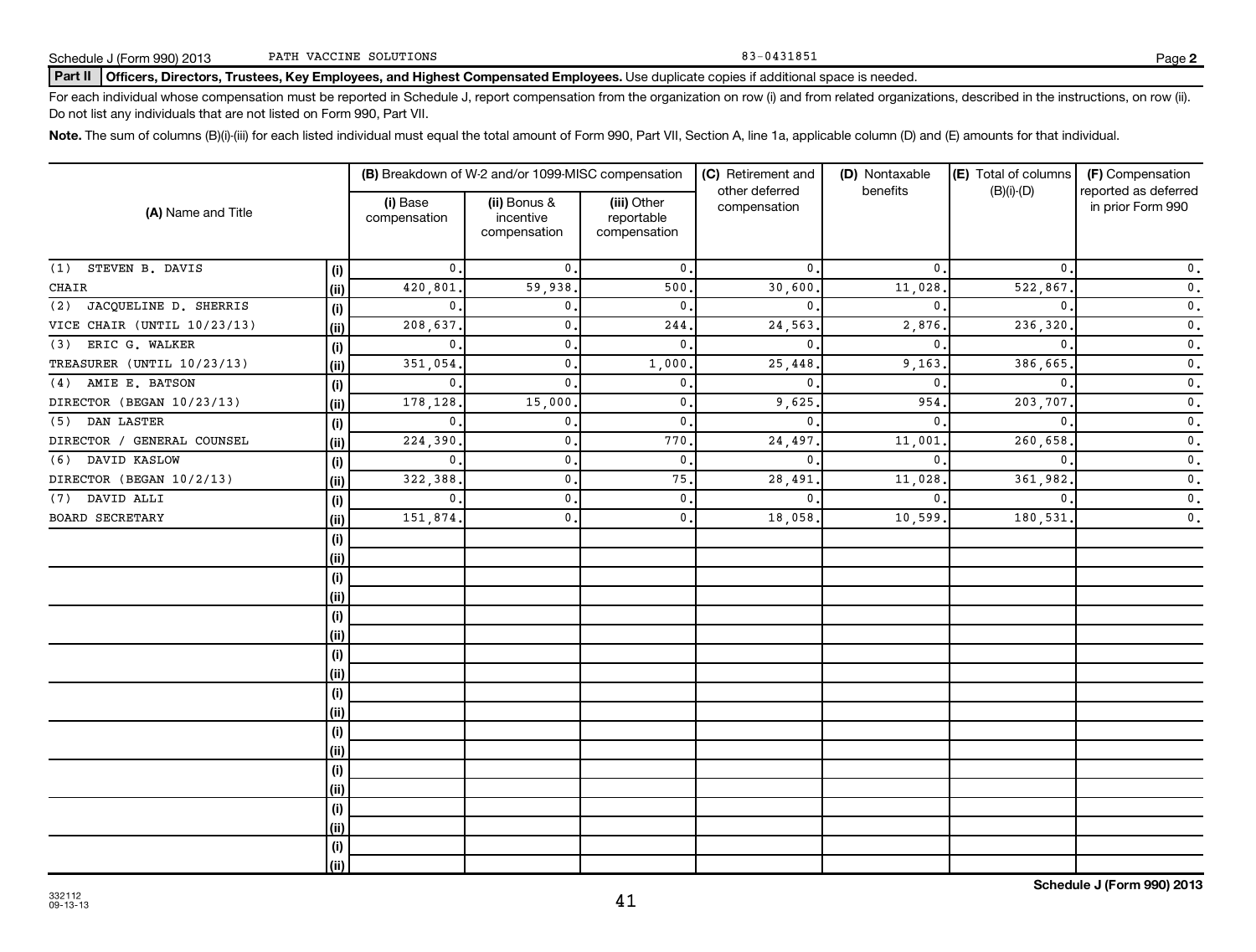Schedule J (Form 990) 2013 PATH VACCINE SOLUTIONS 83-0431851 Page 2

**Part II Officers, Directors, Trustees, Key Employees, and Highest Compensated Employees.** Use duplicate copies if additional space is needed.

For each individual whose compensation must be reported in Schedule J, report compensation from the organization on row (i) and from related organizations, described in the instructions, on row (ii). Do not list any individuals that are not listed on Form 990, Part VII.

**Note.** The sum of columns (B)(i)-(iii) for each listed individual must equal the total amount of Form 990, Part VII, Section A, line 1a, applicable column (D) and (E) amounts for that individual.

| (A) Name and Title | | (B) Breakdown of W-2 and/or 1099-MISC compensation | | | (C) Retirement and other deferred compensation | (D) Nontaxable benefits | (E) Total of columns (B)(i)-(D) | (F) Compensation reported as deferred in prior Form 990 |
|---|---|---|---|---|---|---|---|---|
| | | (i) Base compensation | (ii) Bonus & incentive compensation | (iii) Other reportable compensation | | | | |
| (1) STEVEN B. DAVIS | (i) | 0. | 0. | 0. | 0. | 0. | 0. | 0. |
| CHAIR | (ii) | 420,801. | 59,938. | 500. | 30,600. | 11,028. | 522,867. | 0. |
| (2) JACQUELINE D. SHERRIS | (i) | 0. | 0. | 0. | 0. | 0. | 0. | 0. |
| VICE CHAIR (UNTIL 10/23/13) | (ii) | 208,637. | 0. | 244. | 24,563. | 2,876. | 236,320. | 0. |
| (3) ERIC G. WALKER | (i) | 0. | 0. | 0. | 0. | 0. | 0. | 0. |
| TREASURER (UNTIL 10/23/13) | (ii) | 351,054. | 0. | 1,000. | 25,448. | 9,163. | 386,665. | 0. |
| (4) AMIE E. BATSON | (i) | 0. | 0. | 0. | 0. | 0. | 0. | 0. |
| DIRECTOR (BEGAN 10/23/13) | (ii) | 178,128. | 15,000. | 0. | 9,625. | 954. | 203,707. | 0. |
| (5) DAN LASTER | (i) | 0. | 0. | 0. | 0. | 0. | 0. | 0. |
| DIRECTOR / GENERAL COUNSEL | (ii) | 224,390. | 0. | 770. | 24,497. | 11,001. | 260,658. | 0. |
| (6) DAVID KASLOW | (i) | 0. | 0. | 0. | 0. | 0. | 0. | 0. |
| DIRECTOR (BEGAN 10/2/13) | (ii) | 322,388. | 0. | 75. | 28,491. | 11,028. | 361,982. | 0. |
| (7) DAVID ALLI | (i) | 0. | 0. | 0. | 0. | 0. | 0. | 0. |
| BOARD SECRETARY | (ii) | 151,874. | 0. | 0. | 18,058. | 10,599. | 180,531. | 0. |

Schedule J (Form 990) 2013

332112 09-13-13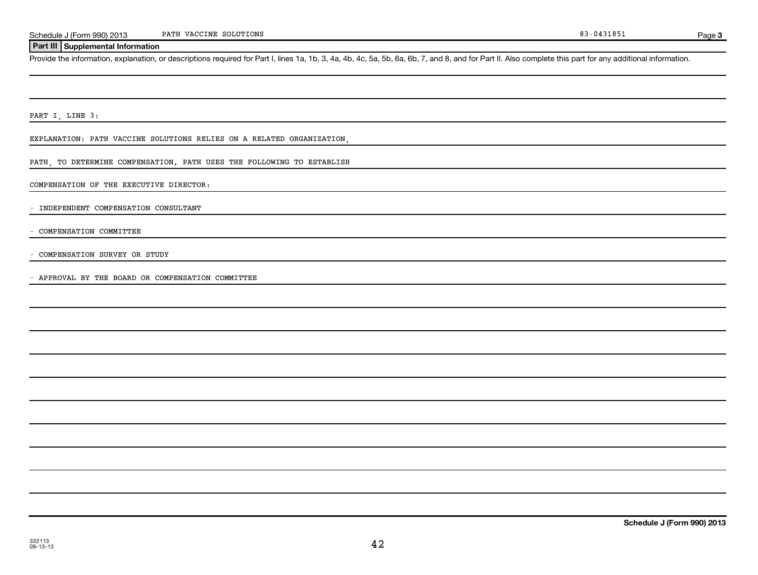## Part III Supplemental Information

Provide the information, explanation, or descriptions required for Part I, lines 1a, 1b, 3, 4a, 4b, 4c, 5a, 5b, 6a, 6b, 7, and 8, and for Part II. Also complete this part for any additional information.

PART I, LINE 3:

EXPLANATION: PATH VACCINE SOLUTIONS RELIES ON A RELATED ORGANIZATION, PATH, TO DETERMINE COMPENSATION. PATH USES THE FOLLOWING TO ESTABLISH COMPENSATION OF THE EXECUTIVE DIRECTOR:

- INDEPENDENT COMPENSATION CONSULTANT
- COMPENSATION COMMITTEE
- COMPENSATION SURVEY OR STUDY
- APPROVAL BY THE BOARD OR COMPENSATION COMMITTEE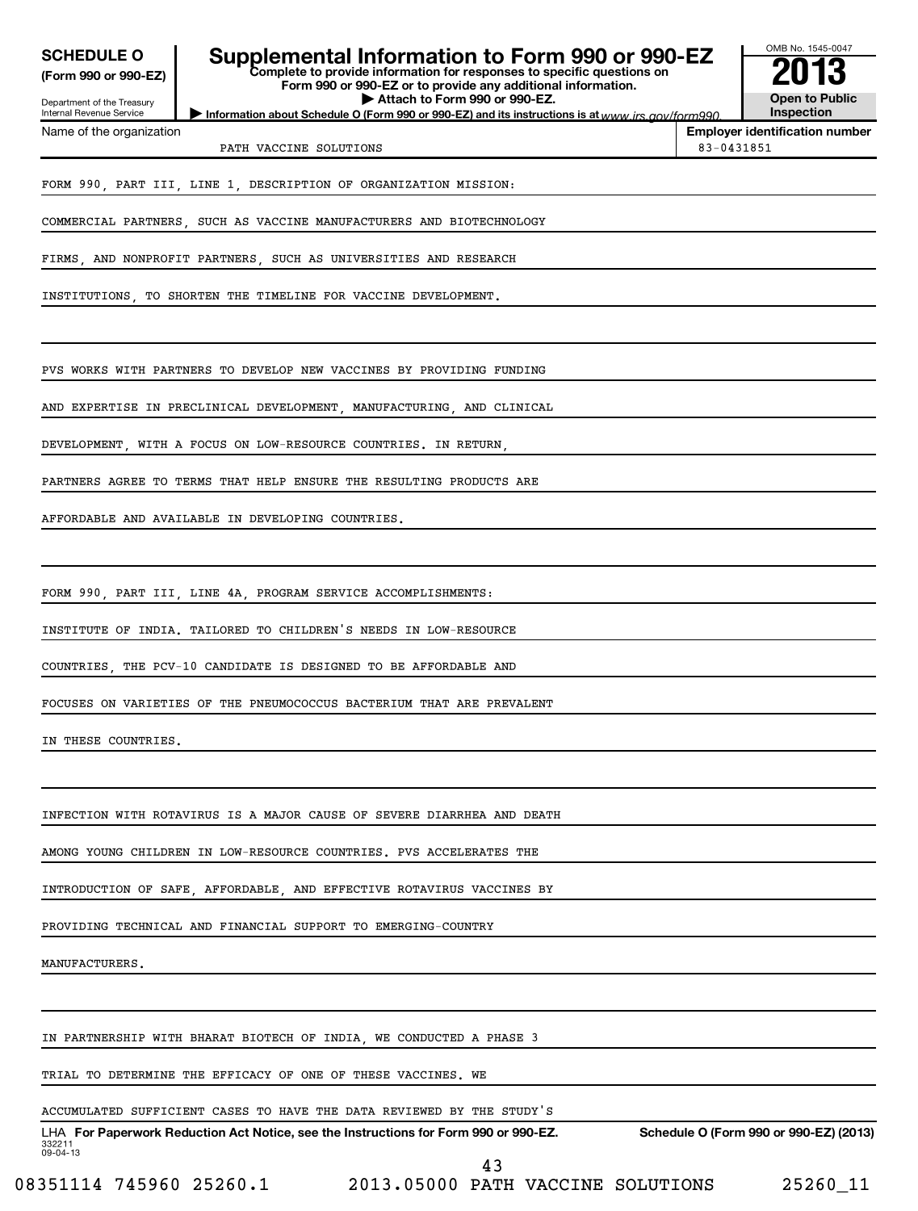**SCHEDULE O (Form 990 or 990-EZ)**

Department of the Treasury
Internal Revenue Service

# Supplemental Information to Form 990 or 990-EZ

**Complete to provide information for responses to specific questions on Form 990 or 990-EZ or to provide any additional information.**
**▶ Attach to Form 990 or 990-EZ.**
**▶ Information about Schedule O (Form 990 or 990-EZ) and its instructions is at** www.irs.gov/form990.

OMB No. 1545-0047
**2013**
**Open to Public Inspection**

| Name of the organization | Employer identification number |
|---|---|
| PATH VACCINE SOLUTIONS | 83-0431851 |

FORM 990, PART III, LINE 1, DESCRIPTION OF ORGANIZATION MISSION:

COMMERCIAL PARTNERS, SUCH AS VACCINE MANUFACTURERS AND BIOTECHNOLOGY FIRMS, AND NONPROFIT PARTNERS, SUCH AS UNIVERSITIES AND RESEARCH INSTITUTIONS, TO SHORTEN THE TIMELINE FOR VACCINE DEVELOPMENT.

PVS WORKS WITH PARTNERS TO DEVELOP NEW VACCINES BY PROVIDING FUNDING AND EXPERTISE IN PRECLINICAL DEVELOPMENT, MANUFACTURING, AND CLINICAL DEVELOPMENT, WITH A FOCUS ON LOW-RESOURCE COUNTRIES. IN RETURN, PARTNERS AGREE TO TERMS THAT HELP ENSURE THE RESULTING PRODUCTS ARE AFFORDABLE AND AVAILABLE IN DEVELOPING COUNTRIES.

FORM 990, PART III, LINE 4A, PROGRAM SERVICE ACCOMPLISHMENTS:

INSTITUTE OF INDIA. TAILORED TO CHILDREN'S NEEDS IN LOW-RESOURCE COUNTRIES, THE PCV-10 CANDIDATE IS DESIGNED TO BE AFFORDABLE AND FOCUSES ON VARIETIES OF THE PNEUMOCOCCUS BACTERIUM THAT ARE PREVALENT IN THESE COUNTRIES.

INFECTION WITH ROTAVIRUS IS A MAJOR CAUSE OF SEVERE DIARRHEA AND DEATH AMONG YOUNG CHILDREN IN LOW-RESOURCE COUNTRIES. PVS ACCELERATES THE INTRODUCTION OF SAFE, AFFORDABLE, AND EFFECTIVE ROTAVIRUS VACCINES BY PROVIDING TECHNICAL AND FINANCIAL SUPPORT TO EMERGING-COUNTRY MANUFACTURERS.

IN PARTNERSHIP WITH BHARAT BIOTECH OF INDIA, WE CONDUCTED A PHASE 3 TRIAL TO DETERMINE THE EFFICACY OF ONE OF THESE VACCINES. WE ACCUMULATED SUFFICIENT CASES TO HAVE THE DATA REVIEWED BY THE STUDY'S

LHA **For Paperwork Reduction Act Notice, see the Instructions for Form 990 or 990-EZ.** **Schedule O (Form 990 or 990-EZ) (2013)**

332211
09-04-13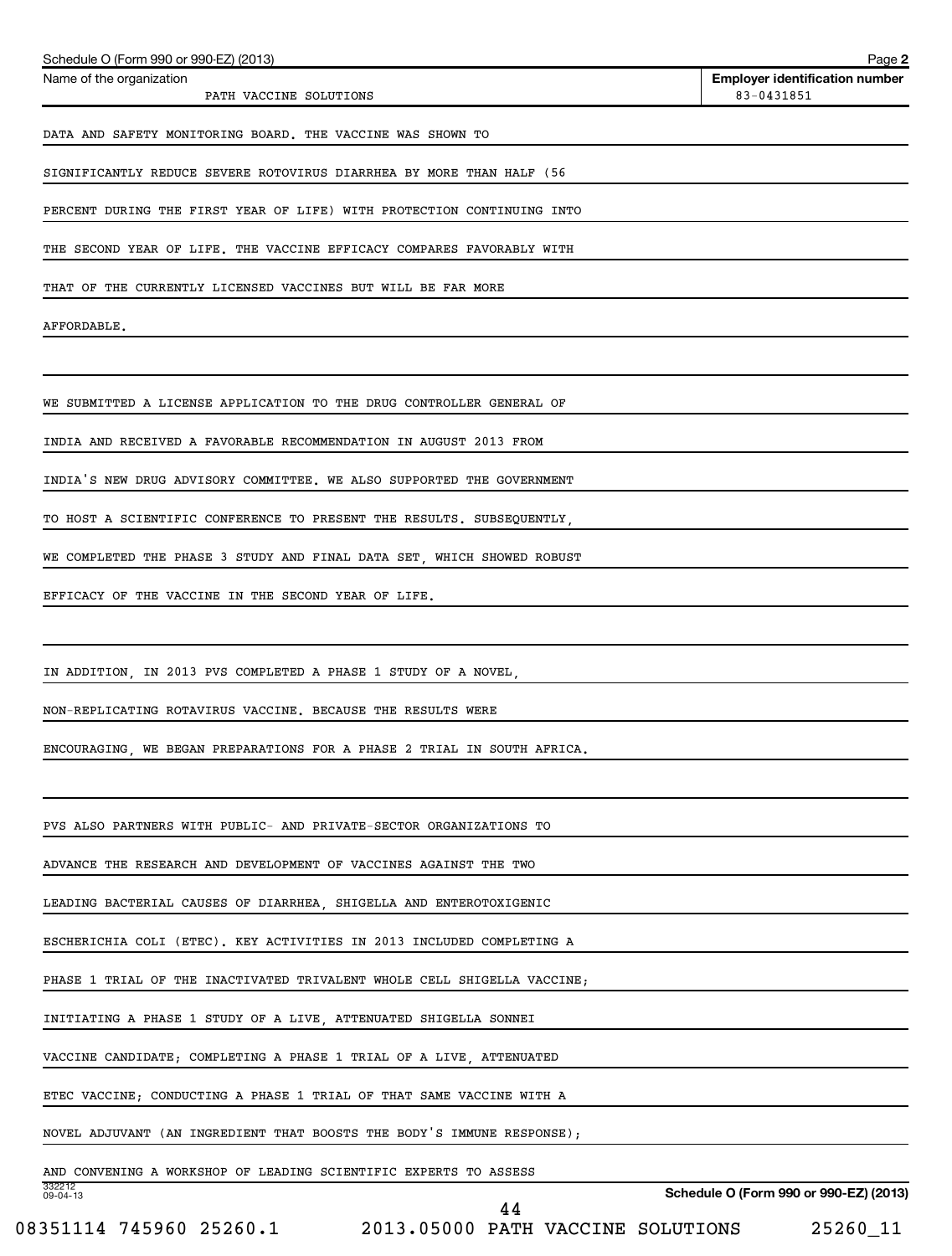Name of the organization: PATH VACCINE SOLUTIONS

Employer identification number: 83-0431851

DATA AND SAFETY MONITORING BOARD. THE VACCINE WAS SHOWN TO SIGNIFICANTLY REDUCE SEVERE ROTOVIRUS DIARRHEA BY MORE THAN HALF (56 PERCENT DURING THE FIRST YEAR OF LIFE) WITH PROTECTION CONTINUING INTO THE SECOND YEAR OF LIFE. THE VACCINE EFFICACY COMPARES FAVORABLY WITH THAT OF THE CURRENTLY LICENSED VACCINES BUT WILL BE FAR MORE AFFORDABLE.

WE SUBMITTED A LICENSE APPLICATION TO THE DRUG CONTROLLER GENERAL OF INDIA AND RECEIVED A FAVORABLE RECOMMENDATION IN AUGUST 2013 FROM INDIA'S NEW DRUG ADVISORY COMMITTEE. WE ALSO SUPPORTED THE GOVERNMENT TO HOST A SCIENTIFIC CONFERENCE TO PRESENT THE RESULTS. SUBSEQUENTLY, WE COMPLETED THE PHASE 3 STUDY AND FINAL DATA SET, WHICH SHOWED ROBUST EFFICACY OF THE VACCINE IN THE SECOND YEAR OF LIFE.

IN ADDITION, IN 2013 PVS COMPLETED A PHASE 1 STUDY OF A NOVEL, NON-REPLICATING ROTAVIRUS VACCINE. BECAUSE THE RESULTS WERE ENCOURAGING, WE BEGAN PREPARATIONS FOR A PHASE 2 TRIAL IN SOUTH AFRICA.

PVS ALSO PARTNERS WITH PUBLIC- AND PRIVATE-SECTOR ORGANIZATIONS TO ADVANCE THE RESEARCH AND DEVELOPMENT OF VACCINES AGAINST THE TWO LEADING BACTERIAL CAUSES OF DIARRHEA, SHIGELLA AND ENTEROTOXIGENIC ESCHERICHIA COLI (ETEC). KEY ACTIVITIES IN 2013 INCLUDED COMPLETING A PHASE 1 TRIAL OF THE INACTIVATED TRIVALENT WHOLE CELL SHIGELLA VACCINE; INITIATING A PHASE 1 STUDY OF A LIVE, ATTENUATED SHIGELLA SONNEI VACCINE CANDIDATE; COMPLETING A PHASE 1 TRIAL OF A LIVE, ATTENUATED ETEC VACCINE; CONDUCTING A PHASE 1 TRIAL OF THAT SAME VACCINE WITH A NOVEL ADJUVANT (AN INGREDIENT THAT BOOSTS THE BODY'S IMMUNE RESPONSE); AND CONVENING A WORKSHOP OF LEADING SCIENTIFIC EXPERTS TO ASSESS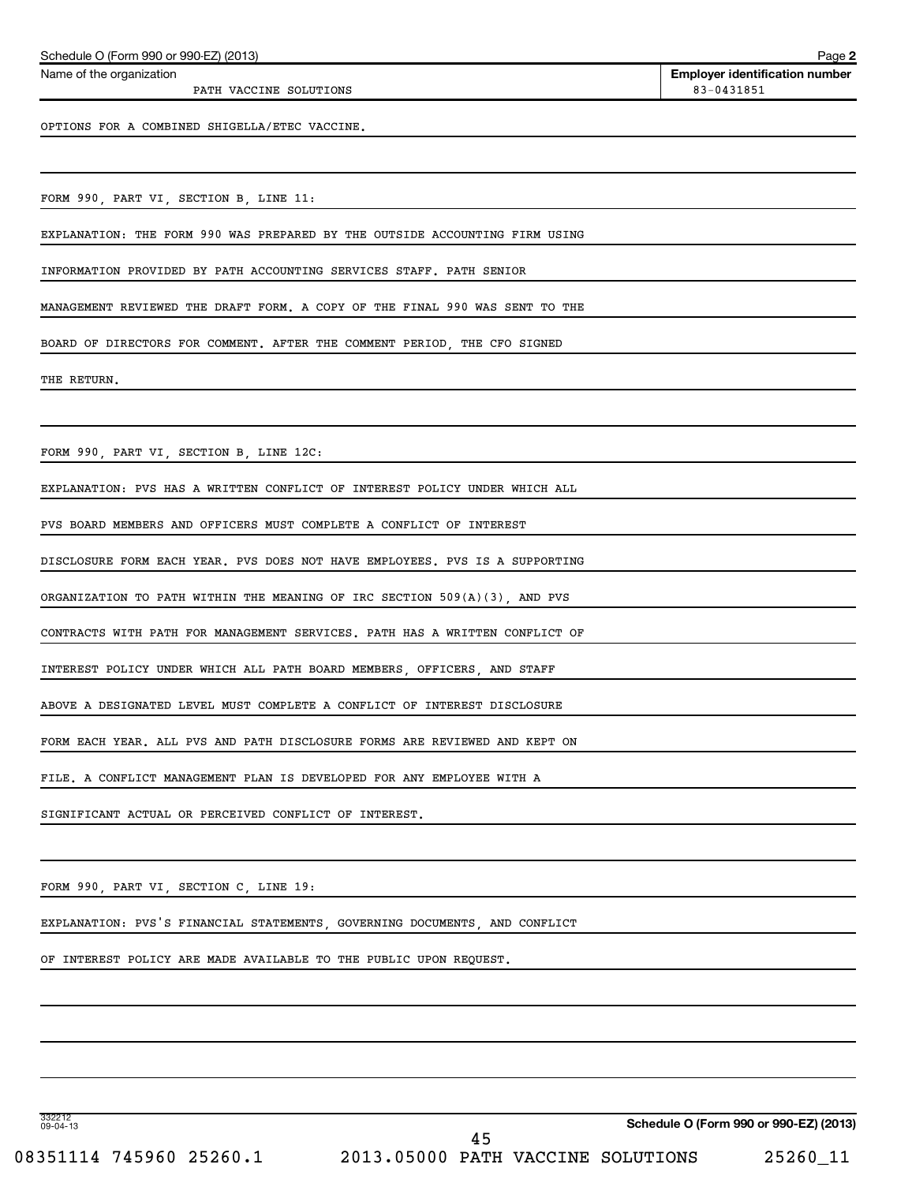Name of the organization: PATH VACCINE SOLUTIONS

Employer identification number: 83-0431851

OPTIONS FOR A COMBINED SHIGELLA/ETEC VACCINE.

FORM 990, PART VI, SECTION B, LINE 11:

EXPLANATION: THE FORM 990 WAS PREPARED BY THE OUTSIDE ACCOUNTING FIRM USING INFORMATION PROVIDED BY PATH ACCOUNTING SERVICES STAFF. PATH SENIOR MANAGEMENT REVIEWED THE DRAFT FORM. A COPY OF THE FINAL 990 WAS SENT TO THE BOARD OF DIRECTORS FOR COMMENT. AFTER THE COMMENT PERIOD, THE CFO SIGNED THE RETURN.

FORM 990, PART VI, SECTION B, LINE 12C:

EXPLANATION: PVS HAS A WRITTEN CONFLICT OF INTEREST POLICY UNDER WHICH ALL PVS BOARD MEMBERS AND OFFICERS MUST COMPLETE A CONFLICT OF INTEREST DISCLOSURE FORM EACH YEAR. PVS DOES NOT HAVE EMPLOYEES. PVS IS A SUPPORTING ORGANIZATION TO PATH WITHIN THE MEANING OF IRC SECTION 509(A)(3), AND PVS CONTRACTS WITH PATH FOR MANAGEMENT SERVICES. PATH HAS A WRITTEN CONFLICT OF INTEREST POLICY UNDER WHICH ALL PATH BOARD MEMBERS, OFFICERS, AND STAFF ABOVE A DESIGNATED LEVEL MUST COMPLETE A CONFLICT OF INTEREST DISCLOSURE FORM EACH YEAR. ALL PVS AND PATH DISCLOSURE FORMS ARE REVIEWED AND KEPT ON FILE. A CONFLICT MANAGEMENT PLAN IS DEVELOPED FOR ANY EMPLOYEE WITH A SIGNIFICANT ACTUAL OR PERCEIVED CONFLICT OF INTEREST.

FORM 990, PART VI, SECTION C, LINE 19:

EXPLANATION: PVS'S FINANCIAL STATEMENTS, GOVERNING DOCUMENTS, AND CONFLICT OF INTEREST POLICY ARE MADE AVAILABLE TO THE PUBLIC UPON REQUEST.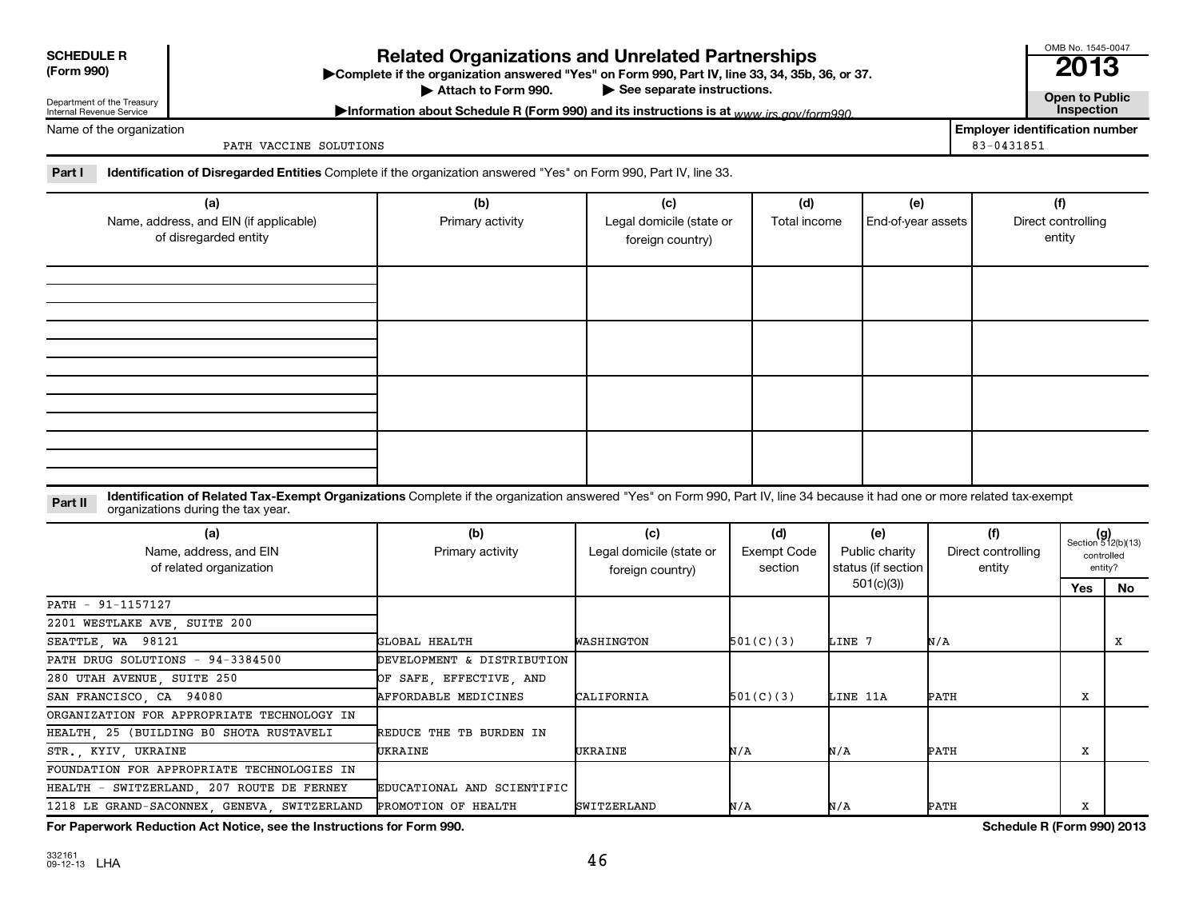**SCHEDULE R (Form 990)**

Department of the Treasury
Internal Revenue Service

# Related Organizations and Unrelated Partnerships

▶Complete if the organization answered "Yes" on Form 990, Part IV, line 33, 34, 35b, 36, or 37.
▶ Attach to Form 990. ▶ See separate instructions.
▶Information about Schedule R (Form 990) and its instructions is at www.irs.gov/form990.

OMB No. 1545-0047
**2013**
**Open to Public Inspection**

Name of the organization: PATH VACCINE SOLUTIONS

**Employer identification number:** 83-0431851

**Part I** **Identification of Disregarded Entities** Complete if the organization answered "Yes" on Form 990, Part IV, line 33.

| (a) Name, address, and EIN (if applicable) of disregarded entity | (b) Primary activity | (c) Legal domicile (state or foreign country) | (d) Total income | (e) End-of-year assets | (f) Direct controlling entity |
|---|---|---|---|---|---|
| | | | | | |
| | | | | | |
| | | | | | |
| | | | | | |

**Part II** **Identification of Related Tax-Exempt Organizations** Complete if the organization answered "Yes" on Form 990, Part IV, line 34 because it had one or more related tax-exempt organizations during the tax year.

| (a) Name, address, and EIN of related organization | (b) Primary activity | (c) Legal domicile (state or foreign country) | (d) Exempt Code section | (e) Public charity status (if section 501(c)(3)) | (f) Direct controlling entity | (g) Section 512(b)(13) controlled entity? Yes | No |
|---|---|---|---|---|---|---|---|
| PATH - 91-1157127<br>2201 WESTLAKE AVE, SUITE 200<br>SEATTLE, WA 98121 | GLOBAL HEALTH | WASHINGTON | 501(C)(3) | LINE 7 | N/A | | X |
| PATH DRUG SOLUTIONS - 94-3384500<br>280 UTAH AVENUE, SUITE 250<br>SAN FRANCISCO, CA 94080 | DEVELOPMENT & DISTRIBUTION OF SAFE, EFFECTIVE, AND AFFORDABLE MEDICINES | CALIFORNIA | 501(C)(3) | LINE 11A | PATH | X | |
| ORGANIZATION FOR APPROPRIATE TECHNOLOGY IN HEALTH, 25 (BUILDING B0 SHOTA RUSTAVELI STR., KYIV, UKRAINE | REDUCE THE TB BURDEN IN UKRAINE | UKRAINE | N/A | N/A | PATH | X | |
| FOUNDATION FOR APPROPRIATE TECHNOLOGIES IN HEALTH - SWITZERLAND, 207 ROUTE DE FERNEY 1218 LE GRAND-SACONNEX, GENEVA, SWITZERLAND | EDUCATIONAL AND SCIENTIFIC PROMOTION OF HEALTH | SWITZERLAND | N/A | N/A | PATH | X | |

**For Paperwork Reduction Act Notice, see the Instructions for Form 990.**

**Schedule R (Form 990) 2013**

332161 09-12-13 LHA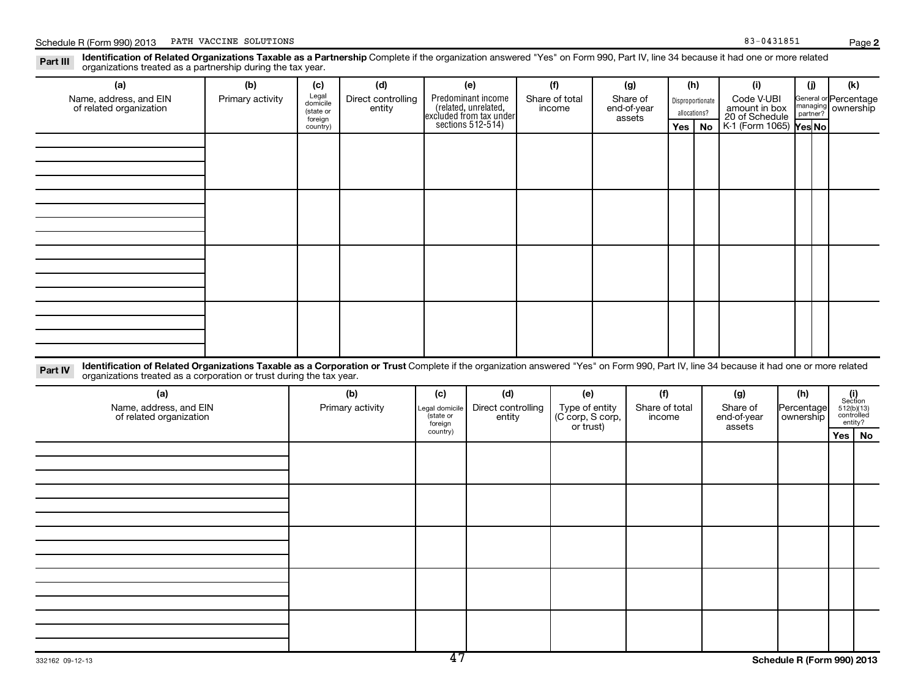Schedule R (Form 990) 2013 PATH VACCINE SOLUTIONS 83-0431851

**Part III** **Identification of Related Organizations Taxable as a Partnership** Complete if the organization answered "Yes" on Form 990, Part IV, line 34 because it had one or more related organizations treated as a partnership during the tax year.

| (a) Name, address, and EIN of related organization | (b) Primary activity | (c) Legal domicile (state or foreign country) | (d) Direct controlling entity | (e) Predominant income (related, unrelated, excluded from tax under sections 512-514) | (f) Share of total income | (g) Share of end-of-year assets | (h) Disproportionate allocations? | | (i) Code V-UBI amount in box 20 of Schedule K-1 (Form 1065) | (j) General or managing partner? | | (k) Percentage ownership |
|---|---|---|---|---|---|---|---|---|---|---|---|---|
| | | | | | | | Yes | No | | Yes | No | |
| | | | | | | | | | | | | |
| | | | | | | | | | | | | |
| | | | | | | | | | | | | |
| | | | | | | | | | | | | |

**Part IV** **Identification of Related Organizations Taxable as a Corporation or Trust** Complete if the organization answered "Yes" on Form 990, Part IV, line 34 because it had one or more related organizations treated as a corporation or trust during the tax year.

| (a) Name, address, and EIN of related organization | (b) Primary activity | (c) Legal domicile (state or foreign country) | (d) Direct controlling entity | (e) Type of entity (C corp, S corp, or trust) | (f) Share of total income | (g) Share of end-of-year assets | (h) Percentage ownership | (i) Section 512(b)(13) controlled entity? | |
|---|---|---|---|---|---|---|---|---|---|
| | | | | | | | | Yes | No |
| | | | | | | | | | |
| | | | | | | | | | |
| | | | | | | | | | |
| | | | | | | | | | |
| | | | | | | | | | |

332162 09-12-13

Schedule R (Form 990) 2013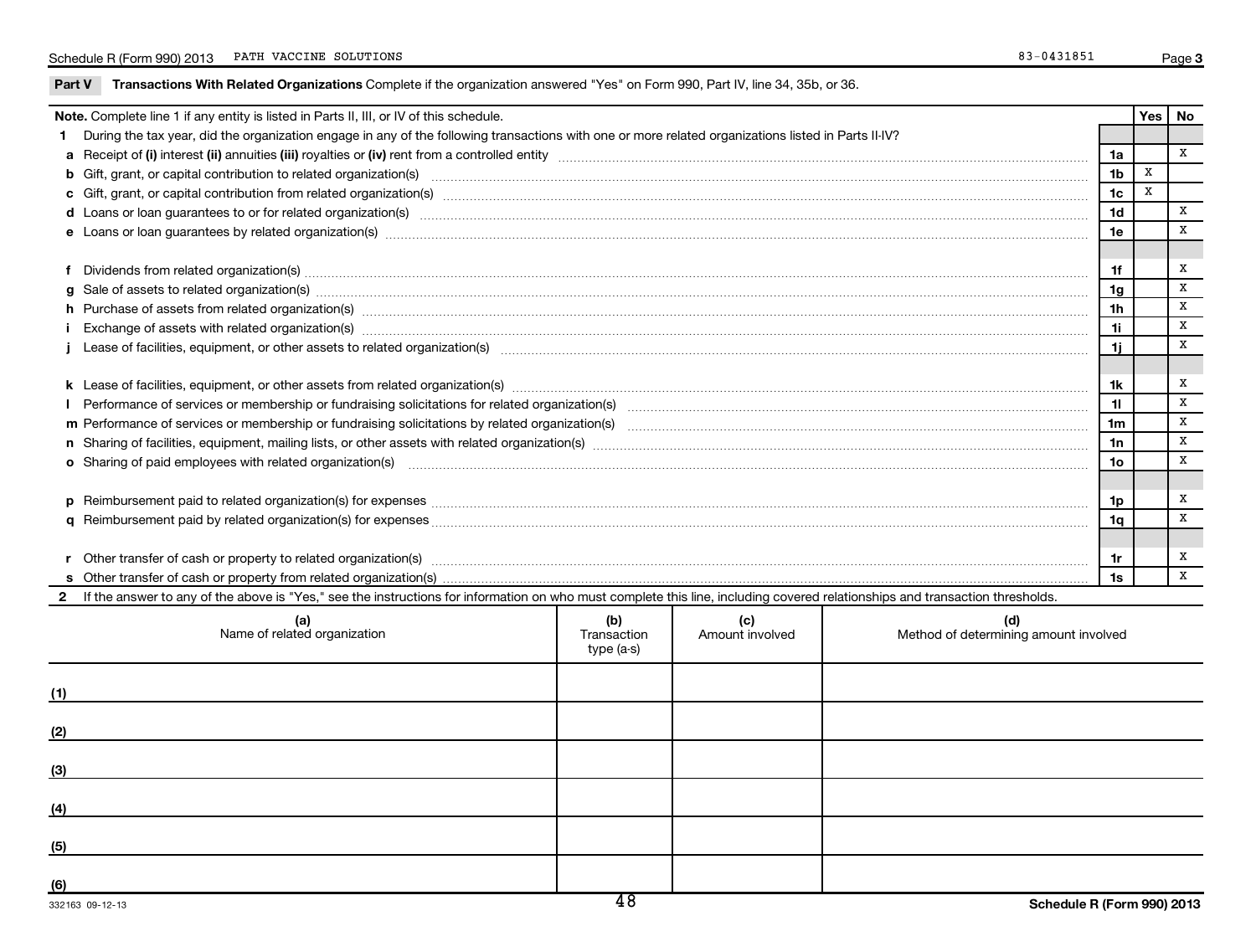Schedule R (Form 990) 2013 PATH VACCINE SOLUTIONS 83-0431851 Page 3

**Part V Transactions With Related Organizations** Complete if the organization answered "Yes" on Form 990, Part IV, line 34, 35b, or 36.

| Note. Complete line 1 if any entity is listed in Parts II, III, or IV of this schedule. | | Yes | No |
|---|---|---|---|
| **1** During the tax year, did the organization engage in any of the following transactions with one or more related organizations listed in Parts II-IV? | | | |
| **a** Receipt of **(i)** interest **(ii)** annuities **(iii)** royalties or **(iv)** rent from a controlled entity | 1a | | X |
| **b** Gift, grant, or capital contribution to related organization(s) | 1b | X | |
| **c** Gift, grant, or capital contribution from related organization(s) | 1c | X | |
| **d** Loans or loan guarantees to or for related organization(s) | 1d | | X |
| **e** Loans or loan guarantees by related organization(s) | 1e | | X |
| **f** Dividends from related organization(s) | 1f | | X |
| **g** Sale of assets to related organization(s) | 1g | | X |
| **h** Purchase of assets from related organization(s) | 1h | | X |
| **i** Exchange of assets with related organization(s) | 1i | | X |
| **j** Lease of facilities, equipment, or other assets to related organization(s) | 1j | | X |
| **k** Lease of facilities, equipment, or other assets from related organization(s) | 1k | | X |
| **l** Performance of services or membership or fundraising solicitations for related organization(s) | 1l | | X |
| **m** Performance of services or membership or fundraising solicitations by related organization(s) | 1m | | X |
| **n** Sharing of facilities, equipment, mailing lists, or other assets with related organization(s) | 1n | | X |
| **o** Sharing of paid employees with related organization(s) | 1o | | X |
| **p** Reimbursement paid to related organization(s) for expenses | 1p | | X |
| **q** Reimbursement paid by related organization(s) for expenses | 1q | | X |
| **r** Other transfer of cash or property to related organization(s) | 1r | | X |
| **s** Other transfer of cash or property from related organization(s) | 1s | | X |

**2** If the answer to any of the above is "Yes," see the instructions for information on who must complete this line, including covered relationships and transaction thresholds.

| (a) Name of related organization | (b) Transaction type (a-s) | (c) Amount involved | (d) Method of determining amount involved |
|---|---|---|---|
| (1) | | | |
| (2) | | | |
| (3) | | | |
| (4) | | | |
| (5) | | | |
| (6) | | | |

332163 09-12-13 Schedule R (Form 990) 2013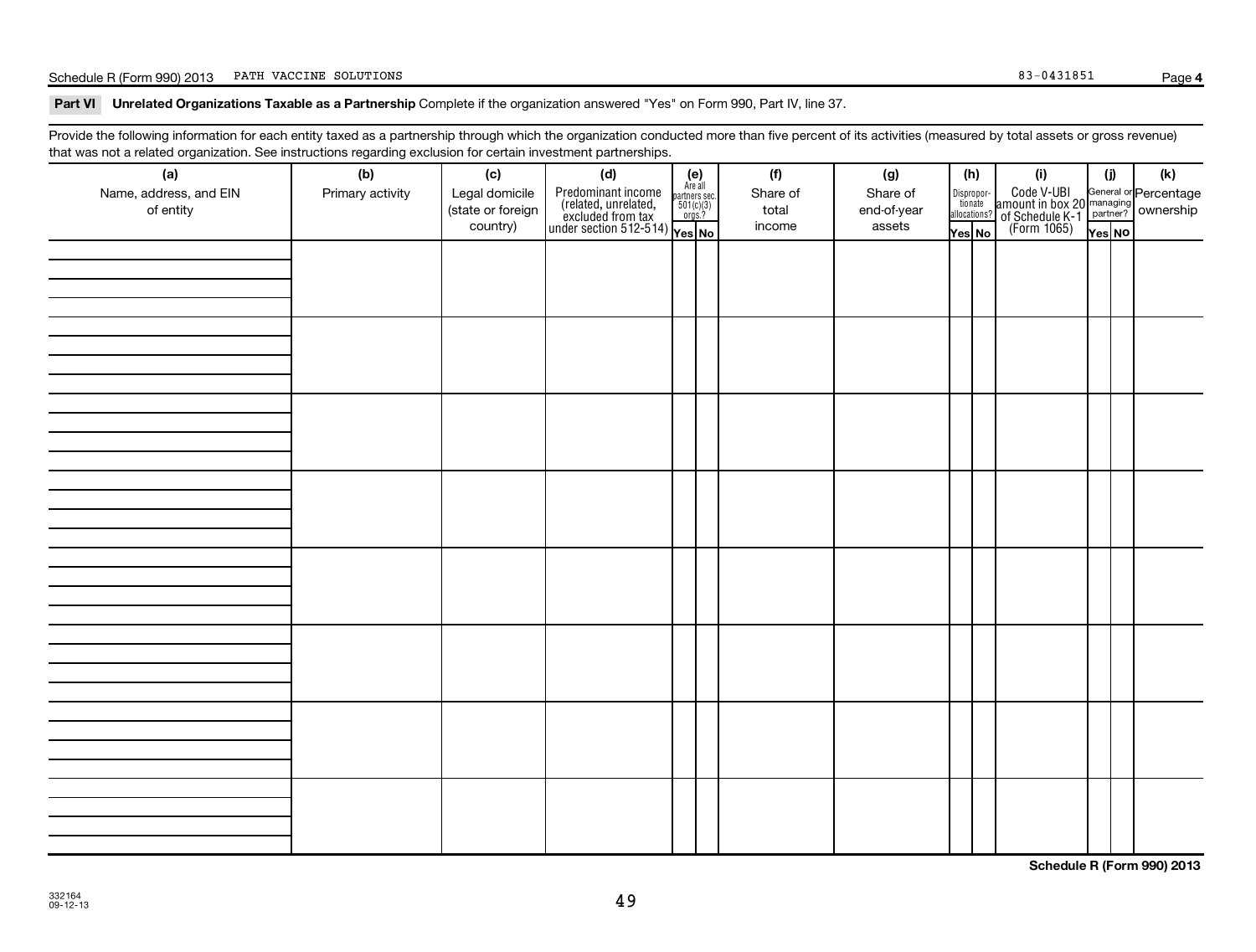Schedule R (Form 990) 2013 PATH VACCINE SOLUTIONS 83-0431851 Page **4**

**Part VI Unrelated Organizations Taxable as a Partnership** Complete if the organization answered "Yes" on Form 990, Part IV, line 37.

Provide the following information for each entity taxed as a partnership through which the organization conducted more than five percent of its activities (measured by total assets or gross revenue) that was not a related organization. See instructions regarding exclusion for certain investment partnerships.

| (a) Name, address, and EIN of entity | (b) Primary activity | (c) Legal domicile (state or foreign country) | (d) Predominant income (related, unrelated, excluded from tax under section 512-514) | (e) Are all partners sec. 501(c)(3) orgs.? Yes | No | (f) Share of total income | (g) Share of end-of-year assets | (h) Dispropor-tionate allocations? Yes | No | (i) Code V-UBI amount in box 20 of Schedule K-1 (Form 1065) | (j) General or managing partner? Yes | No | (k) Percentage ownership |
|---|---|---|---|---|---|---|---|---|---|---|---|---|---|
| | | | | | | | | | | | | | |
| | | | | | | | | | | | | | |
| | | | | | | | | | | | | | |
| | | | | | | | | | | | | | |
| | | | | | | | | | | | | | |
| | | | | | | | | | | | | | |
| | | | | | | | | | | | | | |
| | | | | | | | | | | | | | |

**Schedule R (Form 990) 2013**

332164
09-12-13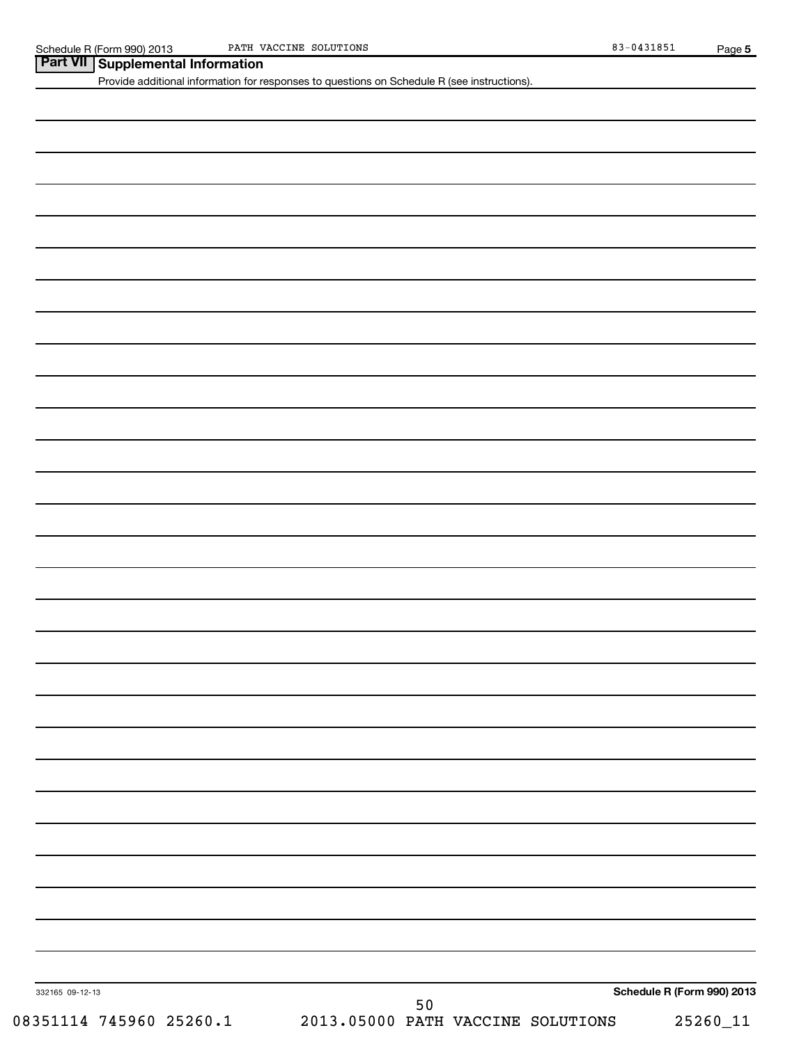## Part VII Supplemental Information

Provide additional information for responses to questions on Schedule R (see instructions).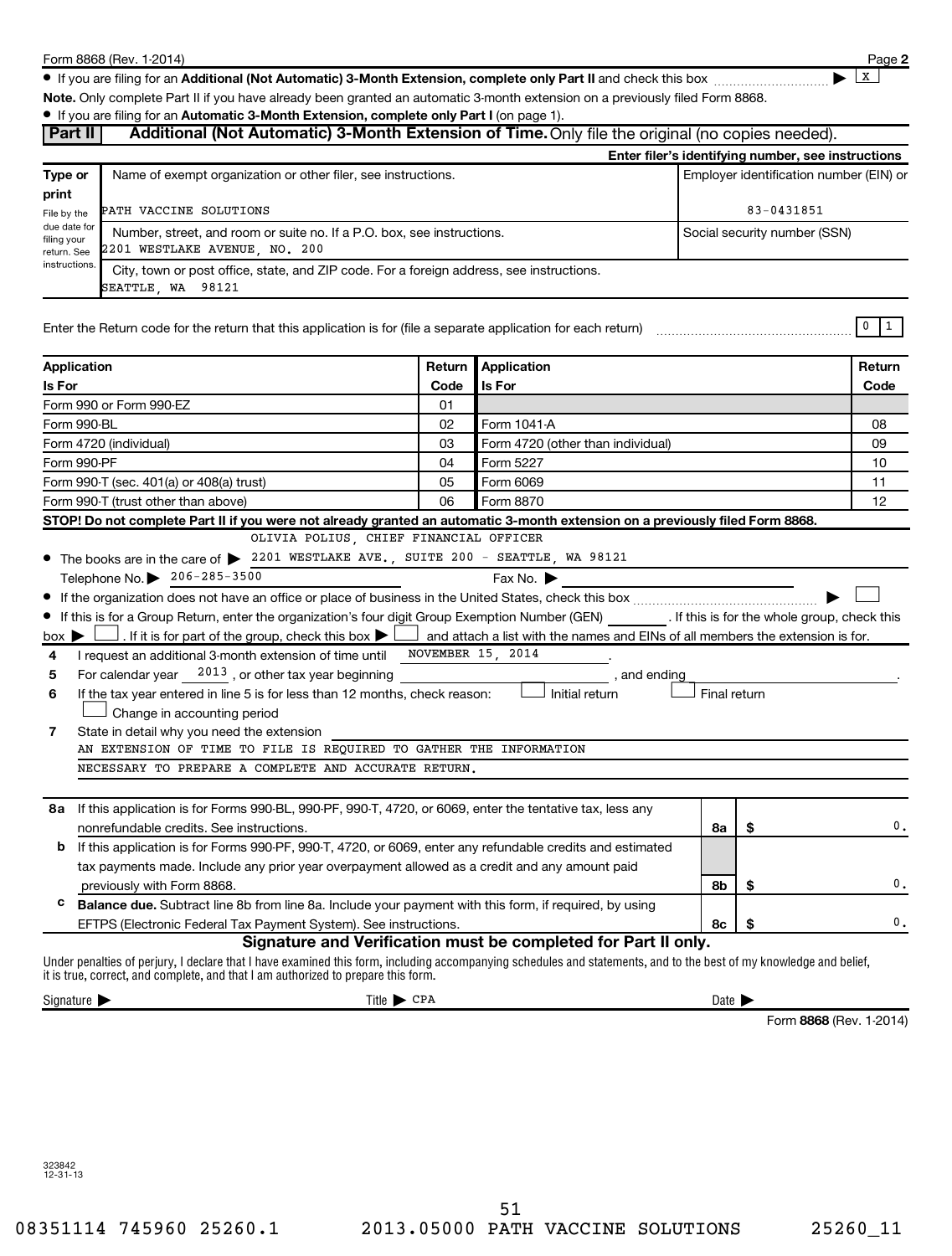Form 8868 (Rev. 1-2014) Page **2**

- If you are filing for an **Additional (Not Automatic) 3-Month Extension, complete only Part II** and check this box ▶ [X]

**Note.** Only complete Part II if you have already been granted an automatic 3-month extension on a previously filed Form 8868.

- If you are filing for an **Automatic 3-Month Extension, complete only Part I** (on page 1).

## Part II Additional (Not Automatic) 3-Month Extension of Time. Only file the original (no copies needed).

**Enter filer's identifying number, see instructions**

| Type or print | Name of exempt organization or other filer, see instructions. | Employer identification number (EIN) or |
|---|---|---|
| File by the due date for filing your return. See instructions. | PATH VACCINE SOLUTIONS | 83-0431851 |
| | Number, street, and room or suite no. If a P.O. box, see instructions. 2201 WESTLAKE AVENUE, NO. 200 | Social security number (SSN) |
| | City, town or post office, state, and ZIP code. For a foreign address, see instructions. SEATTLE, WA 98121 | |

Enter the Return code for the return that this application is for (file a separate application for each return) 0 1

| Application Is For | Return Code | Application Is For | Return Code |
|---|---|---|---|
| Form 990 or Form 990-EZ | 01 | | |
| Form 990-BL | 02 | Form 1041-A | 08 |
| Form 4720 (individual) | 03 | Form 4720 (other than individual) | 09 |
| Form 990-PF | 04 | Form 5227 | 10 |
| Form 990-T (sec. 401(a) or 408(a) trust) | 05 | Form 6069 | 11 |
| Form 990-T (trust other than above) | 06 | Form 8870 | 12 |

**STOP! Do not complete Part II if you were not already granted an automatic 3-month extension on a previously filed Form 8868.**

- The books are in the care of ▶ OLIVIA POLIUS, CHIEF FINANCIAL OFFICER 2201 WESTLAKE AVE., SUITE 200 - SEATTLE, WA 98121

 Telephone No. ▶ 206-285-3500 Fax No. ▶

- If the organization does not have an office or place of business in the United States, check this box ▶ [ ]
- If this is for a Group Return, enter the organization's four digit Group Exemption Number (GEN) ______. If this is for the whole group, check this box ▶ [ ]. If it is for part of the group, check this box ▶ [ ] and attach a list with the names and EINs of all members the extension is for.

**4** I request an additional 3-month extension of time until NOVEMBER 15, 2014.

**5** For calendar year 2013, or other tax year beginning ______, and ending ______.

**6** If the tax year entered in line 5 is for less than 12 months, check reason: [ ] Initial return [ ] Final return [ ] Change in accounting period

**7** State in detail why you need the extension
AN EXTENSION OF TIME TO FILE IS REQUIRED TO GATHER THE INFORMATION NECESSARY TO PREPARE A COMPLETE AND ACCURATE RETURN.

| | | | |
|---|---|---|---|
| **8a** | If this application is for Forms 990-BL, 990-PF, 990-T, 4720, or 6069, enter the tentative tax, less any nonrefundable credits. See instructions. | **8a** | $ 0. |
| **b** | If this application is for Forms 990-PF, 990-T, 4720, or 6069, enter any refundable credits and estimated tax payments made. Include any prior year overpayment allowed as a credit and any amount paid previously with Form 8868. | **8b** | $ 0. |
| **c** | **Balance due.** Subtract line 8b from line 8a. Include your payment with this form, if required, by using EFTPS (Electronic Federal Tax Payment System). See instructions. | **8c** | $ 0. |

**Signature and Verification must be completed for Part II only.**

Under penalties of perjury, I declare that I have examined this form, including accompanying schedules and statements, and to the best of my knowledge and belief, it is true, correct, and complete, and that I am authorized to prepare this form.

Signature ▶ Title ▶ CPA Date ▶

Form **8868** (Rev. 1-2014)

323842 12-31-13

08351114 745960 25260.1 2013.05000 PATH VACCINE SOLUTIONS 25260_11